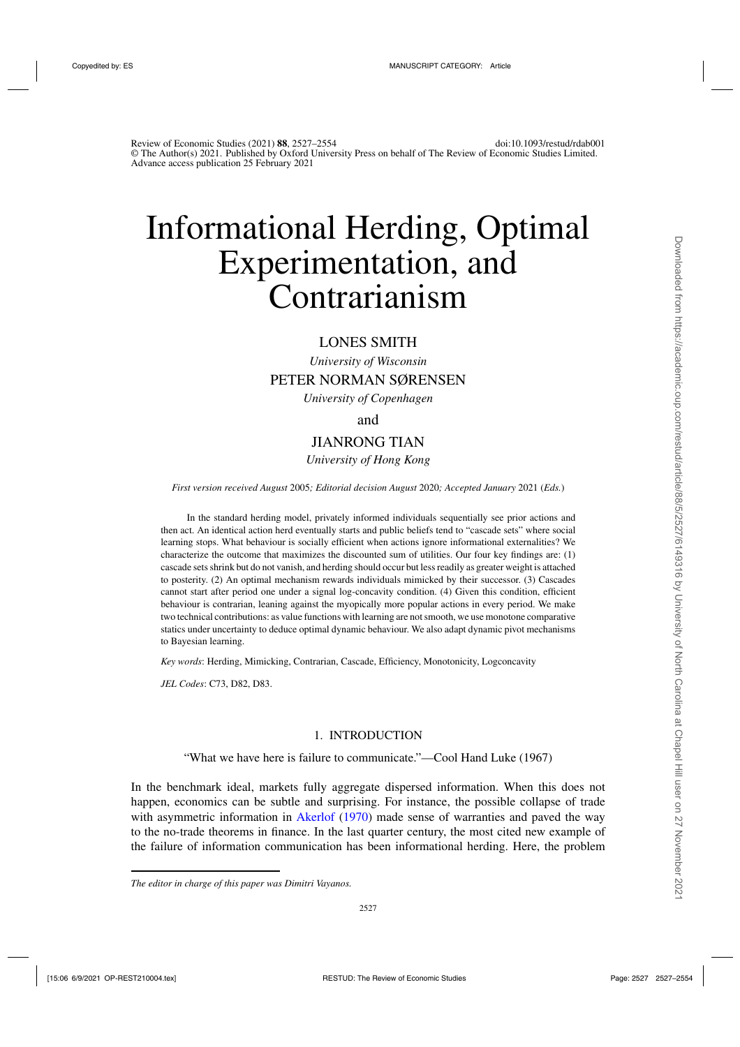# Informational Herding, Optimal Experimentation, and Contrarianism

LONES SMITH

*University of Wisconsin*

PETER NORMAN SØRENSEN

*University of Copenhagen*

and

JIANRONG TIAN

*University of Hong Kong*

*First version received August* 2005*; Editorial decision August* 2020*; Accepted January* 2021 (*Eds.*)

In the standard herding model, privately informed individuals sequentially see prior actions and then act. An identical action herd eventually starts and public beliefs tend to "cascade sets" where social learning stops. What behaviour is socially efficient when actions ignore informational externalities? We characterize the outcome that maximizes the discounted sum of utilities. Our four key findings are: (1) cascade sets shrink but do not vanish, and herding should occur but less readily as greater weight is attached to posterity. (2) An optimal mechanism rewards individuals mimicked by their successor. (3) Cascades cannot start after period one under a signal log-concavity condition. (4) Given this condition, efficient behaviour is contrarian, leaning against the myopically more popular actions in every period. We make two technical contributions: as value functions with learning are not smooth, we use monotone comparative statics under uncertainty to deduce optimal dynamic behaviour. We also adapt dynamic pivot mechanisms to Bayesian learning.

*Key words*: Herding, Mimicking, Contrarian, Cascade, Efficiency, Monotonicity, Logconcavity

*JEL Codes*: C73, D82, D83.

## 1. INTRODUCTION

"What we have here is failure to communicate."—Cool Hand Luke (1967)

In the benchmark ideal, markets fully aggregate dispersed information. When this does not happen, economics can be subtle and surprising. For instance, the possible collapse of trade with asymmetric information in Akerlof (1970) made sense of warranties and paved the way to the no-trade theorems in finance. In the last quarter century, the most cited new example of the failure of information communication has been informational herding. Here, the problem

*The editor in charge of this paper was Dimitri Vayanos.*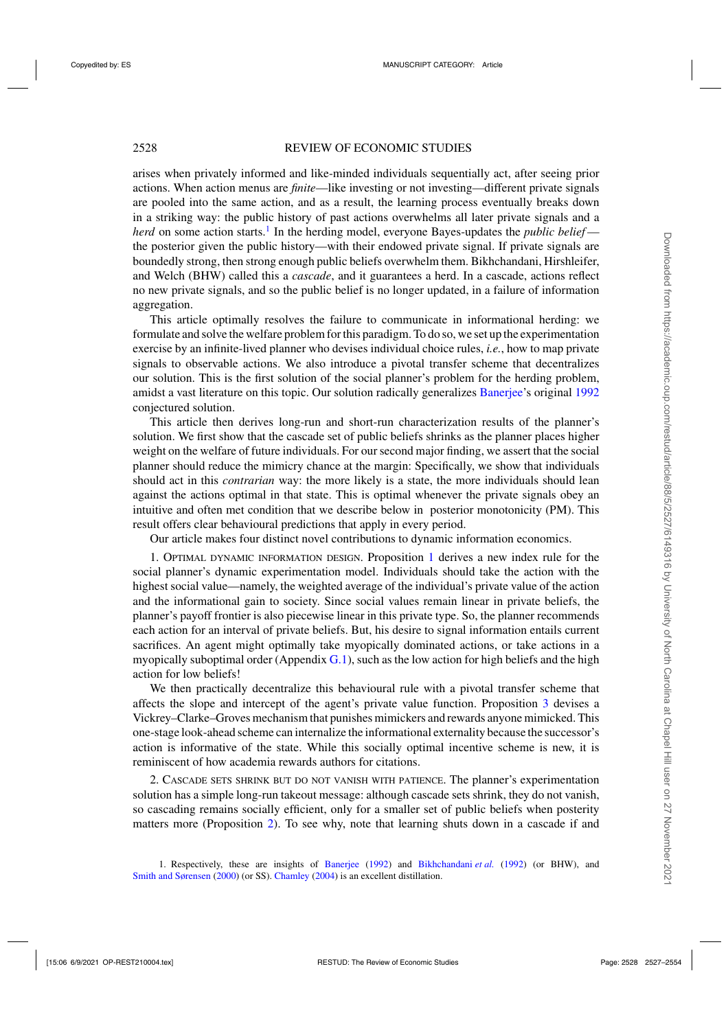arises when privately informed and like-minded individuals sequentially act, after seeing prior actions. When action menus are *finite*—like investing or not investing—different private signals are pooled into the same action, and as a result, the learning process eventually breaks down in a striking way: the public history of past actions overwhelms all later private signals and a *herd* on some action starts.[1] In the herding model, everyone Bayes-updates the *public belief*—the posterior given the public history—with their endowed private signal. If private signals are boundedly strong, then strong enough public beliefs overwhelm them. Bikhchandani, Hirshleifer, and Welch (BHW) called this a *cascade*, and it guarantees a herd. In a cascade, actions reflect no new private signals, and so the public belief is no longer updated, in a failure of information aggregation.

This article optimally resolves the failure to communicate in informational herding: we formulate and solve the welfare problem for this paradigm. To do so, we set up the experimentation exercise by an infinite-lived planner who devises individual choice rules, *i.e.*, how to map private signals to observable actions. We also introduce a pivotal transfer scheme that decentralizes our solution. This is the first solution of the social planner's problem for the herding problem, amidst a vast literature on this topic. Our solution radically generalizes Banerjee's original 1992 conjectured solution.

This article then derives long-run and short-run characterization results of the planner's solution. We first show that the cascade set of public beliefs shrinks as the planner places higher weight on the welfare of future individuals. For our second major finding, we assert that the social planner should reduce the mimicry chance at the margin: Specifically, we show that individuals should act in this *contrarian* way: the more likely is a state, the more individuals should lean against the actions optimal in that state. This is optimal whenever the private signals obey an intuitive and often met condition that we describe below in posterior monotonicity (PM). This result offers clear behavioural predictions that apply in every period.

Our article makes four distinct novel contributions to dynamic information economics.

1. Optimal dynamic information design. Proposition 1 derives a new index rule for the social planner's dynamic experimentation model. Individuals should take the action with the highest social value—namely, the weighted average of the individual's private value of the action and the informational gain to society. Since social values remain linear in private beliefs, the planner's payoff frontier is also piecewise linear in this private type. So, the planner recommends each action for an interval of private beliefs. But, his desire to signal information entails current sacrifices. An agent might optimally take myopically dominated actions, or take actions in a myopically suboptimal order (Appendix G.1), such as the low action for high beliefs and the high action for low beliefs!

We then practically decentralize this behavioural rule with a pivotal transfer scheme that affects the slope and intercept of the agent's private value function. Proposition 3 devises a Vickrey–Clarke–Groves mechanism that punishes mimickers and rewards anyone mimicked. This one-stage look-ahead scheme can internalize the informational externality because the successor's action is informative of the state. While this socially optimal incentive scheme is new, it is reminiscent of how academia rewards authors for citations.

2. Cascade sets shrink but do not vanish with patience. The planner's experimentation solution has a simple long-run takeout message: although cascade sets shrink, they do not vanish, so cascading remains socially efficient, only for a smaller set of public beliefs when posterity matters more (Proposition 2). To see why, note that learning shuts down in a cascade if and

1. Respectively, these are insights of Banerjee (1992) and Bikhchandani *et al.* (1992) (or BHW), and Smith and Sørensen (2000) (or SS). Chamley (2004) is an excellent distillation.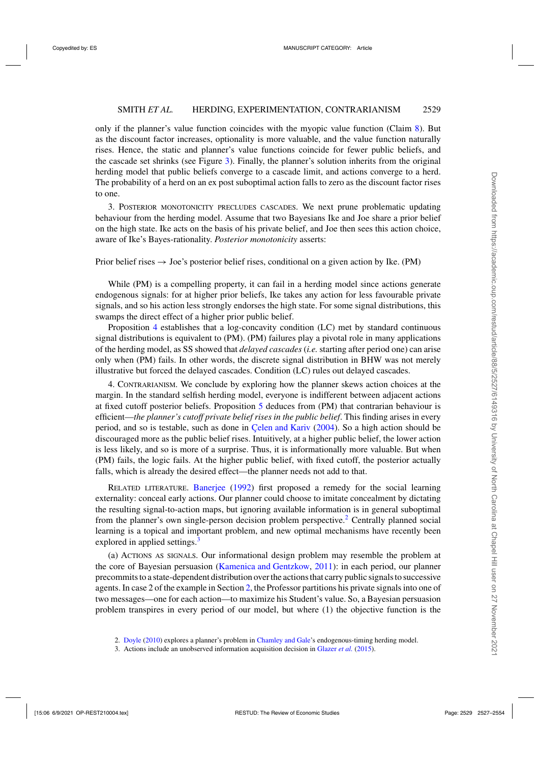only if the planner's value function coincides with the myopic value function (Claim 8). But as the discount factor increases, optionality is more valuable, and the value function naturally rises. Hence, the static and planner's value functions coincide for fewer public beliefs, and the cascade set shrinks (see Figure 3). Finally, the planner's solution inherits from the original herding model that public beliefs converge to a cascade limit, and actions converge to a herd. The probability of a herd on an ex post suboptimal action falls to zero as the discount factor rises to one.

3. Posterior monotonicity precludes cascades. We next prune problematic updating behaviour from the herding model. Assume that two Bayesians Ike and Joe share a prior belief on the high state. Ike acts on the basis of his private belief, and Joe then sees this action choice, aware of Ike's Bayes-rationality. *Posterior monotonicity* asserts:

Prior belief rises → Joe's posterior belief rises, conditional on a given action by Ike. (PM)

While (PM) is a compelling property, it can fail in a herding model since actions generate endogenous signals: for at higher prior beliefs, Ike takes any action for less favourable private signals, and so his action less strongly endorses the high state. For some signal distributions, this swamps the direct effect of a higher prior public belief.

Proposition 4 establishes that a log-concavity condition (LC) met by standard continuous signal distributions is equivalent to (PM). (PM) failures play a pivotal role in many applications of the herding model, as SS showed that *delayed cascades* (*i.e.* starting after period one) can arise only when (PM) fails. In other words, the discrete signal distribution in BHW was not merely illustrative but forced the delayed cascades. Condition (LC) rules out delayed cascades.

4. Contrarianism. We conclude by exploring how the planner skews action choices at the margin. In the standard selfish herding model, everyone is indifferent between adjacent actions at fixed cutoff posterior beliefs. Proposition 5 deduces from (PM) that contrarian behaviour is efficient—*the planner's cutoff private belief rises in the public belief*. This finding arises in every period, and so is testable, such as done in Çelen and Kariv (2004). So a high action should be discouraged more as the public belief rises. Intuitively, at a higher public belief, the lower action is less likely, and so is more of a surprise. Thus, it is informationally more valuable. But when (PM) fails, the logic fails. At the higher public belief, with fixed cutoff, the posterior actually falls, which is already the desired effect—the planner needs not add to that.

Related literature. Banerjee (1992) first proposed a remedy for the social learning externality: conceal early actions. Our planner could choose to imitate concealment by dictating the resulting signal-to-action maps, but ignoring available information is in general suboptimal from the planner's own single-person decision problem perspective.[2] Centrally planned social learning is a topical and important problem, and new optimal mechanisms have recently been explored in applied settings.[3]

(a) Actions as signals. Our informational design problem may resemble the problem at the core of Bayesian persuasion (Kamenica and Gentzkow, 2011): in each period, our planner precommits to a state-dependent distribution over the actions that carry public signals to successive agents. In case 2 of the example in Section 2, the Professor partitions his private signals into one of two messages—one for each action—to maximize his Student's value. So, a Bayesian persuasion problem transpires in every period of our model, but where (1) the objective function is the

2. Doyle (2010) explores a planner's problem in Chamley and Gale's endogenous-timing herding model.

3. Actions include an unobserved information acquisition decision in Glazer *et al.* (2015).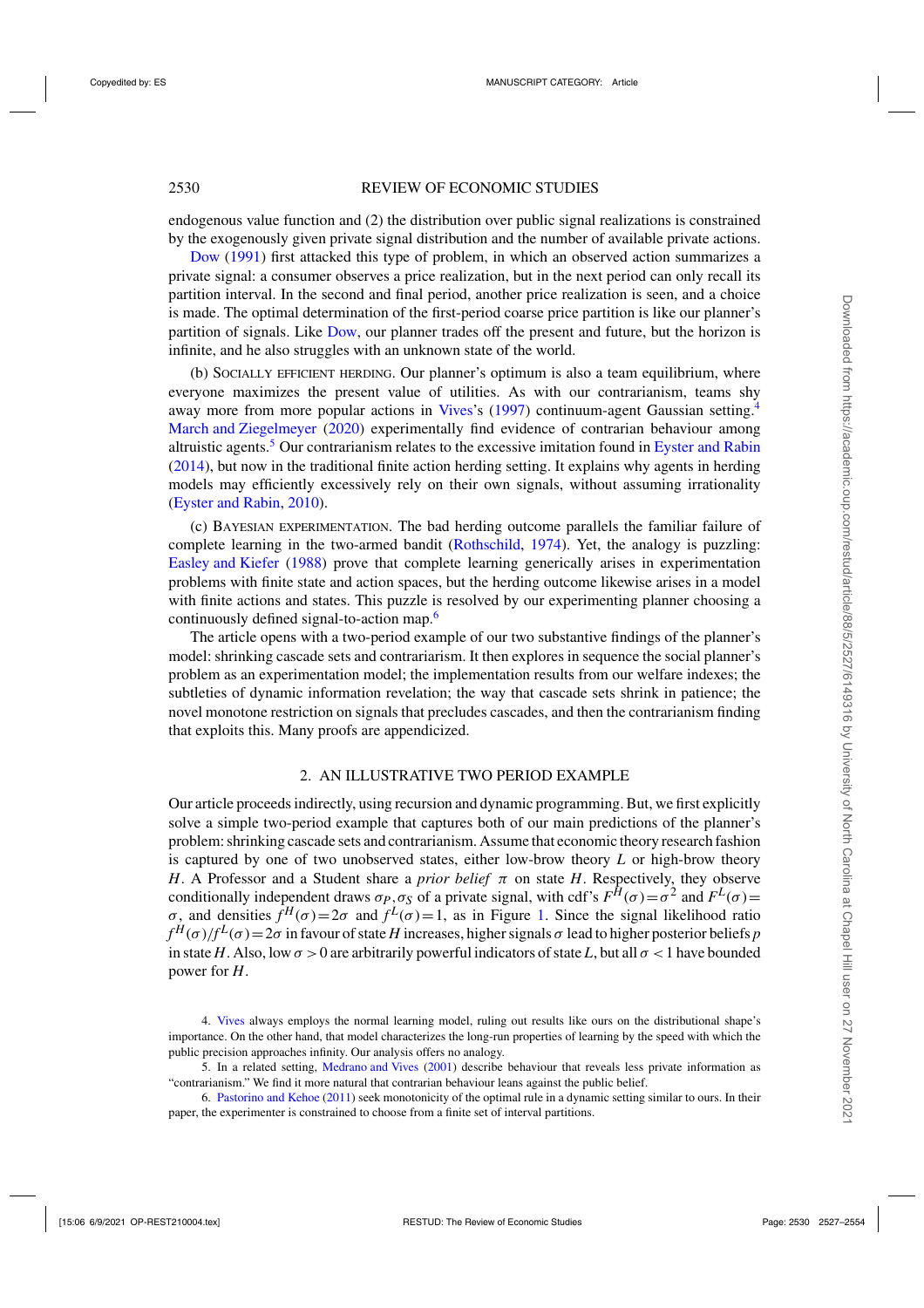endogenous value function and (2) the distribution over public signal realizations is constrained by the exogenously given private signal distribution and the number of available private actions.

Dow (1991) first attacked this type of problem, in which an observed action summarizes a private signal: a consumer observes a price realization, but in the next period can only recall its partition interval. In the second and final period, another price realization is seen, and a choice is made. The optimal determination of the first-period coarse price partition is like our planner's partition of signals. Like Dow, our planner trades off the present and future, but the horizon is infinite, and he also struggles with an unknown state of the world.

(b) SOCIALLY EFFICIENT HERDING. Our planner's optimum is also a team equilibrium, where everyone maximizes the present value of utilities. As with our contrarianism, teams shy away more from more popular actions in Vives's (1997) continuum-agent Gaussian setting.[4] March and Ziegelmeyer (2020) experimentally find evidence of contrarian behaviour among altruistic agents.[5] Our contrarianism relates to the excessive imitation found in Eyster and Rabin (2014), but now in the traditional finite action herding setting. It explains why agents in herding models may efficiently excessively rely on their own signals, without assuming irrationality (Eyster and Rabin, 2010).

(c) BAYESIAN EXPERIMENTATION. The bad herding outcome parallels the familiar failure of complete learning in the two-armed bandit (Rothschild, 1974). Yet, the analogy is puzzling: Easley and Kiefer (1988) prove that complete learning generically arises in experimentation problems with finite state and action spaces, but the herding outcome likewise arises in a model with finite actions and states. This puzzle is resolved by our experimenting planner choosing a continuously defined signal-to-action map.[6]

The article opens with a two-period example of our two substantive findings of the planner's model: shrinking cascade sets and contrarianism. It then explores in sequence the social planner's problem as an experimentation model; the implementation results from our welfare indexes; the subtleties of dynamic information revelation; the way that cascade sets shrink in patience; the novel monotone restriction on signals that precludes cascades, and then the contrarianism finding that exploits this. Many proofs are appendicized.

## 2. AN ILLUSTRATIVE TWO PERIOD EXAMPLE

Our article proceeds indirectly, using recursion and dynamic programming. But, we first explicitly solve a simple two-period example that captures both of our main predictions of the planner's problem: shrinking cascade sets and contrarianism. Assume that economic theory research fashion is captured by one of two unobserved states, either low-brow theory $L$ or high-brow theory $H$. A Professor and a Student share a *prior belief* $\pi$ on state $H$. Respectively, they observe conditionally independent draws $\sigma_P, \sigma_S$ of a private signal, with cdf's $F^H(\sigma) = \sigma^2$ and $F^L(\sigma) = \sigma$, and densities $f^H(\sigma) = 2\sigma$ and $f^L(\sigma) = 1$, as in Figure 1. Since the signal likelihood ratio $f^H(\sigma)/f^L(\sigma) = 2\sigma$ in favour of state $H$ increases, higher signals $\sigma$ lead to higher posterior beliefs $p$ in state $H$. Also, low $\sigma > 0$ are arbitrarily powerful indicators of state $L$, but all $\sigma < 1$ have bounded power for $H$.

4. Vives always employs the normal learning model, ruling out results like ours on the distributional shape's importance. On the other hand, that model characterizes the long-run properties of learning by the speed with which the public precision approaches infinity. Our analysis offers no analogy.

5. In a related setting, Medrano and Vives (2001) describe behaviour that reveals less private information as "contrarianism." We find it more natural that contrarian behaviour leans against the public belief.

6. Pastorino and Kehoe (2011) seek monotonicity of the optimal rule in a dynamic setting similar to ours. In their paper, the experimenter is constrained to choose from a finite set of interval partitions.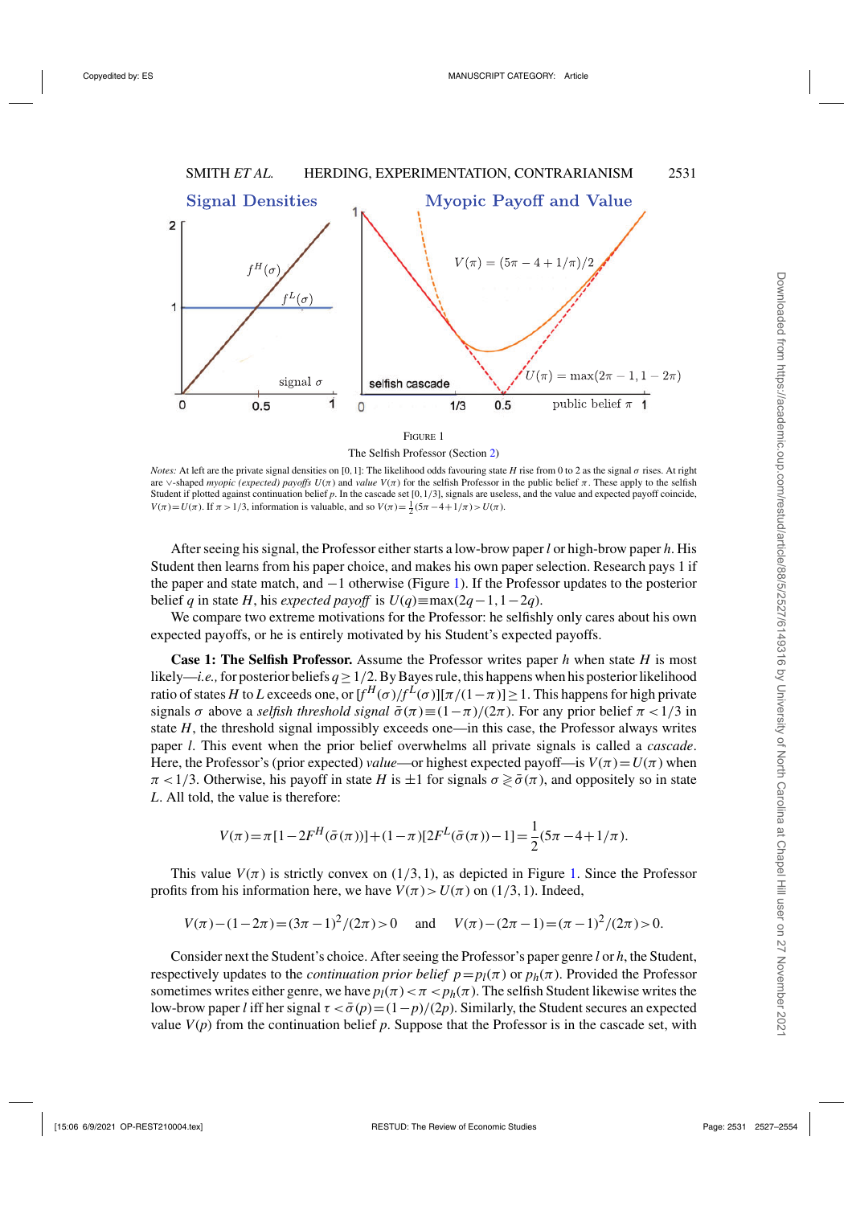FIGURE 1

The Selfish Professor (Section 2)

*Notes:* At left are the private signal densities on [0, 1]: The likelihood odds favouring state $H$ rise from 0 to 2 as the signal $\sigma$ rises. At right are $\vee$-shaped *myopic (expected) payoffs* $U(\pi)$ and *value* $V(\pi)$ for the selfish Professor in the public belief $\pi$. These apply to the selfish Student if plotted against continuation belief $p$. In the cascade set [0, 1/3], signals are useless, and the value and expected payoff coincide, $V(\pi)=U(\pi)$. If $\pi>1/3$, information is valuable, and so $V(\pi)=\frac{1}{2}(5\pi-4+1/\pi)>U(\pi)$.

After seeing his signal, the Professor either starts a low-brow paper $l$ or high-brow paper $h$. His Student then learns from his paper choice, and makes his own paper selection. Research pays 1 if the paper and state match, and $-1$ otherwise (Figure 1). If the Professor updates to the posterior belief $q$ in state $H$, his *expected payoff* is $U(q)\equiv\max(2q-1,1-2q)$.

We compare two extreme motivations for the Professor: he selfishly only cares about his own expected payoffs, or he is entirely motivated by his Student's expected payoffs.

**Case 1: The Selfish Professor.** Assume the Professor writes paper $h$ when state $H$ is most likely—*i.e.,* for posterior beliefs $q\geq 1/2$. By Bayes rule, this happens when his posterior likelihood ratio of states $H$ to $L$ exceeds one, or $[f^H(\sigma)/f^L(\sigma)][\pi/(1-\pi)]\geq 1$. This happens for high private signals $\sigma$ above a *selfish threshold signal* $\bar{\sigma}(\pi)\equiv(1-\pi)/(2\pi)$. For any prior belief $\pi<1/3$ in state $H$, the threshold signal impossibly exceeds one—in this case, the Professor always writes paper $l$. This event when the prior belief overwhelms all private signals is called a *cascade*. Here, the Professor's (prior expected) *value*—or highest expected payoff—is $V(\pi)=U(\pi)$ when $\pi<1/3$. Otherwise, his payoff in state $H$ is $\pm 1$ for signals $\sigma\gtrless\bar{\sigma}(\pi)$, and oppositely so in state $L$. All told, the value is therefore:

$$V(\pi)=\pi[1-2F^H(\bar{\sigma}(\pi))]+(1-\pi)[2F^L(\bar{\sigma}(\pi))-1]=\frac{1}{2}(5\pi-4+1/\pi).$$

This value $V(\pi)$ is strictly convex on $(1/3,1)$, as depicted in Figure 1. Since the Professor profits from his information here, we have $V(\pi)>U(\pi)$ on $(1/3,1)$. Indeed,

$$V(\pi)-(1-2\pi)=(3\pi-1)^2/(2\pi)>0 \quad\text{and}\quad V(\pi)-(2\pi-1)=(\pi-1)^2/(2\pi)>0.$$

Consider next the Student's choice. After seeing the Professor's paper genre $l$ or $h$, the Student, respectively updates to the *continuation prior belief* $p=p_l(\pi)$ or $p_h(\pi)$. Provided the Professor sometimes writes either genre, we have $p_l(\pi)<\pi<p_h(\pi)$. The selfish Student likewise writes the low-brow paper $l$ iff her signal $\tau<\bar{\sigma}(p)=(1-p)/(2p)$. Similarly, the Student secures an expected value $V(p)$ from the continuation belief $p$. Suppose that the Professor is in the cascade set, with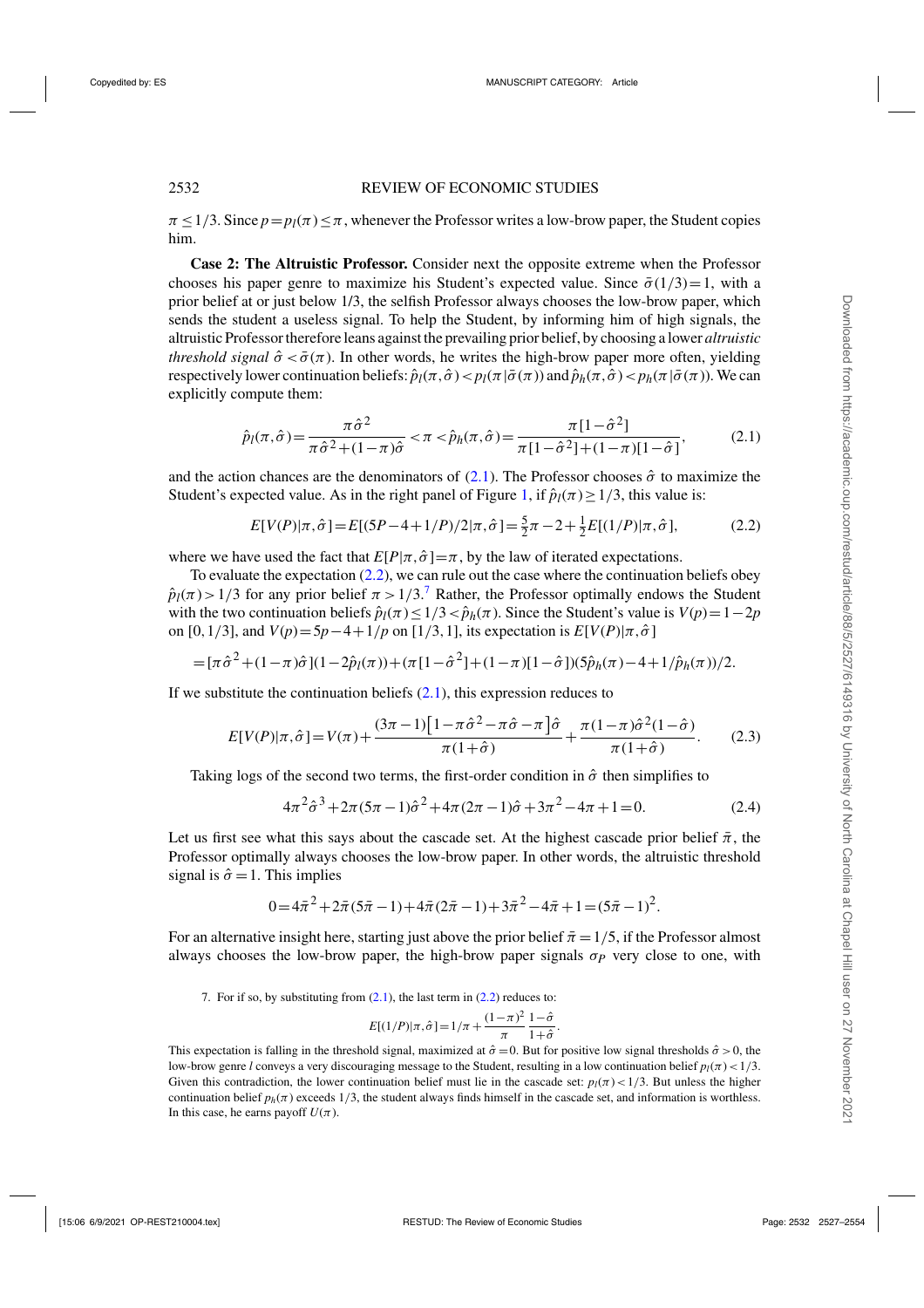$\pi \leq 1/3$. Since $p = p_l(\pi) \leq \pi$, whenever the Professor writes a low-brow paper, the Student copies him.

**Case 2: The Altruistic Professor.** Consider next the opposite extreme when the Professor chooses his paper genre to maximize his Student's expected value. Since $\bar{\sigma}(1/3) = 1$, with a prior belief at or just below 1/3, the selfish Professor always chooses the low-brow paper, which sends the student a useless signal. To help the Student, by informing him of high signals, the altruistic Professor therefore leans against the prevailing prior belief, by choosing a lower *altruistic threshold signal* $\hat{\sigma} < \bar{\sigma}(\pi)$. In other words, he writes the high-brow paper more often, yielding respectively lower continuation beliefs: $\hat{p}_l(\pi, \hat{\sigma}) < p_l(\pi|\bar{\sigma}(\pi))$ and $\hat{p}_h(\pi, \hat{\sigma}) < p_h(\pi|\bar{\sigma}(\pi))$. We can explicitly compute them:

$$\hat{p}_l(\pi, \hat{\sigma}) = \frac{\pi \hat{\sigma}^2}{\pi \hat{\sigma}^2 + (1-\pi)\hat{\sigma}} < \pi < \hat{p}_h(\pi, \hat{\sigma}) = \frac{\pi[1-\hat{\sigma}^2]}{\pi[1-\hat{\sigma}^2] + (1-\pi)[1-\hat{\sigma}]}, \tag{2.1}$$

and the action chances are the denominators of (2.1). The Professor chooses $\hat{\sigma}$ to maximize the Student's expected value. As in the right panel of Figure 1, if $\hat{p}_l(\pi) \geq 1/3$, this value is:

$$E[V(P)|\pi, \hat{\sigma}] = E[(5P - 4 + 1/P)/2|\pi, \hat{\sigma}] = \tfrac{5}{2}\pi - 2 + \tfrac{1}{2}E[(1/P)|\pi, \hat{\sigma}], \tag{2.2}$$

where we have used the fact that $E[P|\pi, \hat{\sigma}] = \pi$, by the law of iterated expectations.

To evaluate the expectation (2.2), we can rule out the case where the continuation beliefs obey $\hat{p}_l(\pi) > 1/3$ for any prior belief $\pi > 1/3$.[7] Rather, the Professor optimally endows the Student with the two continuation beliefs $\hat{p}_l(\pi) \leq 1/3 < \hat{p}_h(\pi)$. Since the Student's value is $V(p) = 1 - 2p$ on $[0, 1/3]$, and $V(p) = 5p - 4 + 1/p$ on $[1/3, 1]$, its expectation is $E[V(P)|\pi, \hat{\sigma}]$

$$= [\pi \hat{\sigma}^2 + (1-\pi)\hat{\sigma}](1 - 2\hat{p}_l(\pi)) + (\pi[1-\hat{\sigma}^2] + (1-\pi)[1-\hat{\sigma}])(5\hat{p}_h(\pi) - 4 + 1/\hat{p}_h(\pi))/2.$$

If we substitute the continuation beliefs (2.1), this expression reduces to

$$E[V(P)|\pi, \hat{\sigma}] = V(\pi) + \frac{(3\pi - 1)\left[1 - \pi\hat{\sigma}^2 - \pi\hat{\sigma} - \pi\right]\hat{\sigma}}{\pi(1+\hat{\sigma})} + \frac{\pi(1-\pi)\hat{\sigma}^2(1-\hat{\sigma})}{\pi(1+\hat{\sigma})}. \tag{2.3}$$

Taking logs of the second two terms, the first-order condition in $\hat{\sigma}$ then simplifies to

$$4\pi^2\hat{\sigma}^3 + 2\pi(5\pi - 1)\hat{\sigma}^2 + 4\pi(2\pi - 1)\hat{\sigma} + 3\pi^2 - 4\pi + 1 = 0. \tag{2.4}$$

Let us first see what this says about the cascade set. At the highest cascade prior belief $\bar{\pi}$, the Professor optimally always chooses the low-brow paper. In other words, the altruistic threshold signal is $\hat{\sigma} = 1$. This implies

$$0 = 4\bar{\pi}^2 + 2\bar{\pi}(5\bar{\pi} - 1) + 4\bar{\pi}(2\bar{\pi} - 1) + 3\bar{\pi}^2 - 4\bar{\pi} + 1 = (5\bar{\pi} - 1)^2.$$

For an alternative insight here, starting just above the prior belief $\bar{\pi} = 1/5$, if the Professor almost always chooses the low-brow paper, the high-brow paper signals $\sigma_P$ very close to one, with

---

7. For if so, by substituting from (2.1), the last term in (2.2) reduces to:

$$E[(1/P)|\pi, \hat{\sigma}] = 1/\pi + \frac{(1-\pi)^2}{\pi}\frac{1-\hat{\sigma}}{1+\hat{\sigma}}.$$

This expectation is falling in the threshold signal, maximized at $\hat{\sigma} = 0$. But for positive low signal thresholds $\hat{\sigma} > 0$, the low-brow genre $l$ conveys a very discouraging message to the Student, resulting in a low continuation belief $p_l(\pi) < 1/3$. Given this contradiction, the lower continuation belief must lie in the cascade set: $p_l(\pi) < 1/3$. But unless the higher continuation belief $p_h(\pi)$ exceeds 1/3, the student always finds himself in the cascade set, and information is worthless. In this case, he earns payoff $U(\pi)$.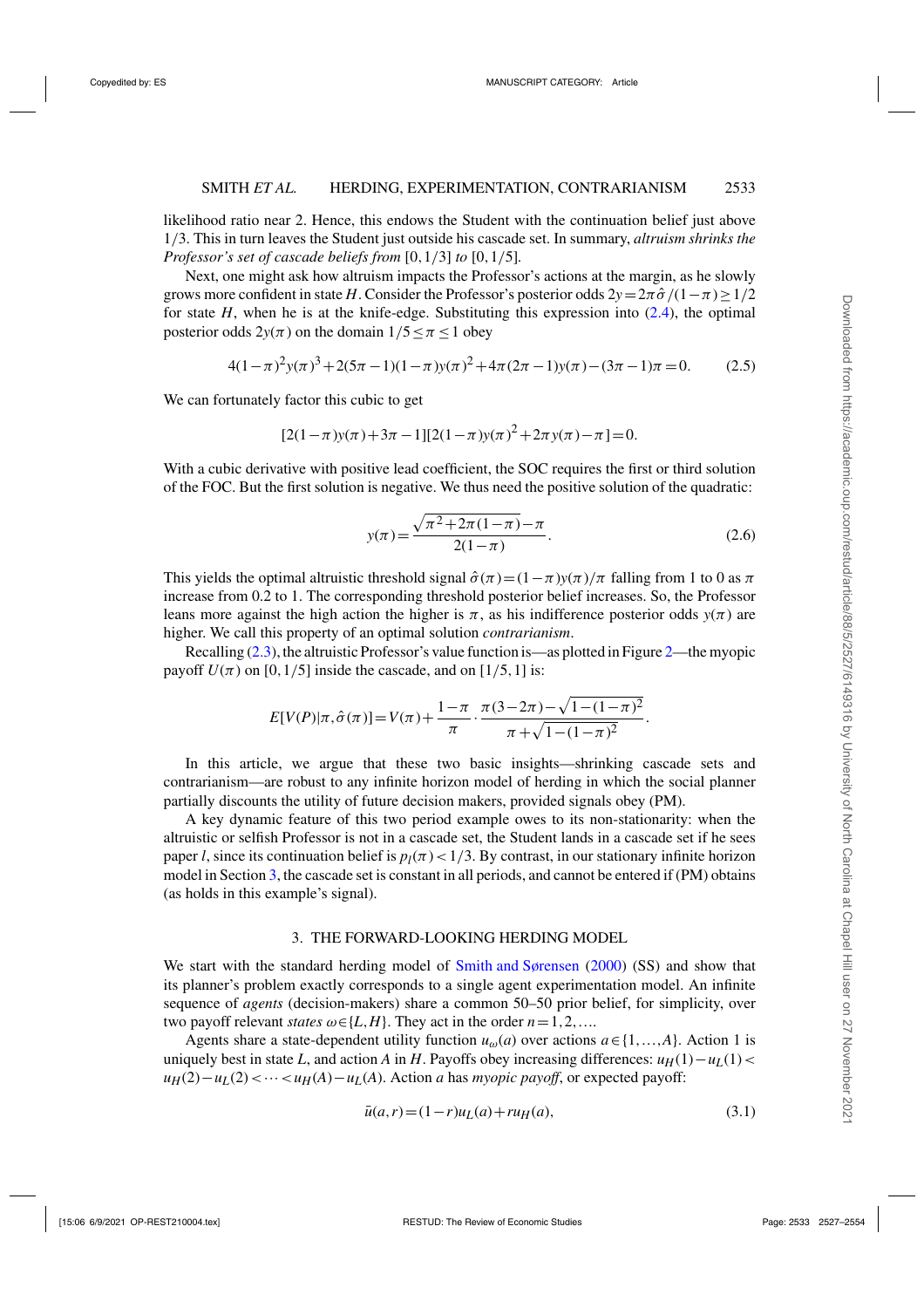likelihood ratio near 2. Hence, this endows the Student with the continuation belief just above 1/3. This in turn leaves the Student just outside his cascade set. In summary, *altruism shrinks the Professor's set of cascade beliefs from* $[0,1/3]$ *to* $[0,1/5]$.

Next, one might ask how altruism impacts the Professor's actions at the margin, as he slowly grows more confident in state $H$. Consider the Professor's posterior odds $2y = 2\pi\hat{\sigma}/(1-\pi) \geq 1/2$ for state $H$, when he is at the knife-edge. Substituting this expression into (2.4), the optimal posterior odds $2y(\pi)$ on the domain $1/5 \leq \pi \leq 1$ obey

$$4(1-\pi)^2 y(\pi)^3 + 2(5\pi-1)(1-\pi)y(\pi)^2 + 4\pi(2\pi-1)y(\pi) - (3\pi-1)\pi = 0. \tag{2.5}$$

We can fortunately factor this cubic to get

$$[2(1-\pi)y(\pi)+3\pi-1][2(1-\pi)y(\pi)^2+2\pi y(\pi)-\pi] = 0.$$

With a cubic derivative with positive lead coefficient, the SOC requires the first or third solution of the FOC. But the first solution is negative. We thus need the positive solution of the quadratic:

$$y(\pi) = \frac{\sqrt{\pi^2+2\pi(1-\pi)}-\pi}{2(1-\pi)}. \tag{2.6}$$

This yields the optimal altruistic threshold signal $\hat{\sigma}(\pi) = (1-\pi)y(\pi)/\pi$ falling from 1 to 0 as $\pi$ increase from 0.2 to 1. The corresponding threshold posterior belief increases. So, the Professor leans more against the high action the higher is $\pi$, as his indifference posterior odds $y(\pi)$ are higher. We call this property of an optimal solution *contrarianism*.

Recalling (2.3), the altruistic Professor's value function is—as plotted in Figure 2—the myopic payoff $U(\pi)$ on $[0,1/5]$ inside the cascade, and on $[1/5,1]$ is:

$$E[V(P)|\pi,\hat{\sigma}(\pi)] = V(\pi) + \frac{1-\pi}{\pi} \cdot \frac{\pi(3-2\pi)-\sqrt{1-(1-\pi)^2}}{\pi+\sqrt{1-(1-\pi)^2}}.$$

In this article, we argue that these two basic insights—shrinking cascade sets and contrarianism—are robust to any infinite horizon model of herding in which the social planner partially discounts the utility of future decision makers, provided signals obey (PM).

A key dynamic feature of this two period example owes to its non-stationarity: when the altruistic or selfish Professor is not in a cascade set, the Student lands in a cascade set if he sees paper $l$, since its continuation belief is $p_l(\pi) < 1/3$. By contrast, in our stationary infinite horizon model in Section 3, the cascade set is constant in all periods, and cannot be entered if (PM) obtains (as holds in this example's signal).

## 3. THE FORWARD-LOOKING HERDING MODEL

We start with the standard herding model of Smith and Sørensen (2000) (SS) and show that its planner's problem exactly corresponds to a single agent experimentation model. An infinite sequence of *agents* (decision-makers) share a common 50–50 prior belief, for simplicity, over two payoff relevant *states* $\omega \in \{L,H\}$. They act in the order $n = 1,2,\ldots$.

Agents share a state-dependent utility function $u_\omega(a)$ over actions $a \in \{1,\ldots,A\}$. Action 1 is uniquely best in state $L$, and action $A$ in $H$. Payoffs obey increasing differences: $u_H(1)-u_L(1) < u_H(2)-u_L(2) < \cdots < u_H(A)-u_L(A)$. Action $a$ has *myopic payoff*, or expected payoff:

$$\bar{u}(a,r) = (1-r)u_L(a) + ru_H(a), \tag{3.1}$$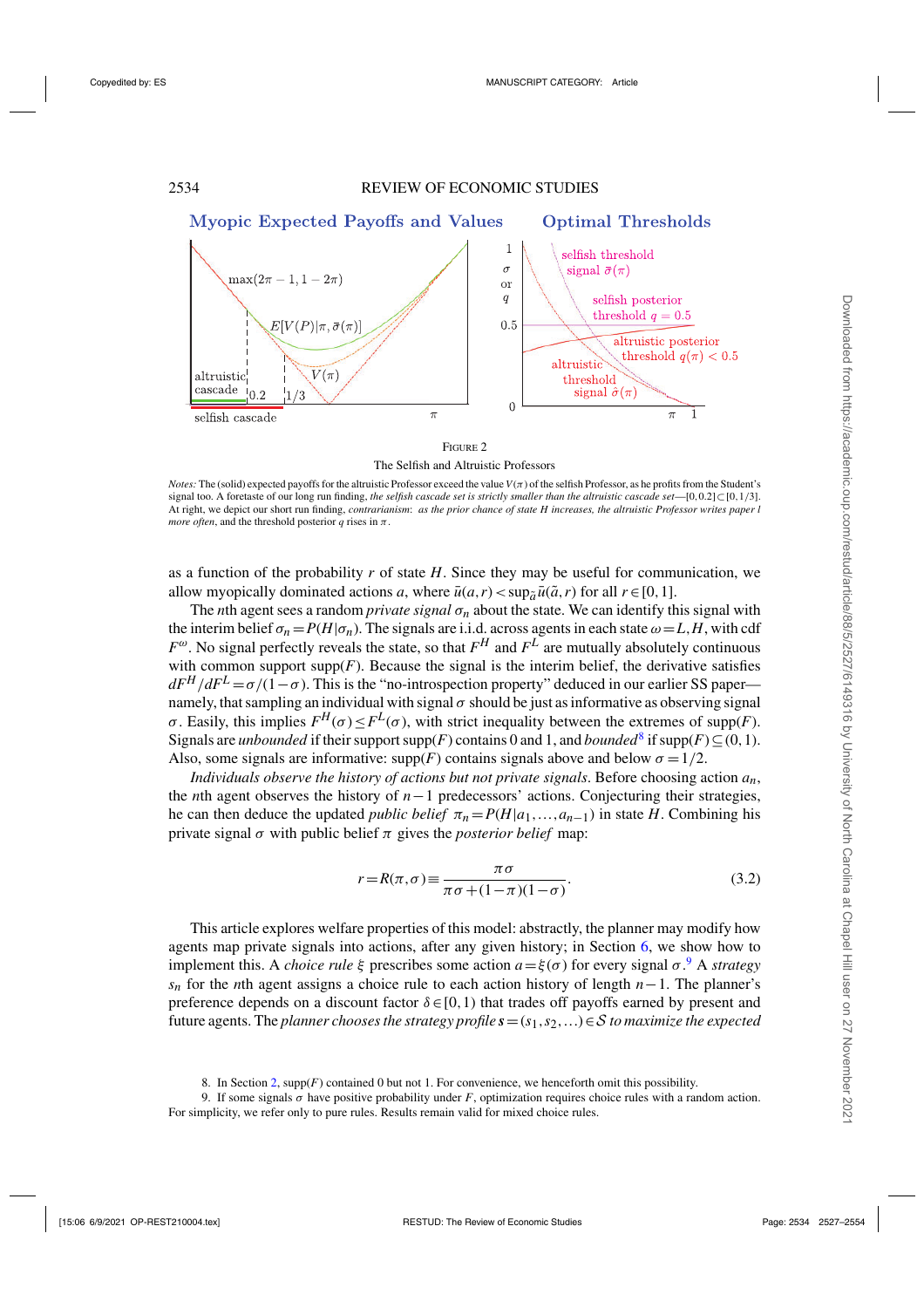FIGURE 2

The Selfish and Altruistic Professors

*Notes:* The (solid) expected payoffs for the altruistic Professor exceed the value $V(\pi)$ of the selfish Professor, as he profits from the Student's signal too. A foretaste of our long run finding, *the selfish cascade set is strictly smaller than the altruistic cascade set*—$[0,0.2]\subset[0,1/3]$. At right, we depict our short run finding, *contrarianism*: *as the prior chance of state H increases, the altruistic Professor writes paper l more often*, and the threshold posterior $q$ rises in $\pi$.

as a function of the probability $r$ of state $H$. Since they may be useful for communication, we allow myopically dominated actions $a$, where $\bar{u}(a,r)<\sup_{\tilde{a}}\bar{u}(\tilde{a},r)$ for all $r\in[0,1]$.

The $n$th agent sees a random *private signal* $\sigma_n$ about the state. We can identify this signal with the interim belief $\sigma_n=P(H|\sigma_n)$. The signals are i.i.d. across agents in each state $\omega=L,H$, with cdf $F^{\omega}$. No signal perfectly reveals the state, so that $F^H$ and $F^L$ are mutually absolutely continuous with common support supp($F$). Because the signal is the interim belief, the derivative satisfies $dF^H/dF^L=\sigma/(1-\sigma)$. This is the "no-introspection property" deduced in our earlier SS paper—namely, that sampling an individual with signal $\sigma$ should be just as informative as observing signal $\sigma$. Easily, this implies $F^H(\sigma)\leq F^L(\sigma)$, with strict inequality between the extremes of supp($F$). Signals are *unbounded* if their support supp($F$) contains 0 and 1, and *bounded*[8] if supp$(F)\subseteq(0,1)$. Also, some signals are informative: supp($F$) contains signals above and below $\sigma=1/2$.

*Individuals observe the history of actions but not private signals*. Before choosing action $a_n$, the $n$th agent observes the history of $n-1$ predecessors' actions. Conjecturing their strategies, he can then deduce the updated *public belief* $\pi_n=P(H|a_1,\ldots,a_{n-1})$ in state $H$. Combining his private signal $\sigma$ with public belief $\pi$ gives the *posterior belief* map:

$$r=R(\pi,\sigma)\equiv\frac{\pi\sigma}{\pi\sigma+(1-\pi)(1-\sigma)}. \tag{3.2}$$

This article explores welfare properties of this model: abstractly, the planner may modify how agents map private signals into actions, after any given history; in Section 6, we show how to implement this. A *choice rule* $\xi$ prescribes some action $a=\xi(\sigma)$ for every signal $\sigma$.[9] A *strategy* $s_n$ for the $n$th agent assigns a choice rule to each action history of length $n-1$. The planner's preference depends on a discount factor $\delta\in[0,1)$ that trades off payoffs earned by present and future agents. The *planner chooses the strategy profile* $\mathbf{s}=(s_1,s_2,\ldots)\in\mathcal{S}$ *to maximize the expected*

8. In Section 2, supp($F$) contained 0 but not 1. For convenience, we henceforth omit this possibility.

9. If some signals $\sigma$ have positive probability under $F$, optimization requires choice rules with a random action. For simplicity, we refer only to pure rules. Results remain valid for mixed choice rules.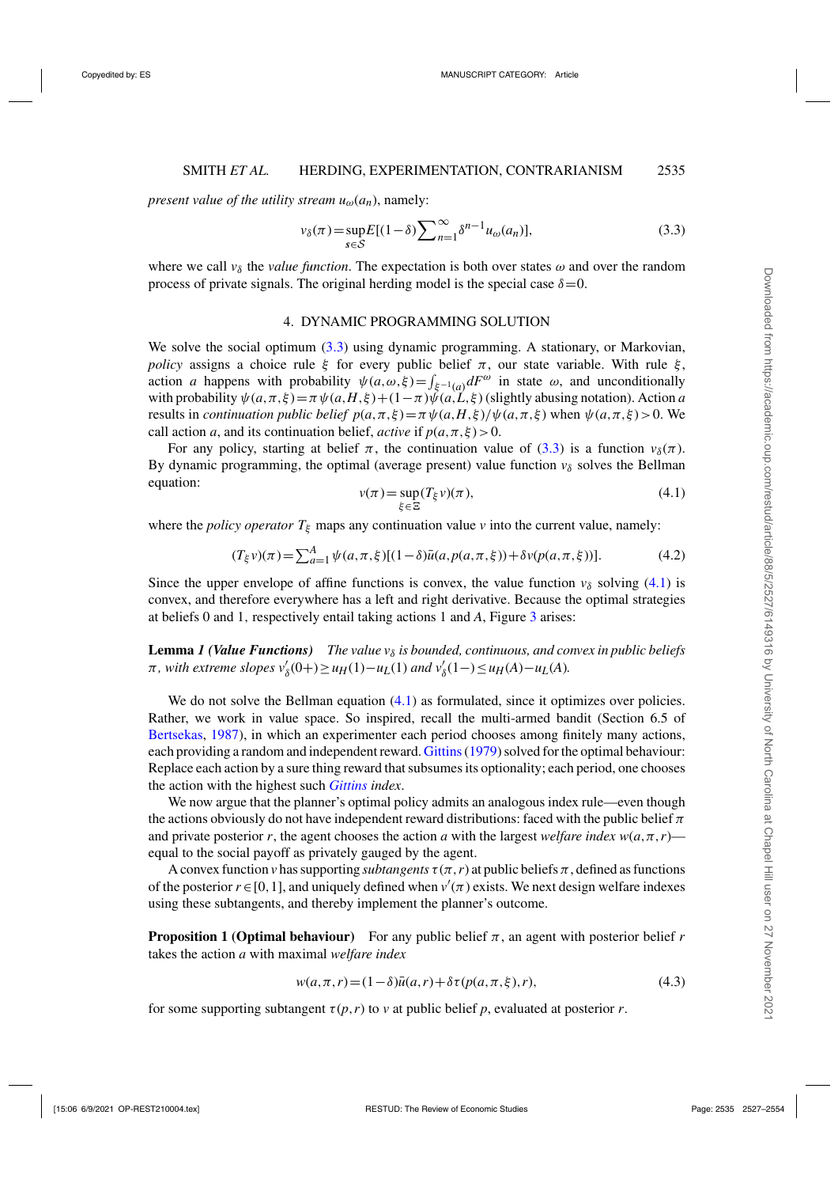*present value of the utility stream* $u_\omega(a_n)$, namely:

$$v_\delta(\pi) = \sup_{s \in \mathcal{S}} E[(1-\delta)\sum_{n=1}^{\infty} \delta^{n-1} u_\omega(a_n)], \tag{3.3}$$

where we call $v_\delta$ the *value function*. The expectation is both over states $\omega$ and over the random process of private signals. The original herding model is the special case $\delta = 0$.

## 4. DYNAMIC PROGRAMMING SOLUTION

We solve the social optimum (3.3) using dynamic programming. A stationary, or Markovian, *policy* assigns a choice rule $\xi$ for every public belief $\pi$, our state variable. With rule $\xi$, action $a$ happens with probability $\psi(a,\omega,\xi) = \int_{\xi^{-1}(a)} dF^\omega$ in state $\omega$, and unconditionally with probability $\psi(a,\pi,\xi) = \pi\psi(a,H,\xi) + (1-\pi)\psi(a,L,\xi)$ (slightly abusing notation). Action $a$ results in *continuation public belief* $p(a,\pi,\xi) = \pi\psi(a,H,\xi)/\psi(a,\pi,\xi)$ when $\psi(a,\pi,\xi) > 0$. We call action $a$, and its continuation belief, *active* if $p(a,\pi,\xi) > 0$.

For any policy, starting at belief $\pi$, the continuation value of (3.3) is a function $v_\delta(\pi)$. By dynamic programming, the optimal (average present) value function $v_\delta$ solves the Bellman equation:

$$v(\pi) = \sup_{\xi \in \Xi} (T_\xi v)(\pi), \tag{4.1}$$

where the *policy operator* $T_\xi$ maps any continuation value $v$ into the current value, namely:

$$(T_\xi v)(\pi) = \sum_{a=1}^{A} \psi(a,\pi,\xi)[(1-\delta)\bar{u}(a,p(a,\pi,\xi)) + \delta v(p(a,\pi,\xi))]. \tag{4.2}$$

Since the upper envelope of affine functions is convex, the value function $v_\delta$ solving (4.1) is convex, and therefore everywhere has a left and right derivative. Because the optimal strategies at beliefs 0 and 1, respectively entail taking actions 1 and $A$, Figure 3 arises:

**Lemma 1 *(Value Functions)*** *The value $v_\delta$ is bounded, continuous, and convex in public beliefs $\pi$, with extreme slopes $v'_\delta(0+) \geq u_H(1) - u_L(1)$ and $v'_\delta(1-) \leq u_H(A) - u_L(A)$.*

We do not solve the Bellman equation (4.1) as formulated, since it optimizes over policies. Rather, we work in value space. So inspired, recall the multi-armed bandit (Section 6.5 of Bertsekas, 1987), in which an experimenter each period chooses among finitely many actions, each providing a random and independent reward. Gittins (1979) solved for the optimal behaviour: Replace each action by a sure thing reward that subsumes its optionality; each period, one chooses the action with the highest such *Gittins index*.

We now argue that the planner's optimal policy admits an analogous index rule—even though the actions obviously do not have independent reward distributions: faced with the public belief $\pi$ and private posterior $r$, the agent chooses the action $a$ with the largest *welfare index* $w(a,\pi,r)$—equal to the social payoff as privately gauged by the agent.

A convex function $v$ has supporting *subtangents* $\tau(\pi,r)$ at public beliefs $\pi$, defined as functions of the posterior $r \in [0,1]$, and uniquely defined when $v'(\pi)$ exists. We next design welfare indexes using these subtangents, and thereby implement the planner's outcome.

**Proposition 1 (Optimal behaviour)** For any public belief $\pi$, an agent with posterior belief $r$ takes the action $a$ with maximal *welfare index*

$$w(a,\pi,r) = (1-\delta)\bar{u}(a,r) + \delta\tau(p(a,\pi,\xi),r), \tag{4.3}$$

for some supporting subtangent $\tau(p,r)$ to $v$ at public belief $p$, evaluated at posterior $r$.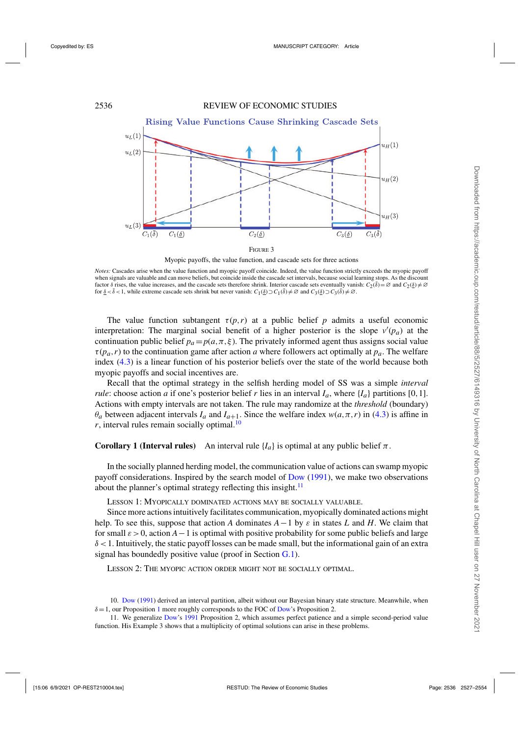FIGURE 3

Myopic payoffs, the value function, and cascade sets for three actions

*Notes:* Cascades arise when the value function and myopic payoff coincide. Indeed, the value function strictly exceeds the myopic payoff when signals are valuable and can move beliefs, but coincide inside the cascade set intervals, because social learning stops. As the discount factor $\delta$ rises, the value increases, and the cascade sets therefore shrink. Interior cascade sets eventually vanish: $C_2(\bar{\delta})=\varnothing$ and $C_2(\underline{\delta})\neq\varnothing$ for $\underline{\delta}<\bar{\delta}<1$, while extreme cascade sets shrink but never vanish: $C_1(\underline{\delta})\supset C_1(\bar{\delta})\neq\varnothing$ and $C_3(\underline{\delta})\supset C_3(\bar{\delta})\neq\varnothing$.

The value function subtangent $\tau(p,r)$ at a public belief $p$ admits a useful economic interpretation: The marginal social benefit of a higher posterior is the slope $v'(p_a)$ at the continuation public belief $p_a=p(a,\pi,\xi)$. The privately informed agent thus assigns social value $\tau(p_a,r)$ to the continuation game after action $a$ where followers act optimally at $p_a$. The welfare index (4.3) is a linear function of his posterior beliefs over the state of the world because both myopic payoffs and social incentives are.

Recall that the optimal strategy in the selfish herding model of SS was a simple *interval rule*: choose action $a$ if one's posterior belief $r$ lies in an interval $I_a$, where $\{I_a\}$ partitions $[0,1]$. Actions with empty intervals are not taken. The rule may randomize at the *threshold* (boundary) $\theta_a$ between adjacent intervals $I_a$ and $I_{a+1}$. Since the welfare index $w(a,\pi,r)$ in (4.3) is affine in $r$, interval rules remain socially optimal.[10]

**Corollary 1 (Interval rules)** An interval rule $\{I_a\}$ is optimal at any public belief $\pi$.

In the socially planned herding model, the communication value of actions can swamp myopic payoff considerations. Inspired by the search model of Dow (1991), we make two observations about the planner's optimal strategy reflecting this insight.[11]

LESSON 1: MYOPICALLY DOMINATED ACTIONS MAY BE SOCIALLY VALUABLE.

Since more actions intuitively facilitates communication, myopically dominated actions might help. To see this, suppose that action $A$ dominates $A-1$ by $\varepsilon$ in states $L$ and $H$. We claim that for small $\varepsilon>0$, action $A-1$ is optimal with positive probability for some public beliefs and large $\delta<1$. Intuitively, the static payoff losses can be made small, but the informational gain of an extra signal has boundedly positive value (proof in Section G.1).

LESSON 2: THE MYOPIC ACTION ORDER MIGHT NOT BE SOCIALLY OPTIMAL.

10. Dow (1991) derived an interval partition, albeit without our Bayesian binary state structure. Meanwhile, when $\delta=1$, our Proposition 1 more roughly corresponds to the FOC of Dow's Proposition 2.

11. We generalize Dow's 1991 Proposition 2, which assumes perfect patience and a simple second-period value function. His Example 3 shows that a multiplicity of optimal solutions can arise in these problems.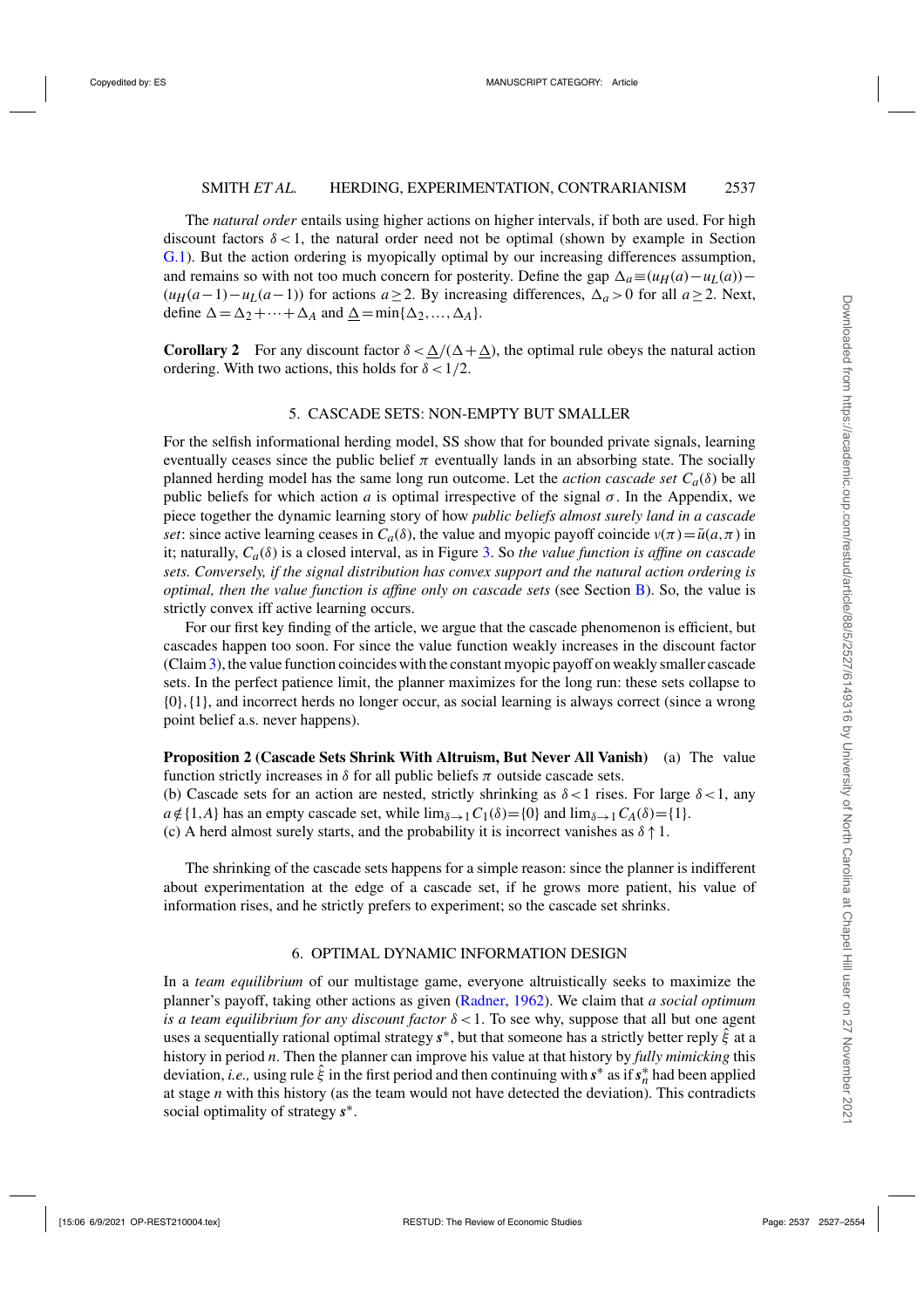The *natural order* entails using higher actions on higher intervals, if both are used. For high discount factors $\delta < 1$, the natural order need not be optimal (shown by example in Section G.1). But the action ordering is myopically optimal by our increasing differences assumption, and remains so with not too much concern for posterity. Define the gap $\Delta_a \equiv (u_H(a) - u_L(a)) - (u_H(a-1) - u_L(a-1))$ for actions $a \geq 2$. By increasing differences, $\Delta_a > 0$ for all $a \geq 2$. Next, define $\Delta = \Delta_2 + \cdots + \Delta_A$ and $\underline{\Delta} = \min\{\Delta_2, \ldots, \Delta_A\}$.

**Corollary 2** For any discount factor $\delta < \underline{\Delta}/(\Delta + \underline{\Delta})$, the optimal rule obeys the natural action ordering. With two actions, this holds for $\delta < 1/2$.

## 5. CASCADE SETS: NON-EMPTY BUT SMALLER

For the selfish informational herding model, SS show that for bounded private signals, learning eventually ceases since the public belief $\pi$ eventually lands in an absorbing state. The socially planned herding model has the same long run outcome. Let the *action cascade set* $C_a(\delta)$ be all public beliefs for which action $a$ is optimal irrespective of the signal $\sigma$. In the Appendix, we piece together the dynamic learning story of how *public beliefs almost surely land in a cascade set*: since active learning ceases in $C_a(\delta)$, the value and myopic payoff coincide $v(\pi) = \bar{u}(a, \pi)$ in it; naturally, $C_a(\delta)$ is a closed interval, as in Figure 3. So *the value function is affine on cascade sets. Conversely, if the signal distribution has convex support and the natural action ordering is optimal, then the value function is affine only on cascade sets* (see Section B). So, the value is strictly convex iff active learning occurs.

For our first key finding of the article, we argue that the cascade phenomenon is efficient, but cascades happen too soon. For since the value function weakly increases in the discount factor (Claim 3), the value function coincides with the constant myopic payoff on weakly smaller cascade sets. In the perfect patience limit, the planner maximizes for the long run: these sets collapse to $\{0\}, \{1\}$, and incorrect herds no longer occur, as social learning is always correct (since a wrong point belief a.s. never happens).

**Proposition 2 (Cascade Sets Shrink With Altruism, But Never All Vanish)** (a) The value function strictly increases in $\delta$ for all public beliefs $\pi$ outside cascade sets.
(b) Cascade sets for an action are nested, strictly shrinking as $\delta < 1$ rises. For large $\delta < 1$, any $a \notin \{1, A\}$ has an empty cascade set, while $\lim_{\delta \to 1} C_1(\delta) = \{0\}$ and $\lim_{\delta \to 1} C_A(\delta) = \{1\}$.
(c) A herd almost surely starts, and the probability it is incorrect vanishes as $\delta \uparrow 1$.

The shrinking of the cascade sets happens for a simple reason: since the planner is indifferent about experimentation at the edge of a cascade set, if he grows more patient, his value of information rises, and he strictly prefers to experiment; so the cascade set shrinks.

## 6. OPTIMAL DYNAMIC INFORMATION DESIGN

In a *team equilibrium* of our multistage game, everyone altruistically seeks to maximize the planner's payoff, taking other actions as given (Radner, 1962). We claim that *a social optimum is a team equilibrium for any discount factor* $\delta < 1$. To see why, suppose that all but one agent uses a sequentially rational optimal strategy $\boldsymbol{s}^*$, but that someone has a strictly better reply $\hat{\xi}$ at a history in period $n$. Then the planner can improve his value at that history by *fully mimicking* this deviation, *i.e.,* using rule $\hat{\xi}$ in the first period and then continuing with $\boldsymbol{s}^*$ as if $\boldsymbol{s}_n^*$ had been applied at stage $n$ with this history (as the team would not have detected the deviation). This contradicts social optimality of strategy $\boldsymbol{s}^*$.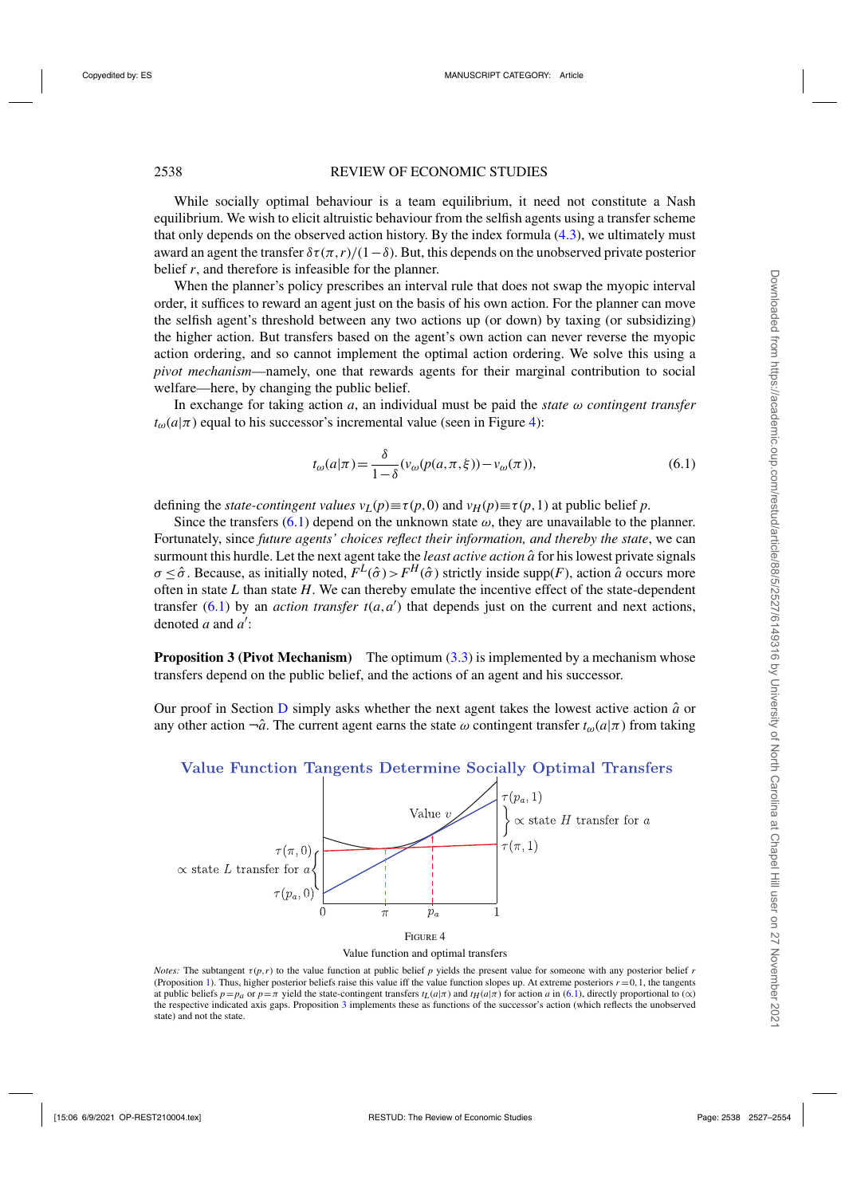While socially optimal behaviour is a team equilibrium, it need not constitute a Nash equilibrium. We wish to elicit altruistic behaviour from the selfish agents using a transfer scheme that only depends on the observed action history. By the index formula (4.3), we ultimately must award an agent the transfer $\delta\tau(\pi,r)/(1-\delta)$. But, this depends on the unobserved private posterior belief $r$, and therefore is infeasible for the planner.

When the planner's policy prescribes an interval rule that does not swap the myopic interval order, it suffices to reward an agent just on the basis of his own action. For the planner can move the selfish agent's threshold between any two actions up (or down) by taxing (or subsidizing) the higher action. But transfers based on the agent's own action can never reverse the myopic action ordering, and so cannot implement the optimal action ordering. We solve this using a *pivot mechanism*—namely, one that rewards agents for their marginal contribution to social welfare—here, by changing the public belief.

In exchange for taking action $a$, an individual must be paid the *state $\omega$ contingent transfer* $t_\omega(a|\pi)$ equal to his successor's incremental value (seen in Figure 4):

$$t_\omega(a|\pi) = \frac{\delta}{1-\delta}(v_\omega(p(a,\pi,\xi)) - v_\omega(\pi)), \tag{6.1}$$

defining the *state-contingent values* $v_L(p) \equiv \tau(p,0)$ and $v_H(p) \equiv \tau(p,1)$ at public belief $p$.

Since the transfers (6.1) depend on the unknown state $\omega$, they are unavailable to the planner. Fortunately, since *future agents' choices reflect their information, and thereby the state*, we can surmount this hurdle. Let the next agent take the *least active action* $\hat{a}$ for his lowest private signals $\sigma \leq \hat{\sigma}$. Because, as initially noted, $F^L(\hat{\sigma}) > F^H(\hat{\sigma})$ strictly inside supp$(F)$, action $\hat{a}$ occurs more often in state $L$ than state $H$. We can thereby emulate the incentive effect of the state-dependent transfer (6.1) by an *action transfer* $t(a,a')$ that depends just on the current and next actions, denoted $a$ and $a'$:

**Proposition 3 (Pivot Mechanism)** The optimum (3.3) is implemented by a mechanism whose transfers depend on the public belief, and the actions of an agent and his successor.

Our proof in Section D simply asks whether the next agent takes the lowest active action $\hat{a}$ or any other action $\neg\hat{a}$. The current agent earns the state $\omega$ contingent transfer $t_\omega(a|\pi)$ from taking

Value Function Tangents Determine Socially Optimal Transfers

FIGURE 4

Value function and optimal transfers

*Notes:* The subtangent $\tau(p,r)$ to the value function at public belief $p$ yields the present value for someone with any posterior belief $r$ (Proposition 1). Thus, higher posterior beliefs raise this value iff the value function slopes up. At extreme posteriors $r = 0, 1$, the tangents at public beliefs $p = p_a$ or $p = \pi$ yield the state-contingent transfers $t_L(a|\pi)$ and $t_H(a|\pi)$ for action $a$ in (6.1), directly proportional to ($\propto$) the respective indicated axis gaps. Proposition 3 implements these as functions of the successor's action (which reflects the unobserved state) and not the state.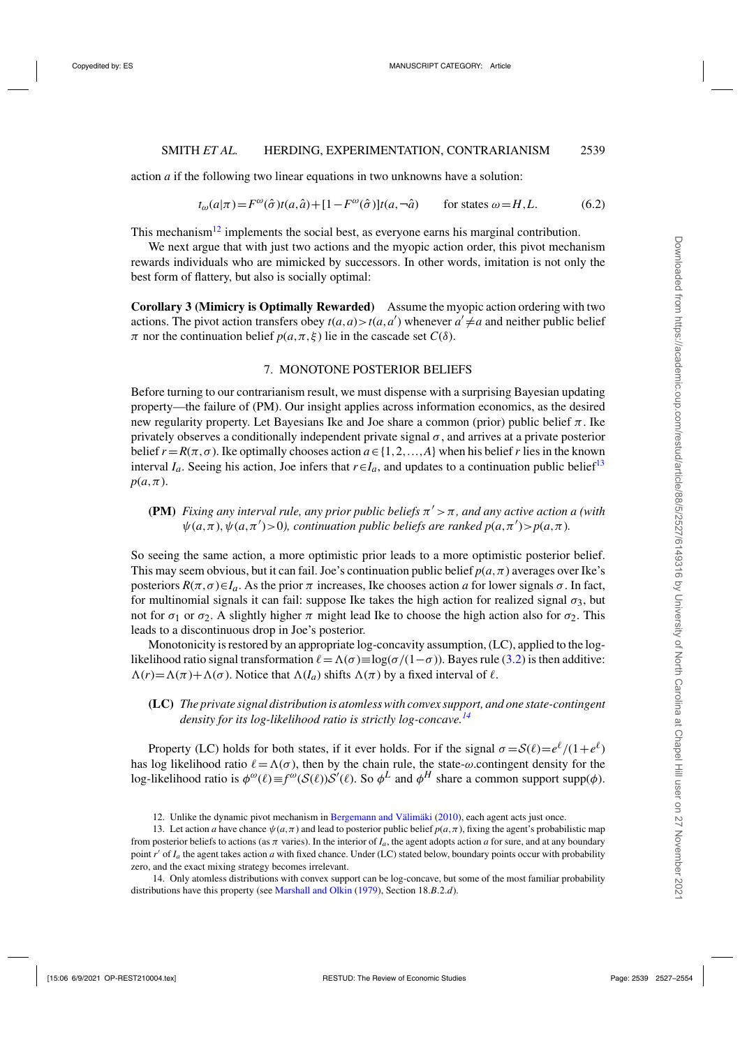action $a$ if the following two linear equations in two unknowns have a solution:

$$t_\omega(a|\pi) = F^\omega(\hat{\sigma})t(a,\hat{a}) + [1 - F^\omega(\hat{\sigma})]t(a,\neg\hat{a}) \qquad \text{for states } \omega = H, L. \tag{6.2}$$

This mechanism[12] implements the social best, as everyone earns his marginal contribution.

We next argue that with just two actions and the myopic action order, this pivot mechanism rewards individuals who are mimicked by successors. In other words, imitation is not only the best form of flattery, but also is socially optimal:

**Corollary 3 (Mimicry is Optimally Rewarded)** Assume the myopic action ordering with two actions. The pivot action transfers obey $t(a,a) > t(a,a')$ whenever $a' \neq a$ and neither public belief $\pi$ nor the continuation belief $p(a,\pi,\xi)$ lie in the cascade set $C(\delta)$.

## 7. MONOTONE POSTERIOR BELIEFS

Before turning to our contrarianism result, we must dispense with a surprising Bayesian updating property—the failure of (PM). Our insight applies across information economics, as the desired new regularity property. Let Bayesians Ike and Joe share a common (prior) public belief $\pi$. Ike privately observes a conditionally independent private signal $\sigma$, and arrives at a private posterior belief $r = R(\pi,\sigma)$. Ike optimally chooses action $a \in \{1,2,\ldots,A\}$ when his belief $r$ lies in the known interval $I_a$. Seeing his action, Joe infers that $r \in I_a$, and updates to a continuation public belief[13] $p(a,\pi)$.

> **(PM)** *Fixing any interval rule, any prior public beliefs $\pi' > \pi$, and any active action $a$ (with $\psi(a,\pi), \psi(a,\pi') > 0$), continuation public beliefs are ranked $p(a,\pi') > p(a,\pi)$.*

So seeing the same action, a more optimistic prior leads to a more optimistic posterior belief. This may seem obvious, but it can fail. Joe's continuation public belief $p(a,\pi)$ averages over Ike's posteriors $R(\pi,\sigma) \in I_a$. As the prior $\pi$ increases, Ike chooses action $a$ for lower signals $\sigma$. In fact, for multinomial signals it can fail: suppose Ike takes the high action for realized signal $\sigma_3$, but not for $\sigma_1$ or $\sigma_2$. A slightly higher $\pi$ might lead Ike to choose the high action also for $\sigma_2$. This leads to a discontinuous drop in Joe's posterior.

Monotonicity is restored by an appropriate log-concavity assumption, (LC), applied to the log-likelihood ratio signal transformation $\ell = \Lambda(\sigma) \equiv \log(\sigma/(1-\sigma))$. Bayes rule (3.2) is then additive: $\Lambda(r) = \Lambda(\pi) + \Lambda(\sigma)$. Notice that $\Lambda(I_a)$ shifts $\Lambda(\pi)$ by a fixed interval of $\ell$.

> **(LC)** *The private signal distribution is atomless with convex support, and one state-contingent density for its log-likelihood ratio is strictly log-concave.*[14]

Property (LC) holds for both states, if it ever holds. For if the signal $\sigma = \mathcal{S}(\ell) = e^\ell/(1+e^\ell)$ has log likelihood ratio $\ell = \Lambda(\sigma)$, then by the chain rule, the state-$\omega$.contingent density for the log-likelihood ratio is $\phi^\omega(\ell) \equiv f^\omega(\mathcal{S}(\ell))\mathcal{S}'(\ell)$. So $\phi^L$ and $\phi^H$ share a common support $\text{supp}(\phi)$.

12. Unlike the dynamic pivot mechanism in Bergemann and Välimäki (2010), each agent acts just once.

13. Let action $a$ have chance $\psi(a,\pi)$ and lead to posterior public belief $p(a,\pi)$, fixing the agent's probabilistic map from posterior beliefs to actions (as $\pi$ varies). In the interior of $I_a$, the agent adopts action $a$ for sure, and at any boundary point $r'$ of $I_a$ the agent takes action $a$ with fixed chance. Under (LC) stated below, boundary points occur with probability zero, and the exact mixing strategy becomes irrelevant.

14. Only atomless distributions with convex support can be log-concave, but some of the most familiar probability distributions have this property (see Marshall and Olkin (1979), Section 18.*B*.2.*d*).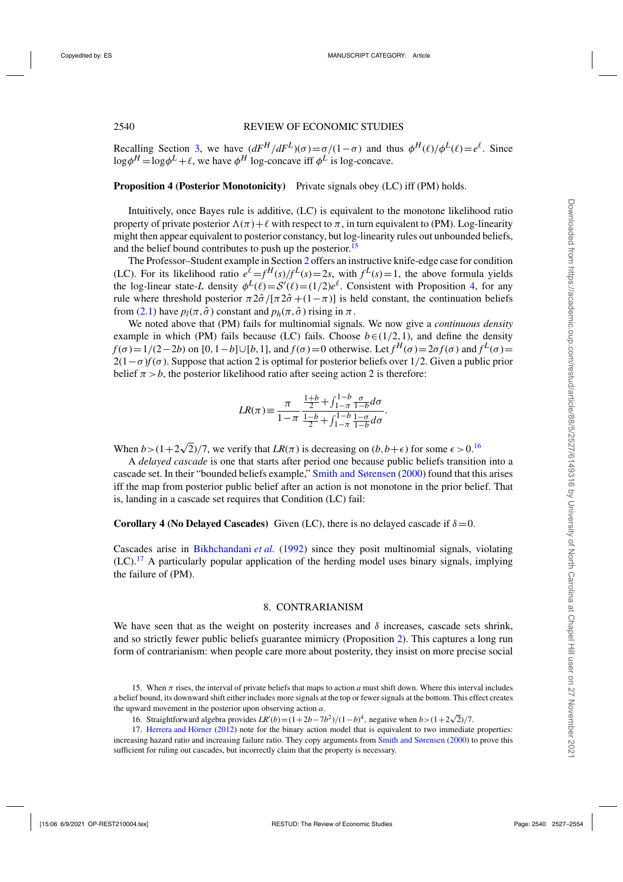Recalling Section 3, we have $(dF^H/dF^L)(\sigma) = \sigma/(1-\sigma)$ and thus $\phi^H(\ell)/\phi^L(\ell) = e^\ell$. Since $\log\phi^H = \log\phi^L + \ell$, we have $\phi^H$ log-concave iff $\phi^L$ is log-concave.

**Proposition 4 (Posterior Monotonicity)** Private signals obey (LC) iff (PM) holds.

Intuitively, once Bayes rule is additive, (LC) is equivalent to the monotone likelihood ratio property of private posterior $\Lambda(\pi)+\ell$ with respect to $\pi$, in turn equivalent to (PM). Log-linearity might then appear equivalent to posterior constancy, but log-linearity rules out unbounded beliefs, and the belief bound contributes to push up the posterior.[15]

The Professor–Student example in Section 2 offers an instructive knife-edge case for condition (LC). For its likelihood ratio $e^\ell = f^H(s)/f^L(s) = 2s$, with $f^L(s) = 1$, the above formula yields the log-linear state-$L$ density $\phi^L(\ell) = \mathcal{S}'(\ell) = (1/2)e^\ell$. Consistent with Proposition 4, for any rule where threshold posterior $\pi 2\hat{\sigma}/[\pi 2\hat{\sigma} + (1-\pi)]$ is held constant, the continuation beliefs from (2.1) have $p_l(\pi, \hat{\sigma})$ constant and $p_h(\pi, \hat{\sigma})$ rising in $\pi$.

We noted above that (PM) fails for multinomial signals. We now give a *continuous density* example in which (PM) fails because (LC) fails. Choose $b \in (1/2, 1)$, and define the density $f(\sigma) = 1/(2-2b)$ on $[0, 1-b] \cup [b, 1]$, and $f(\sigma) = 0$ otherwise. Let $f^H(\sigma) = 2\sigma f(\sigma)$ and $f^L(\sigma) = 2(1-\sigma)f(\sigma)$. Suppose that action 2 is optimal for posterior beliefs over $1/2$. Given a public prior belief $\pi > b$, the posterior likelihood ratio after seeing action 2 is therefore:

$$LR(\pi) \equiv \frac{\pi}{1-\pi} \frac{\frac{1+b}{2} + \int_{1-\pi}^{1-b} \frac{\sigma}{1-b} d\sigma}{\frac{1-b}{2} + \int_{1-\pi}^{1-b} \frac{1-\sigma}{1-b} d\sigma}.$$

When $b > (1+2\sqrt{2})/7$, we verify that $LR(\pi)$ is decreasing on $(b, b+\epsilon)$ for some $\epsilon > 0$.[16]

A *delayed cascade* is one that starts after period one because public beliefs transition into a cascade set. In their "bounded beliefs example," Smith and Sørensen (2000) found that this arises iff the map from posterior public belief after an action is not monotone in the prior belief. That is, landing in a cascade set requires that Condition (LC) fail:

**Corollary 4 (No Delayed Cascades)** Given (LC), there is no delayed cascade if $\delta = 0$.

Cascades arise in Bikhchandani *et al.* (1992) since they posit multinomial signals, violating (LC).[17] A particularly popular application of the herding model uses binary signals, implying the failure of (PM).

## 8. CONTRARIANISM

We have seen that as the weight on posterity increases and $\delta$ increases, cascade sets shrink, and so strictly fewer public beliefs guarantee mimicry (Proposition 2). This captures a long run form of contrarianism: when people care more about posterity, they insist on more precise social

---

15. When $\pi$ rises, the interval of private beliefs that maps to action $a$ must shift down. Where this interval includes a belief bound, its downward shift either includes more signals at the top or fewer signals at the bottom. This effect creates the upward movement in the posterior upon observing action $a$.

16. Straightforward algebra provides $LR'(b) = (1+2b-7b^2)/(1-b)^4$, negative when $b > (1+2\sqrt{2})/7$.

17. Herrera and Hörner (2012) note for the binary action model that is equivalent to two immediate properties: increasing hazard ratio and increasing failure ratio. They copy arguments from Smith and Sørensen (2000) to prove this sufficient for ruling out cascades, but incorrectly claim that the property is necessary.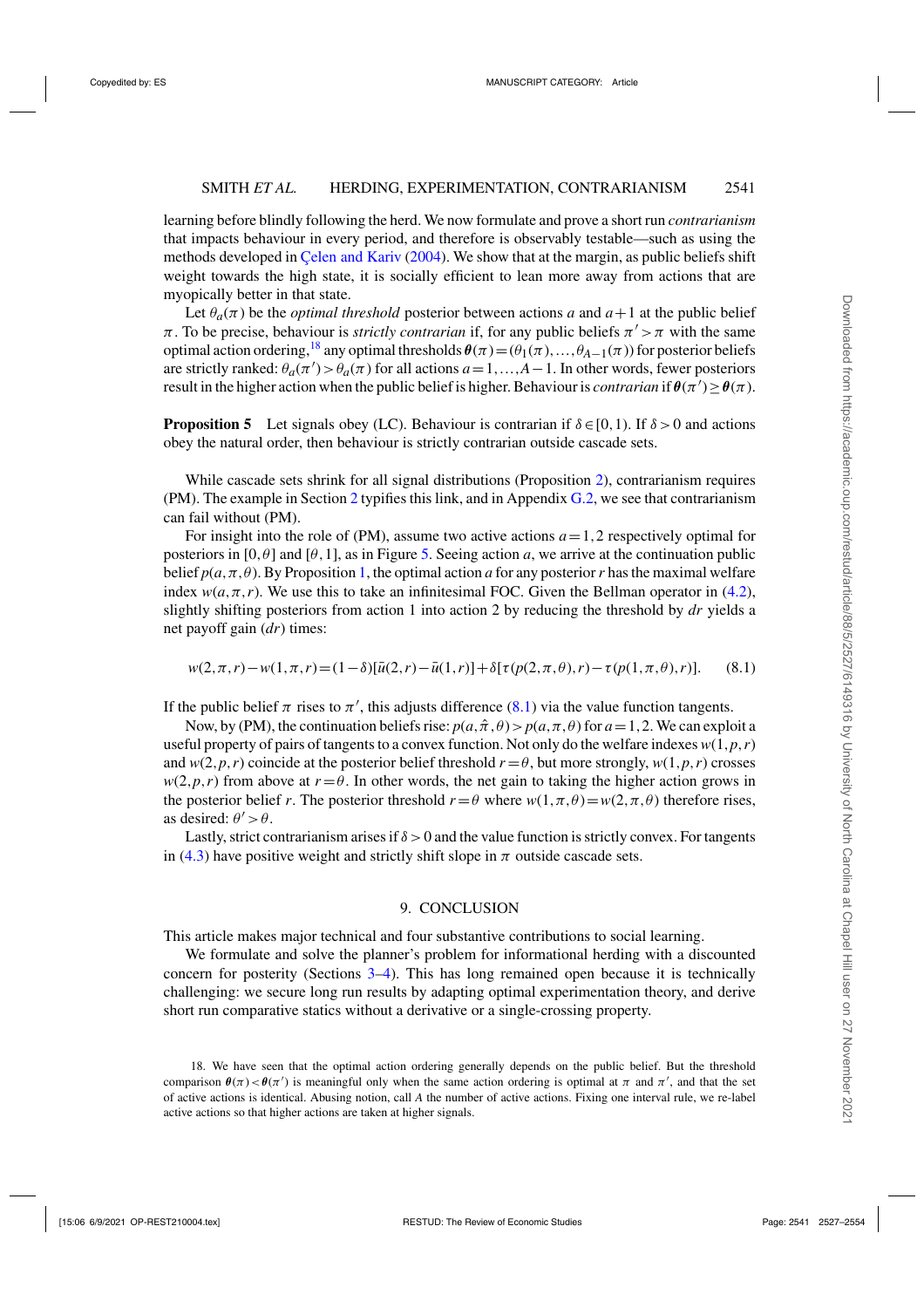learning before blindly following the herd. We now formulate and prove a short run *contrarianism* that impacts behaviour in every period, and therefore is observably testable—such as using the methods developed in Çelen and Kariv (2004). We show that at the margin, as public beliefs shift weight towards the high state, it is socially efficient to lean more away from actions that are myopically better in that state.

Let $\theta_a(\pi)$ be the *optimal threshold* posterior between actions $a$ and $a+1$ at the public belief $\pi$. To be precise, behaviour is *strictly contrarian* if, for any public beliefs $\pi' > \pi$ with the same optimal action ordering,[18] any optimal thresholds $\boldsymbol{\theta}(\pi) = (\theta_1(\pi), \ldots, \theta_{A-1}(\pi))$ for posterior beliefs are strictly ranked: $\theta_a(\pi') > \theta_a(\pi)$ for all actions $a = 1, \ldots, A-1$. In other words, fewer posteriors result in the higher action when the public belief is higher. Behaviour is *contrarian* if $\boldsymbol{\theta}(\pi') \geq \boldsymbol{\theta}(\pi)$.

**Proposition 5** Let signals obey (LC). Behaviour is contrarian if $\delta \in [0,1)$. If $\delta > 0$ and actions obey the natural order, then behaviour is strictly contrarian outside cascade sets.

While cascade sets shrink for all signal distributions (Proposition 2), contrarianism requires (PM). The example in Section 2 typifies this link, and in Appendix G.2, we see that contrarianism can fail without (PM).

For insight into the role of (PM), assume two active actions $a = 1, 2$ respectively optimal for posteriors in $[0, \theta]$ and $[\theta, 1]$, as in Figure 5. Seeing action $a$, we arrive at the continuation public belief $p(a, \pi, \theta)$. By Proposition 1, the optimal action $a$ for any posterior $r$ has the maximal welfare index $w(a, \pi, r)$. We use this to take an infinitesimal FOC. Given the Bellman operator in (4.2), slightly shifting posteriors from action 1 into action 2 by reducing the threshold by $dr$ yields a net payoff gain $(dr)$ times:

$$w(2,\pi,r) - w(1,\pi,r) = (1-\delta)[\bar{u}(2,r) - \bar{u}(1,r)] + \delta[\tau(p(2,\pi,\theta),r) - \tau(p(1,\pi,\theta),r)]. \tag{8.1}$$

If the public belief $\pi$ rises to $\pi'$, this adjusts difference (8.1) via the value function tangents.

Now, by (PM), the continuation beliefs rise: $p(a, \hat{\pi}, \theta) > p(a, \pi, \theta)$ for $a = 1, 2$. We can exploit a useful property of pairs of tangents to a convex function. Not only do the welfare indexes $w(1, p, r)$ and $w(2, p, r)$ coincide at the posterior belief threshold $r = \theta$, but more strongly, $w(1, p, r)$ crosses $w(2, p, r)$ from above at $r = \theta$. In other words, the net gain to taking the higher action grows in the posterior belief $r$. The posterior threshold $r = \theta$ where $w(1, \pi, \theta) = w(2, \pi, \theta)$ therefore rises, as desired: $\theta' > \theta$.

Lastly, strict contrarianism arises if $\delta > 0$ and the value function is strictly convex. For tangents in (4.3) have positive weight and strictly shift slope in $\pi$ outside cascade sets.

## 9. CONCLUSION

This article makes major technical and four substantive contributions to social learning.

We formulate and solve the planner's problem for informational herding with a discounted concern for posterity (Sections 3–4). This has long remained open because it is technically challenging: we secure long run results by adapting optimal experimentation theory, and derive short run comparative statics without a derivative or a single-crossing property.

---

18. We have seen that the optimal action ordering generally depends on the public belief. But the threshold comparison $\boldsymbol{\theta}(\pi) < \boldsymbol{\theta}(\pi')$ is meaningful only when the same action ordering is optimal at $\pi$ and $\pi'$, and that the set of active actions is identical. Abusing notion, call $A$ the number of active actions. Fixing one interval rule, we re-label active actions so that higher actions are taken at higher signals.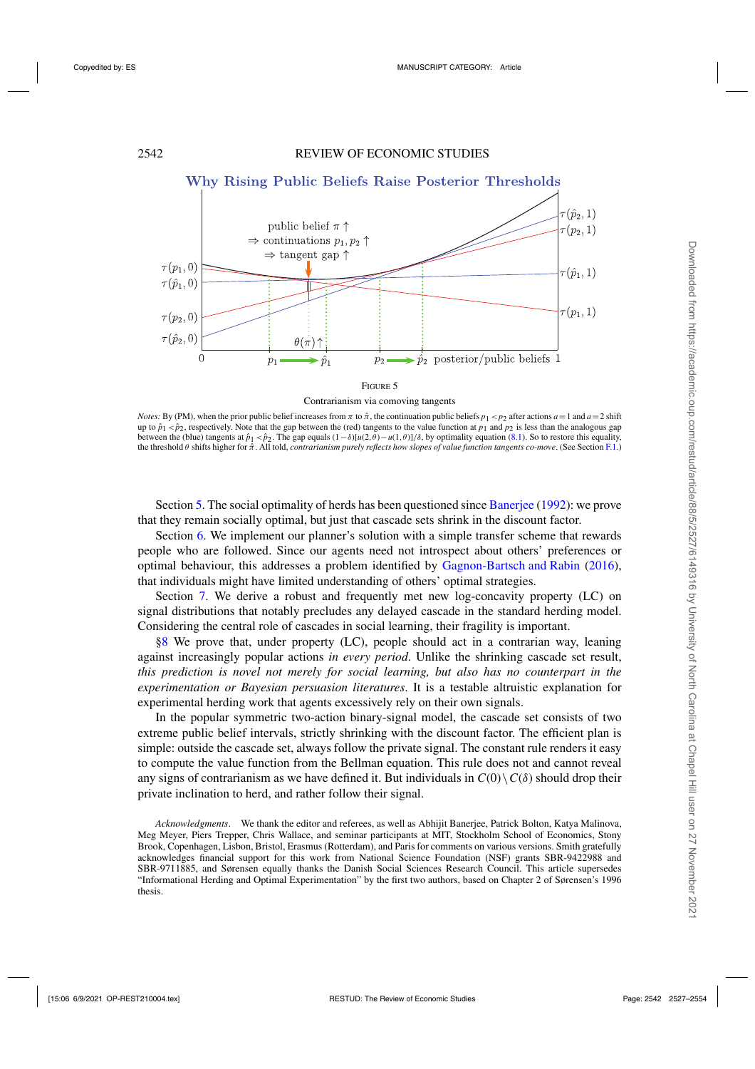FIGURE 5

Contrarianism via comoving tangents

*Notes:* By (PM), when the prior public belief increases from $\pi$ to $\hat{\pi}$, the continuation public beliefs $p_1 < p_2$ after actions $a=1$ and $a=2$ shift up to $\hat{p}_1 < \hat{p}_2$, respectively. Note that the gap between the (red) tangents to the value function at $p_1$ and $p_2$ is less than the analogous gap between the (blue) tangents at $\hat{p}_1 < \hat{p}_2$. The gap equals $(1-\delta)[u(2,\theta)-u(1,\theta)]/\delta$, by optimality equation (8.1). So to restore this equality, the threshold $\theta$ shifts higher for $\hat{\pi}$. All told, *contrarianism purely reflects how slopes of value function tangents co-move*. (See Section F.1.)

Section 5. The social optimality of herds has been questioned since Banerjee (1992): we prove that they remain socially optimal, but just that cascade sets shrink in the discount factor.

Section 6. We implement our planner's solution with a simple transfer scheme that rewards people who are followed. Since our agents need not introspect about others' preferences or optimal behaviour, this addresses a problem identified by Gagnon-Bartsch and Rabin (2016), that individuals might have limited understanding of others' optimal strategies.

Section 7. We derive a robust and frequently met new log-concavity property (LC) on signal distributions that notably precludes any delayed cascade in the standard herding model. Considering the central role of cascades in social learning, their fragility is important.

§8 We prove that, under property (LC), people should act in a contrarian way, leaning against increasingly popular actions *in every period*. Unlike the shrinking cascade set result, *this prediction is novel not merely for social learning, but also has no counterpart in the experimentation or Bayesian persuasion literatures*. It is a testable altruistic explanation for experimental herding work that agents excessively rely on their own signals.

In the popular symmetric two-action binary-signal model, the cascade set consists of two extreme public belief intervals, strictly shrinking with the discount factor. The efficient plan is simple: outside the cascade set, always follow the private signal. The constant rule renders it easy to compute the value function from the Bellman equation. This rule does not and cannot reveal any signs of contrarianism as we have defined it. But individuals in $C(0)\setminus C(\delta)$ should drop their private inclination to herd, and rather follow their signal.

*Acknowledgments*. We thank the editor and referees, as well as Abhijit Banerjee, Patrick Bolton, Katya Malinova, Meg Meyer, Piers Trepper, Chris Wallace, and seminar participants at MIT, Stockholm School of Economics, Stony Brook, Copenhagen, Lisbon, Bristol, Erasmus (Rotterdam), and Paris for comments on various versions. Smith gratefully acknowledges financial support for this work from National Science Foundation (NSF) grants SBR-9422988 and SBR-9711885, and Sørensen equally thanks the Danish Social Sciences Research Council. This article supersedes "Informational Herding and Optimal Experimentation" by the first two authors, based on Chapter 2 of Sørensen's 1996 thesis.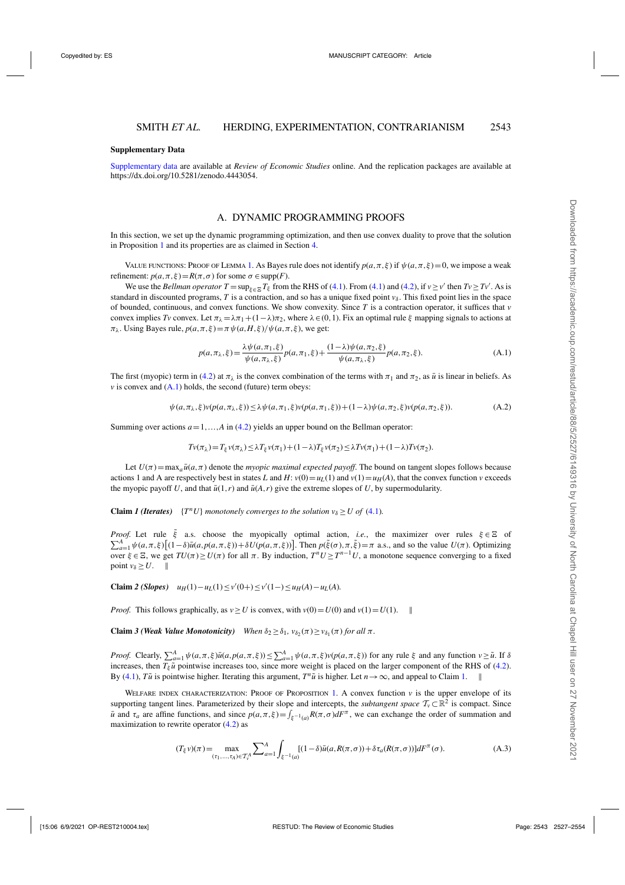## Supplementary Data

Supplementary data are available at *Review of Economic Studies* online. And the replication packages are available at https://dx.doi.org/10.5281/zenodo.4443054.

## A. DYNAMIC PROGRAMMING PROOFS

In this section, we set up the dynamic programming optimization, and then use convex duality to prove that the solution in Proposition 1 and its properties are as claimed in Section 4.

VALUE FUNCTIONS: PROOF OF LEMMA 1. As Bayes rule does not identify $p(a,\pi,\xi)$ if $\psi(a,\pi,\xi)=0$, we impose a weak refinement: $p(a,\pi,\xi)=R(\pi,\sigma)$ for some $\sigma\in\text{supp}(F)$.

We use the *Bellman operator* $T=\sup_{\xi\in\Xi}T_\xi$ from the RHS of (4.1). From (4.1) and (4.2), if $v\geq v'$ then $Tv\geq Tv'$. As is standard in discounted programs, $T$ is a contraction, and so has a unique fixed point $v_\delta$. This fixed point lies in the space of bounded, continuous, and convex functions. We show convexity. Since $T$ is a contraction operator, it suffices that $v$ convex implies $Tv$ convex. Let $\pi_\lambda=\lambda\pi_1+(1-\lambda)\pi_2$, where $\lambda\in(0,1)$. Fix an optimal rule $\xi$ mapping signals to actions at $\pi_\lambda$. Using Bayes rule, $p(a,\pi,\xi)=\pi\psi(a,H,\xi)/\psi(a,\pi,\xi)$, we get:

$$p(a,\pi_\lambda,\xi)=\frac{\lambda\psi(a,\pi_1,\xi)}{\psi(a,\pi_\lambda,\xi)}p(a,\pi_1,\xi)+\frac{(1-\lambda)\psi(a,\pi_2,\xi)}{\psi(a,\pi_\lambda,\xi)}p(a,\pi_2,\xi). \tag{A.1}$$

The first (myopic) term in (4.2) at $\pi_\lambda$ is the convex combination of the terms with $\pi_1$ and $\pi_2$, as $\bar{u}$ is linear in beliefs. As $v$ is convex and (A.1) holds, the second (future) term obeys:

$$\psi(a,\pi_\lambda,\xi)v(p(a,\pi_\lambda,\xi))\leq\lambda\psi(a,\pi_1,\xi)v(p(a,\pi_1,\xi))+(1-\lambda)\psi(a,\pi_2,\xi)v(p(a,\pi_2,\xi)). \tag{A.2}$$

Summing over actions $a=1,\ldots,A$ in (4.2) yields an upper bound on the Bellman operator:

$$Tv(\pi_\lambda)=T_\xi v(\pi_\lambda)\leq\lambda T_\xi v(\pi_1)+(1-\lambda)T_\xi v(\pi_2)\leq\lambda Tv(\pi_1)+(1-\lambda)Tv(\pi_2).$$

Let $U(\pi)=\max_a\bar{u}(a,\pi)$ denote the *myopic maximal expected payoff*. The bound on tangent slopes follows because actions 1 and A are respectively best in states $L$ and $H$: $v(0)=u_L(1)$ and $v(1)=u_H(A)$, that the convex function $v$ exceeds the myopic payoff $U$, and that $\bar{u}(1,r)$ and $\bar{u}(A,r)$ give the extreme slopes of $U$, by supermodularity.

**Claim** ***1 (Iterates)*** *$\{T^nU\}$ monotonely converges to the solution $v_\delta\geq U$ of (4.1).*

*Proof.* Let rule $\tilde{\xi}$ a.s. choose the myopically optimal action, *i.e.*, the maximizer over rules $\xi\in\Xi$ of $\sum_{a=1}^A\psi(a,\pi,\xi)\big[(1-\delta)\bar{u}(a,p(a,\pi,\xi))+\delta U(p(a,\pi,\xi))\big]$. Then $p(\tilde{\xi}(\sigma),\pi,\tilde{\xi})=\pi$ a.s., and so the value $U(\pi)$. Optimizing over $\xi\in\Xi$, we get $TU(\pi)\geq U(\pi)$ for all $\pi$. By induction, $T^nU\geq T^{n-1}U$, a monotone sequence converging to a fixed point $v_\delta\geq U$. ‖

**Claim** ***2 (Slopes)*** *$u_H(1)-u_L(1)\leq v'(0+)\leq v'(1-)\leq u_H(A)-u_L(A)$.*

*Proof.* This follows graphically, as $v\geq U$ is convex, with $v(0)=U(0)$ and $v(1)=U(1)$. ‖

**Claim** ***3 (Weak Value Monotonicity)*** *When $\delta_2\geq\delta_1$, $v_{\delta_2}(\pi)\geq v_{\delta_1}(\pi)$ for all $\pi$.*

*Proof.* Clearly, $\sum_{a=1}^A\psi(a,\pi,\xi)\bar{u}(a,p(a,\pi,\xi))\leq\sum_{a=1}^A\psi(a,\pi,\xi)v(p(a,\pi,\xi))$ for any rule $\xi$ and any function $v\geq\bar{u}$. If $\delta$ increases, then $T_\xi\bar{u}$ pointwise increases too, since more weight is placed on the larger component of the RHS of (4.2). By (4.1), $T\bar{u}$ is pointwise higher. Iterating this argument, $T^n\bar{u}$ is higher. Let $n\to\infty$, and appeal to Claim 1. ‖

WELFARE INDEX CHARACTERIZATION: PROOF OF PROPOSITION 1. A convex function $v$ is the upper envelope of its supporting tangent lines. Parameterized by their slope and intercepts, the *subtangent space* $\mathcal{T}_v\subset\mathbb{R}^2$ is compact. Since $\bar{u}$ and $\tau_a$ are affine functions, and since $p(a,\pi,\xi)=\int_{\xi^{-1}(a)}R(\pi,\sigma)dF^\pi$, we can exchange the order of summation and maximization to rewrite operator (4.2) as

$$(T_\xi v)(\pi)=\max_{(\tau_1,\ldots,\tau_A)\in\mathcal{T}_v^A}\sum_{a=1}^A\int_{\xi^{-1}(a)}[(1-\delta)\bar{u}(a,R(\pi,\sigma))+\delta\tau_a(R(\pi,\sigma))]dF^\pi(\sigma). \tag{A.3}$$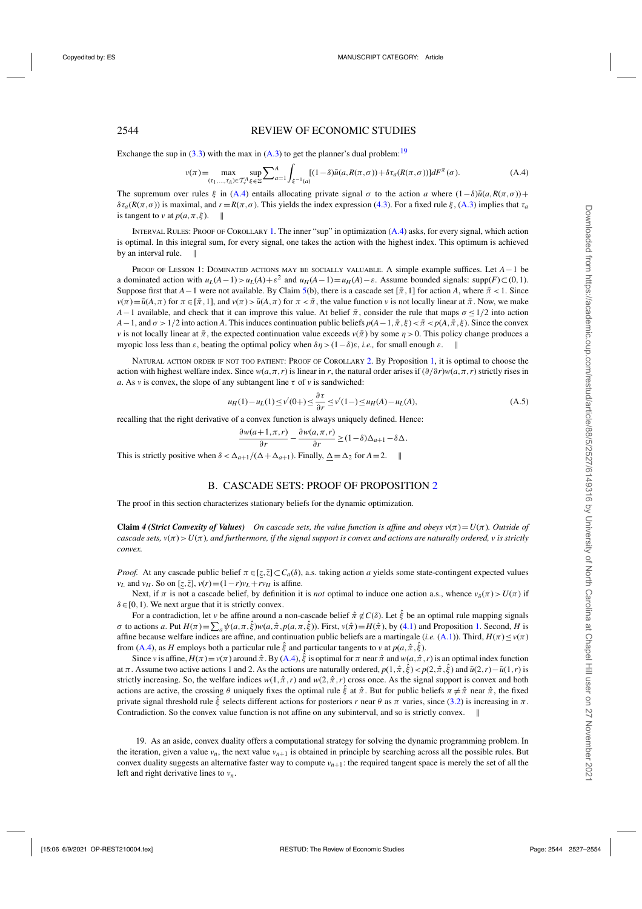Exchange the sup in (3.3) with the max in (A.3) to get the planner's dual problem:[19]

$$v(\pi)=\max_{(\tau_1,\ldots,\tau_A)\in\mathcal{T}_v^A}\sup_{\xi\in\Xi}\sum_{a=1}^{A}\int_{\xi^{-1}(a)}[(1-\delta)\bar{u}(a,R(\pi,\sigma))+\delta\tau_a(R(\pi,\sigma))]dF^{\pi}(\sigma). \tag{A.4}$$

The supremum over rules $\xi$ in (A.4) entails allocating private signal $\sigma$ to the action $a$ where $(1-\delta)\bar{u}(a,R(\pi,\sigma))+\delta\tau_a(R(\pi,\sigma))$ is maximal, and $r=R(\pi,\sigma)$. This yields the index expression (4.3). For a fixed rule $\xi$, (A.3) implies that $\tau_a$ is tangent to $v$ at $p(a,\pi,\xi)$. ‖

Interval Rules: Proof of Corollary 1. The inner "sup" in optimization (A.4) asks, for every signal, which action is optimal. In this integral sum, for every signal, one takes the action with the highest index. This optimum is achieved by an interval rule. ‖

Proof of Lesson 1: Dominated actions may be socially valuable. A simple example suffices. Let $A-1$ be a dominated action with $u_L(A-1)>u_L(A)+\varepsilon^2$ and $u_H(A-1)=u_H(A)-\varepsilon$. Assume bounded signals: $\text{supp}(F)\subset(0,1)$. Suppose first that $A-1$ were not available. By Claim 5(b), there is a cascade set $[\bar{\pi},1]$ for action $A$, where $\bar{\pi}<1$. Since $v(\pi)=\bar{u}(A,\pi)$ for $\pi\in[\bar{\pi},1]$, and $v(\pi)>\bar{u}(A,\pi)$ for $\pi<\bar{\pi}$, the value function $v$ is not locally linear at $\bar{\pi}$. Now, we make $A-1$ available, and check that it can improve this value. At belief $\bar{\pi}$, consider the rule that maps $\sigma\le 1/2$ into action $A-1$, and $\sigma>1/2$ into action $A$. This induces continuation public beliefs $p(A-1,\bar{\pi},\xi)<\bar{\pi}<p(A,\bar{\pi},\xi)$. Since the convex $v$ is not locally linear at $\bar{\pi}$, the expected continuation value exceeds $v(\bar{\pi})$ by some $\eta>0$. This policy change produces a myopic loss less than $\varepsilon$, beating the optimal policy when $\delta\eta>(1-\delta)\varepsilon$, *i.e.,* for small enough $\varepsilon$. ‖

Natural action order if not too patient: Proof of Corollary 2. By Proposition 1, it is optimal to choose the action with highest welfare index. Since $w(a,\pi,r)$ is linear in $r$, the natural order arises if $(\partial/\partial r)w(a,\pi,r)$ strictly rises in $a$. As $v$ is convex, the slope of any subtangent line $\tau$ of $v$ is sandwiched:

$$u_H(1)-u_L(1)\le v'(0+)\le\frac{\partial\tau}{\partial r}\le v'(1-)\le u_H(A)-u_L(A), \tag{A.5}$$

recalling that the right derivative of a convex function is always uniquely defined. Hence:

$$\frac{\partial w(a+1,\pi,r)}{\partial r}-\frac{\partial w(a,\pi,r)}{\partial r}\ge(1-\delta)\Delta_{a+1}-\delta\Delta.$$

This is strictly positive when $\delta<\Delta_{a+1}/(\Delta+\Delta_{a+1})$. Finally, $\underline{\Delta}=\Delta_2$ for $A=2$. ‖

## B. CASCADE SETS: PROOF OF PROPOSITION 2

The proof in this section characterizes stationary beliefs for the dynamic optimization.

**Claim 4** ***(Strict Convexity of Values)*** *On cascade sets, the value function is affine and obeys $v(\pi)=U(\pi)$. Outside of cascade sets, $v(\pi)>U(\pi)$, and furthermore, if the signal support is convex and actions are naturally ordered, $v$ is strictly convex.*

*Proof.* At any cascade public belief $\pi\in[\underline{z},\bar{z}]\subset C_a(\delta)$, a.s. taking action $a$ yields some state-contingent expected values $v_L$ and $v_H$. So on $[\underline{z},\bar{z}]$, $v(r)=(1-r)v_L+rv_H$ is affine.

Next, if $\pi$ is not a cascade belief, by definition it is *not* optimal to induce one action a.s., whence $v_\delta(\pi)>U(\pi)$ if $\delta\in[0,1)$. We next argue that it is strictly convex.

For a contradiction, let $v$ be affine around a non-cascade belief $\hat{\pi}\notin C(\delta)$. Let $\hat{\xi}$ be an optimal rule mapping signals $\sigma$ to actions $a$. Put $H(\pi)=\sum_a\psi(a,\pi,\hat{\xi})w(a,\hat{\pi},p(a,\pi,\hat{\xi}))$. First, $v(\hat{\pi})=H(\hat{\pi})$, by (4.1) and Proposition 1. Second, $H$ is affine because welfare indices are affine, and continuation public beliefs are a martingale (*i.e.* (A.1)). Third, $H(\pi)\le v(\pi)$ from (A.4), as $H$ employs both a particular rule $\hat{\xi}$ and particular tangents to $v$ at $p(a,\hat{\pi},\hat{\xi})$.

Since $v$ is affine, $H(\pi)=v(\pi)$ around $\hat{\pi}$. By (A.4), $\hat{\xi}$ is optimal for $\pi$ near $\hat{\pi}$ and $w(a,\hat{\pi},r)$ is an optimal index function at $\pi$. Assume two active actions 1 and 2. As the actions are naturally ordered, $p(1,\hat{\pi},\hat{\xi})<p(2,\hat{\pi},\hat{\xi})$ and $\bar{u}(2,r)-\bar{u}(1,r)$ is strictly increasing. So, the welfare indices $w(1,\hat{\pi},r)$ and $w(2,\hat{\pi},r)$ cross once. As the signal support is convex and both actions are active, the crossing $\theta$ uniquely fixes the optimal rule $\hat{\xi}$ at $\hat{\pi}$. But for public beliefs $\pi\ne\hat{\pi}$ near $\hat{\pi}$, the fixed private signal threshold rule $\hat{\xi}$ selects different actions for posteriors $r$ near $\theta$ as $\pi$ varies, since (3.2) is increasing in $\pi$. Contradiction. So the convex value function is not affine on any subinterval, and so is strictly convex. ‖

19. As an aside, convex duality offers a computational strategy for solving the dynamic programming problem. In the iteration, given a value $v_n$, the next value $v_{n+1}$ is obtained in principle by searching across all the possible rules. But convex duality suggests an alternative faster way to compute $v_{n+1}$: the required tangent space is merely the set of all the left and right derivative lines to $v_n$.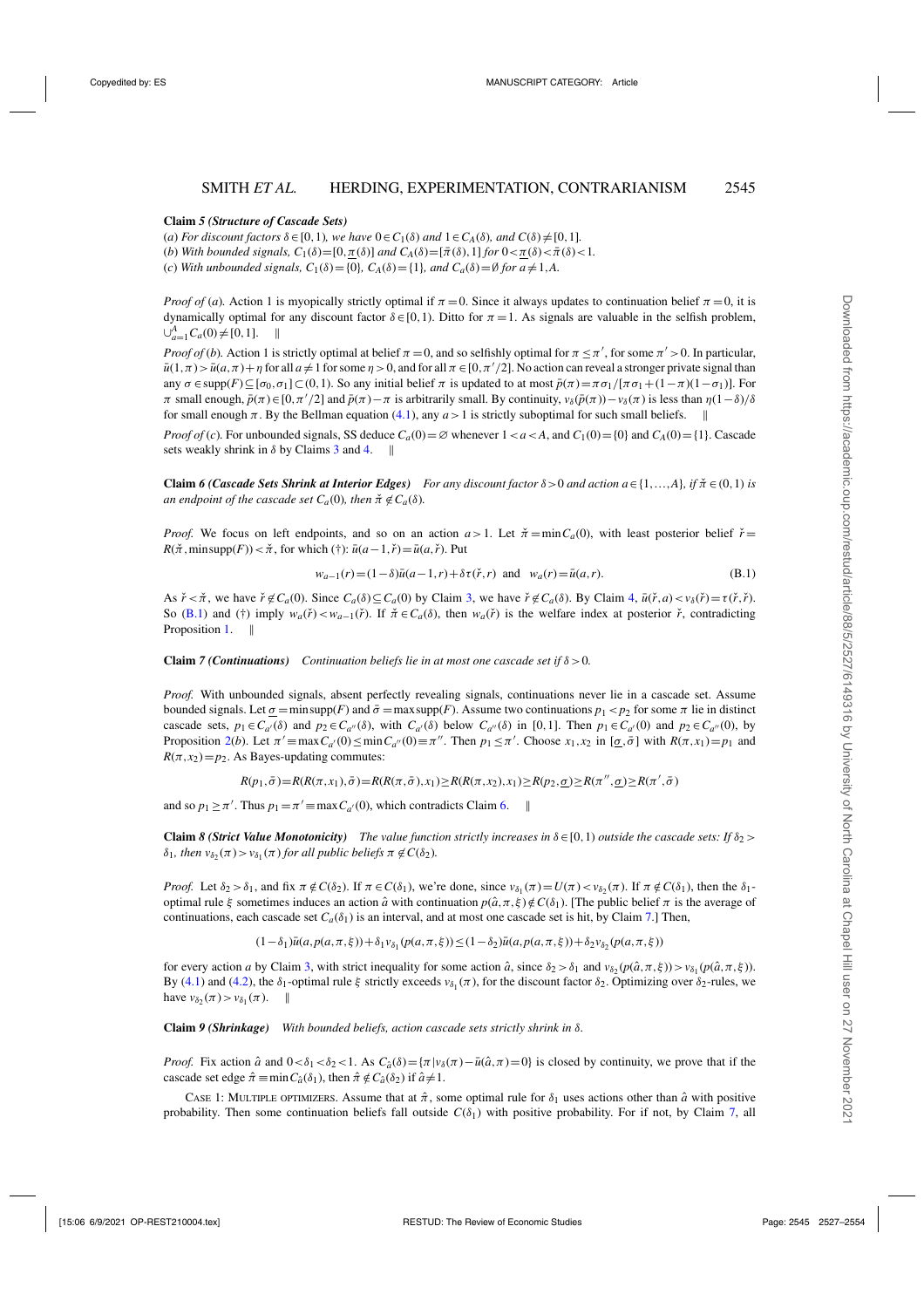**Claim 5** ***(Structure of Cascade Sets)***

(*a*) *For discount factors $\delta \in [1,1)$, we have $0 \in C_1(\delta)$ and $1 \in C_A(\delta)$, and $C(\delta) \neq [0,1]$.*

(*b*) *With bounded signals, $C_1(\delta) = [0, \underline{\pi}(\delta)]$ and $C_A(\delta) = [\bar{\pi}(\delta), 1]$ for $0 < \underline{\pi}(\delta) < \bar{\pi}(\delta) < 1$.*

(*c*) *With unbounded signals, $C_1(\delta) = \{0\}$, $C_A(\delta) = \{1\}$, and $C_a(\delta) = \emptyset$ for $a \neq 1, A$.*

*Proof of* (*a*). Action 1 is myopically strictly optimal if $\pi = 0$. Since it always updates to continuation belief $\pi = 0$, it is dynamically optimal for any discount factor $\delta \in [0,1)$. Ditto for $\pi = 1$. As signals are valuable in the selfish problem, $\cup_{a=1}^{A} C_a(0) \neq [0,1]$. $\|$

*Proof of* (*b*). Action 1 is strictly optimal at belief $\pi = 0$, and so selfishly optimal for $\pi \leq \pi'$, for some $\pi' > 0$. In particular, $\bar{u}(1,\pi) > \bar{u}(a,\pi) + \eta$ for all $a \neq 1$ for some $\eta > 0$, and for all $\pi \in [0, \pi'/2]$. No action can reveal a stronger private signal than any $\sigma \in \text{supp}(F) \subseteq [\sigma_0, \sigma_1] \subset (0,1)$. So any initial belief $\pi$ is updated to at most $\bar{p}(\pi) = \pi\sigma_1 / [\pi\sigma_1 + (1-\pi)(1-\sigma_1)]$. For $\pi$ small enough, $\bar{p}(\pi) \in [0, \pi'/2]$ and $\bar{p}(\pi) - \pi$ is arbitrarily small. By continuity, $v_\delta(\bar{p}(\pi)) - v_\delta(\pi)$ is less than $\eta(1-\delta)/\delta$ for small enough $\pi$. By the Bellman equation (4.1), any $a > 1$ is strictly suboptimal for such small beliefs. $\|$

*Proof of* (*c*). For unbounded signals, SS deduce $C_a(0) = \emptyset$ whenever $1 < a < A$, and $C_1(0) = \{0\}$ and $C_A(0) = \{1\}$. Cascade sets weakly shrink in $\delta$ by Claims 3 and 4. $\|$

**Claim 6** ***(Cascade Sets Shrink at Interior Edges)*** *For any discount factor $\delta > 0$ and action $a \in \{1,\ldots,A\}$, if $\check{\pi} \in (0,1)$ is an endpoint of the cascade set $C_a(0)$, then $\check{\pi} \notin C_a(\delta)$.*

*Proof.* We focus on left endpoints, and so on an action $a > 1$. Let $\check{\pi} = \min C_a(0)$, with least posterior belief $\check{r} = R(\check{\pi}, \min \text{supp}(F)) < \check{\pi}$, for which (†): $\bar{u}(a-1, \check{r}) = \bar{u}(a, \check{r})$. Put

$$w_{a-1}(r) = (1-\delta)\bar{u}(a-1, r) + \delta\tau(\check{r}, r) \quad \text{and} \quad w_a(r) = \bar{u}(a, r). \tag{B.1}$$

As $\check{r} < \check{\pi}$, we have $\check{r} \notin C_a(0)$. Since $C_a(\delta) \subseteq C_a(0)$ by Claim 3, we have $\check{r} \notin C_a(\delta)$. By Claim 4, $\bar{u}(\check{r}, a) < v_\delta(\check{r}) = \tau(\check{r}, \check{r})$. So (B.1) and (†) imply $w_a(\check{r}) < w_{a-1}(\check{r})$. If $\check{\pi} \in C_a(\delta)$, then $w_a(\check{r})$ is the welfare index at posterior $\check{r}$, contradicting Proposition 1. $\|$

**Claim 7** ***(Continuations)*** *Continuation beliefs lie in at most one cascade set if $\delta > 0$.*

*Proof.* With unbounded signals, absent perfectly revealing signals, continuations never lie in a cascade set. Assume bounded signals. Let $\underline{\sigma} = \min \text{supp}(F)$ and $\bar{\sigma} = \max \text{supp}(F)$. Assume two continuations $p_1 < p_2$ for some $\pi$ lie in distinct cascade sets, $p_1 \in C_{a'}(\delta)$ and $p_2 \in C_{a''}(\delta)$, with $C_{a'}(\delta)$ below $C_{a''}(\delta)$ in $[0,1]$. Then $p_1 \in C_{a'}(0)$ and $p_2 \in C_{a''}(0)$, by Proposition 2(*b*). Let $\pi' \equiv \max C_{a'}(0) \leq \min C_{a''}(0) \equiv \pi''$. Then $p_1 \leq \pi'$. Choose $x_1, x_2$ in $[\underline{\sigma}, \bar{\sigma}]$ with $R(\pi, x_1) = p_1$ and $R(\pi, x_2) = p_2$. As Bayes-updating commutes:

$$R(p_1, \bar{\sigma}) = R(R(\pi, x_1), \bar{\sigma}) = R(R(\pi, \bar{\sigma}), x_1) \geq R(R(\pi, x_2), x_1) \geq R(p_2, \underline{\sigma}) \geq R(\pi'', \underline{\sigma}) \geq R(\pi', \bar{\sigma})$$

and so $p_1 \geq \pi'$. Thus $p_1 = \pi' \equiv \max C_{a'}(0)$, which contradicts Claim 6. $\|$

**Claim 8** ***(Strict Value Monotonicity)*** *The value function strictly increases in $\delta \in [0,1)$ outside the cascade sets: If $\delta_2 > \delta_1$, then $v_{\delta_2}(\pi) > v_{\delta_1}(\pi)$ for all public beliefs $\pi \notin C(\delta_2)$.*

*Proof.* Let $\delta_2 > \delta_1$, and fix $\pi \notin C(\delta_2)$. If $\pi \in C(\delta_1)$, we're done, since $v_{\delta_1}(\pi) = U(\pi) < v_{\delta_2}(\pi)$. If $\pi \notin C(\delta_1)$, then the $\delta_1$-optimal rule $\xi$ sometimes induces an action $\hat{a}$ with continuation $p(\hat{a}, \pi, \xi) \notin C(\delta_1)$. [The public belief $\pi$ is the average of continuations, each cascade set $C_a(\delta_1)$ is an interval, and at most one cascade set is hit, by Claim 7.] Then,

$$(1-\delta_1)\bar{u}(a, p(a,\pi,\xi)) + \delta_1 v_{\delta_1}(p(a,\pi,\xi)) \leq (1-\delta_2)\bar{u}(a, p(a,\pi,\xi)) + \delta_2 v_{\delta_2}(p(a,\pi,\xi))$$

for every action $a$ by Claim 3, with strict inequality for some action $\hat{a}$, since $\delta_2 > \delta_1$ and $v_{\delta_2}(p(\hat{a},\pi,\xi)) > v_{\delta_1}(p(\hat{a},\pi,\xi))$. By (4.1) and (4.2), the $\delta_1$-optimal rule $\xi$ strictly exceeds $v_{\delta_1}(\pi)$, for the discount factor $\delta_2$. Optimizing over $\delta_2$-rules, we have $v_{\delta_2}(\pi) > v_{\delta_1}(\pi)$. $\|$

**Claim 9** ***(Shrinkage)*** *With bounded beliefs, action cascade sets strictly shrink in $\delta$.*

*Proof.* Fix action $\hat{a}$ and $0 < \delta_1 < \delta_2 < 1$. As $C_{\hat{a}}(\delta) = \{\pi \,|\, v_\delta(\pi) - \bar{u}(\hat{a}, \pi) = 0\}$ is closed by continuity, we prove that if the cascade set edge $\hat{\pi} \equiv \min C_{\hat{a}}(\delta_1)$, then $\hat{\pi} \notin C_{\hat{a}}(\delta_2)$ if $\hat{a} \neq 1$.

Case 1: Multiple optimizers. Assume that at $\hat{\pi}$, some optimal rule for $\delta_1$ uses actions other than $\hat{a}$ with positive probability. Then some continuation beliefs fall outside $C(\delta_1)$ with positive probability. For if not, by Claim 7, all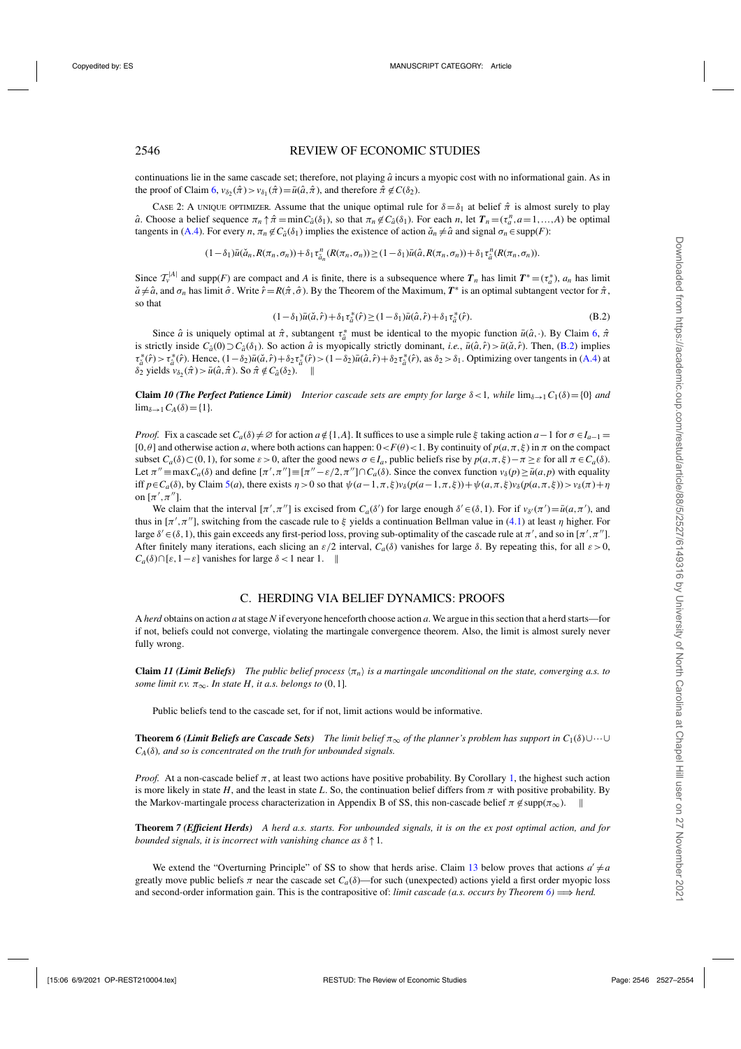continuations lie in the same cascade set; therefore, not playing $\hat{a}$ incurs a myopic cost with no informational gain. As in the proof of Claim 6, $v_{\delta_2}(\hat{\pi}) > v_{\delta_1}(\hat{\pi}) = \bar{u}(\hat{a}, \hat{\pi})$, and therefore $\hat{\pi} \notin C(\delta_2)$.

CASE 2: A UNIQUE OPTIMIZER. Assume that the unique optimal rule for $\delta = \delta_1$ at belief $\hat{\pi}$ is almost surely to play $\hat{a}$. Choose a belief sequence $\pi_n \uparrow \hat{\pi} = \min C_{\hat{a}}(\delta_1)$, so that $\pi_n \notin C_{\hat{a}}(\delta_1)$. For each $n$, let $\boldsymbol{T}_n = (\tau_a^n, a = 1, \ldots, A)$ be optimal tangents in (A.4). For every $n$, $\pi_n \notin C_{\hat{a}}(\delta_1)$ implies the existence of action $\check{a}_n \neq \hat{a}$ and signal $\sigma_n \in \text{supp}(F)$:

$$(1-\delta_1)\bar{u}(\check{a}_n, R(\pi_n, \sigma_n)) + \delta_1 \tau_{\check{a}_n}^n (R(\pi_n, \sigma_n)) \geq (1-\delta_1)\bar{u}(\hat{a}, R(\pi_n, \sigma_n)) + \delta_1 \tau_{\hat{a}}^n (R(\pi_n, \sigma_n)).$$

Since $\mathcal{T}_v^{|A|}$ and $\text{supp}(F)$ are compact and $A$ is finite, there is a subsequence where $\boldsymbol{T}_n$ has limit $\boldsymbol{T}^* = (\tau_a^*)$, $a_n$ has limit $\check{a} \neq \hat{a}$, and $\sigma_n$ has limit $\hat{\sigma}$. Write $\hat{r} = R(\hat{\pi}, \hat{\sigma})$. By the Theorem of the Maximum, $\boldsymbol{T}^*$ is an optimal subtangent vector for $\hat{\pi}$, so that

$$(1-\delta_1)\bar{u}(\check{a}, \hat{r}) + \delta_1 \tau_{\check{a}}^*(\hat{r}) \geq (1-\delta_1)\bar{u}(\hat{a}, \hat{r}) + \delta_1 \tau_{\hat{a}}^*(\hat{r}). \tag{B.2}$$

Since $\hat{a}$ is uniquely optimal at $\hat{\pi}$, subtangent $\tau_{\hat{a}}^*$ must be identical to the myopic function $\bar{u}(\hat{a}, \cdot)$. By Claim 6, $\hat{\pi}$ is strictly inside $C_{\hat{a}}(0) \supset C_{\hat{a}}(\delta_1)$. So action $\hat{a}$ is myopically strictly dominant, *i.e.*, $\bar{u}(\hat{a}, \hat{r}) > \bar{u}(\check{a}, \hat{r})$. Then, (B.2) implies $\tau_{\check{a}}^*(\hat{r}) > \tau_{\hat{a}}^*(\hat{r})$. Hence, $(1-\delta_2)\bar{u}(\check{a}, \hat{r}) + \delta_2 \tau_{\check{a}}^*(\hat{r}) > (1-\delta_2)\bar{u}(\hat{a}, \hat{r}) + \delta_2 \tau_{\hat{a}}^*(\hat{r})$, as $\delta_2 > \delta_1$. Optimizing over tangents in (A.4) at $\delta_2$ yields $v_{\delta_2}(\hat{\pi}) > \bar{u}(\hat{a}, \hat{\pi})$. So $\hat{\pi} \notin C_{\hat{a}}(\delta_2)$. ‖

**Claim** *10 (The Perfect Patience Limit) Interior cascade sets are empty for large $\delta < 1$, while $\lim_{\delta \to 1} C_1(\delta) = \{0\}$ and $\lim_{\delta \to 1} C_A(\delta) = \{1\}$.*

*Proof.* Fix a cascade set $C_a(\delta) \neq \varnothing$ for action $a \notin \{1, A\}$. It suffices to use a simple rule $\xi$ taking action $a-1$ for $\sigma \in I_{a-1} = [0, \theta]$ and otherwise action $a$, where both actions can happen: $0 < F(\theta) < 1$. By continuity of $p(a, \pi, \xi)$ in $\pi$ on the compact subset $C_a(\delta) \subset (0,1)$, for some $\varepsilon > 0$, after the good news $\sigma \in I_a$, public beliefs rise by $p(a, \pi, \xi) - \pi \geq \varepsilon$ for all $\pi \in C_a(\delta)$. Let $\pi'' \equiv \max C_a(\delta)$ and define $[\pi', \pi''] \equiv [\pi'' - \varepsilon/2, \pi''] \cap C_a(\delta)$. Since the convex function $v_\delta(p) \geq \bar{u}(a, p)$ with equality iff $p \in C_a(\delta)$, by Claim 5(*a*), there exists $\eta > 0$ so that $\psi(a-1, \pi, \xi) v_\delta(p(a-1, \pi, \xi)) + \psi(a, \pi, \xi) v_\delta(p(a, \pi, \xi)) > v_\delta(\pi) + \eta$ on $[\pi', \pi'']$.

We claim that the interval $[\pi', \pi'']$ is excised from $C_a(\delta')$ for large enough $\delta' \in (\delta, 1)$. For if $v_{\delta'}(\pi') = \bar{u}(a, \pi')$, and thus in $[\pi', \pi'']$, switching from the cascade rule to $\xi$ yields a continuation Bellman value in (4.1) at least $\eta$ higher. For large $\delta' \in (\delta, 1)$, this gain exceeds any first-period loss, proving sub-optimality of the cascade rule at $\pi'$, and so in $[\pi', \pi'']$. After finitely many iterations, each slicing an $\varepsilon/2$ interval, $C_a(\delta)$ vanishes for large $\delta$. By repeating this, for all $\varepsilon > 0$, $C_a(\delta) \cap [\varepsilon, 1-\varepsilon]$ vanishes for large $\delta < 1$ near 1. ‖

## C. HERDING VIA BELIEF DYNAMICS: PROOFS

A *herd* obtains on action $a$ at stage $N$ if everyone henceforth choose action $a$. We argue in this section that a herd starts—for if not, beliefs could not converge, violating the martingale convergence theorem. Also, the limit is almost surely never fully wrong.

**Claim** *11 (Limit Beliefs) The public belief process $\langle \pi_n \rangle$ is a martingale unconditional on the state, converging a.s. to some limit r.v. $\pi_\infty$. In state $H$, it a.s. belongs to $(0,1]$.*

Public beliefs tend to the cascade set, for if not, limit actions would be informative.

**Theorem** *6 (Limit Beliefs are Cascade Sets) The limit belief $\pi_\infty$ of the planner's problem has support in $C_1(\delta) \cup \cdots \cup C_A(\delta)$, and so is concentrated on the truth for unbounded signals.*

*Proof.* At a non-cascade belief $\pi$, at least two actions have positive probability. By Corollary 1, the highest such action is more likely in state $H$, and the least in state $L$. So, the continuation belief differs from $\pi$ with positive probability. By the Markov-martingale process characterization in Appendix B of SS, this non-cascade belief $\pi \notin \text{supp}(\pi_\infty)$. ‖

**Theorem** *7 (Efficient Herds) A herd a.s. starts. For unbounded signals, it is on the ex post optimal action, and for bounded signals, it is incorrect with vanishing chance as $\delta \uparrow 1$.*

We extend the "Overturning Principle" of SS to show that herds arise. Claim 13 below proves that actions $a' \neq a$ greatly move public beliefs $\pi$ near the cascade set $C_a(\delta)$—for such (unexpected) actions yield a first order myopic loss and second-order information gain. This is the contrapositive of: *limit cascade (a.s. occurs by Theorem 6) $\Longrightarrow$ herd.*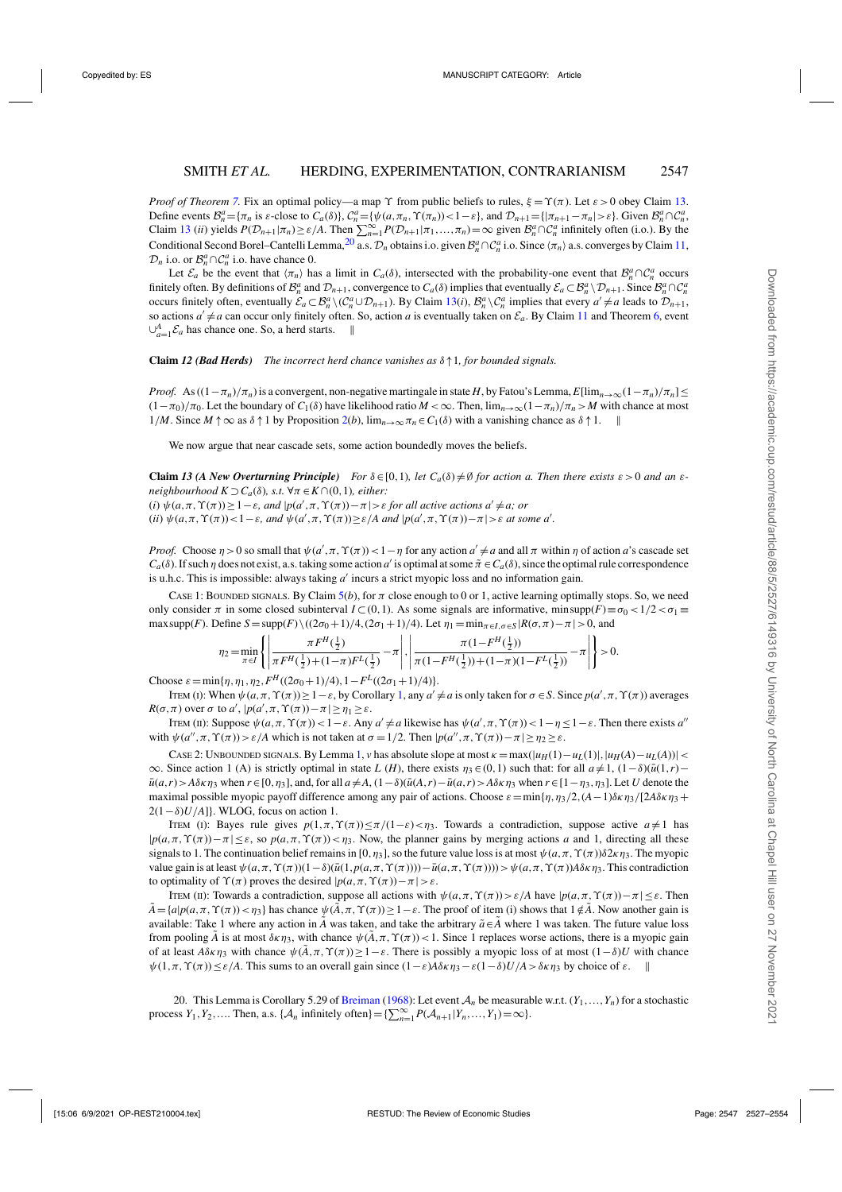*Proof of Theorem 7.* Fix an optimal policy—a map $\Upsilon$ from public beliefs to rules, $\xi=\Upsilon(\pi)$. Let $\varepsilon>0$ obey Claim 13. Define events $\mathcal{B}_n^a=\{\pi_n$ is $\varepsilon$-close to $C_a(\delta)\}$, $\mathcal{C}_n^a=\{\psi(a,\pi_n,\Upsilon(\pi_n))<1-\varepsilon\}$, and $\mathcal{D}_{n+1}=\{|\pi_{n+1}-\pi_n|>\varepsilon\}$. Given $\mathcal{B}_n^a\cap\mathcal{C}_n^a$, Claim 13 (*ii*) yields $P(\mathcal{D}_{n+1}|\pi_n)\geq\varepsilon/A$. Then $\sum_{n=1}^{\infty}P(\mathcal{D}_{n+1}|\pi_1,\ldots,\pi_n)=\infty$ given $\mathcal{B}_n^a\cap\mathcal{C}_n^a$ infinitely often (i.o.). By the Conditional Second Borel–Cantelli Lemma,[20] a.s. $\mathcal{D}_n$ obtains i.o. given $\mathcal{B}_n^a\cap\mathcal{C}_n^a$ i.o. Since $\langle\pi_n\rangle$ a.s. converges by Claim 11, $\mathcal{D}_n$ i.o. or $\mathcal{B}_n^a\cap\mathcal{C}_n^a$ i.o. have chance 0.

Let $\mathcal{E}_a$ be the event that $\langle\pi_n\rangle$ has a limit in $C_a(\delta)$, intersected with the probability-one event that $\mathcal{B}_n^a\cap\mathcal{C}_n^a$ occurs finitely often. By definitions of $\mathcal{B}_n^a$ and $\mathcal{D}_{n+1}$, convergence to $C_a(\delta)$ implies that eventually $\mathcal{E}_a\subset\mathcal{B}_n^a\setminus\mathcal{D}_{n+1}$. Since $\mathcal{B}_n^a\cap\mathcal{C}_n^a$ occurs finitely often, eventually $\mathcal{E}_a\subset\mathcal{B}_n^a\setminus(\mathcal{C}_n^a\cup\mathcal{D}_{n+1})$. By Claim 13(*i*), $\mathcal{B}_n^a\setminus\mathcal{C}_n^a$ implies that every $a'\neq a$ leads to $\mathcal{D}_{n+1}$, so actions $a'\neq a$ can occur only finitely often. So, action $a$ is eventually taken on $\mathcal{E}_a$. By Claim 11 and Theorem 6, event $\cup_{a=1}^{A}\mathcal{E}_a$ has chance one. So, a herd starts. ‖

**Claim 12** *(Bad Herds)* *The incorrect herd chance vanishes as $\delta\uparrow 1$, for bounded signals.*

*Proof.* As $((1-\pi_n)/\pi_n)$ is a convergent, non-negative martingale in state $H$, by Fatou's Lemma, $E[\lim_{n\to\infty}(1-\pi_n)/\pi_n]\leq(1-\pi_0)/\pi_0$. Let the boundary of $C_1(\delta)$ have likelihood ratio $M<\infty$. Then, $\lim_{n\to\infty}(1-\pi_n)/\pi_n>M$ with chance at most $1/M$. Since $M\uparrow\infty$ as $\delta\uparrow 1$ by Proposition 2(*b*), $\lim_{n\to\infty}\pi_n\in C_1(\delta)$ with a vanishing chance as $\delta\uparrow 1$. ‖

We now argue that near cascade sets, some action boundedly moves the beliefs.

**Claim 13** *(A New Overturning Principle)* *For $\delta\in[0,1)$, let $C_a(\delta)\neq\emptyset$ for action $a$. Then there exists $\varepsilon>0$ and an $\varepsilon$-neighbourhood $K\supset C_a(\delta)$, s.t. $\forall\pi\in K\cap(0,1)$, either:*
*(i) $\psi(a,\pi,\Upsilon(\pi))\geq 1-\varepsilon$, and $|p(a',\pi,\Upsilon(\pi))-\pi|>\varepsilon$ for all active actions $a'\neq a$; or*
*(ii) $\psi(a,\pi,\Upsilon(\pi))<1-\varepsilon$, and $\psi(a',\pi,\Upsilon(\pi))\geq\varepsilon/A$ and $|p(a',\pi,\Upsilon(\pi))-\pi|>\varepsilon$ at some $a'$.*

*Proof.* Choose $\eta>0$ so small that $\psi(a',\pi,\Upsilon(\pi))<1-\eta$ for any action $a'\neq a$ and all $\pi$ within $\eta$ of action $a$'s cascade set $C_a(\delta)$. If such $\eta$ does not exist, a.s. taking some action $a'$ is optimal at some $\tilde{\pi}\in C_a(\delta)$, since the optimal rule correspondence is u.h.c. This is impossible: always taking $a'$ incurs a strict myopic loss and no information gain.

CASE 1: BOUNDED SIGNALS. By Claim 5(*b*), for $\pi$ close enough to 0 or 1, active learning optimally stops. So, we need only consider $\pi$ in some closed subinterval $I\subset(0,1)$. As some signals are informative, $\min\operatorname{supp}(F)\equiv\sigma_0<1/2<\sigma_1\equiv\max\operatorname{supp}(F)$. Define $S=\operatorname{supp}(F)\setminus((2\sigma_0+1)/4,(2\sigma_1+1)/4)$. Let $\eta_1=\min_{\pi\in I,\sigma\in S}|R(\sigma,\pi)-\pi|>0$, and

$$\eta_2=\min_{\pi\in I}\left\{\left|\frac{\pi F^H(\frac{1}{2})}{\pi F^H(\frac{1}{2})+(1-\pi)F^L(\frac{1}{2})}-\pi\right|,\left|\frac{\pi(1-F^H(\frac{1}{2}))}{\pi(1-F^H(\frac{1}{2}))+(1-\pi)(1-F^L(\frac{1}{2}))}-\pi\right|\right\}>0.$$

Choose $\varepsilon=\min\{\eta,\eta_1,\eta_2,F^H((2\sigma_0+1)/4),1-F^L((2\sigma_1+1)/4)\}$.

ITEM (I): When $\psi(a,\pi,\Upsilon(\pi))\geq 1-\varepsilon$, by Corollary 1, any $a'\neq a$ is only taken for $\sigma\in S$. Since $p(a',\pi,\Upsilon(\pi))$ averages $R(\sigma,\pi)$ over $\sigma$ to $a'$, $|p(a',\pi,\Upsilon(\pi))-\pi|\geq\eta_1\geq\varepsilon$.

ITEM (II): Suppose $\psi(a,\pi,\Upsilon(\pi))<1-\varepsilon$. Any $a'\neq a$ likewise has $\psi(a',\pi,\Upsilon(\pi))<1-\eta\leq 1-\varepsilon$. Then there exists $a''$ with $\psi(a'',\pi,\Upsilon(\pi))>\varepsilon/A$ which is not taken at $\sigma=1/2$. Then $|p(a'',\pi,\Upsilon(\pi))-\pi|\geq\eta_2\geq\varepsilon$.

CASE 2: UNBOUNDED SIGNALS. By Lemma 1, $v$ has absolute slope at most $\kappa=\max(|u_H(1)-u_L(1)|,|u_H(A)-u_L(A)|)<\infty$. Since action 1 (A) is strictly optimal in state $L$ ($H$), there exists $\eta_3\in(0,1)$ such that: for all $a\neq 1$, $(1-\delta)(\bar{u}(1,r)-\bar{u}(a,r)>A\delta\kappa\eta_3$ when $r\in[0,\eta_3]$, and, for all $a\neq A$, $(1-\delta)(\bar{u}(A,r)-\bar{u}(a,r)>A\delta\kappa\eta_3$ when $r\in[1-\eta_3,\eta_3]$. Let $U$ denote the maximal possible myopic payoff difference among any pair of actions. Choose $\varepsilon=\min\{\eta,\eta_3/2,(A-1)\delta\kappa\eta_3/[2A\delta\kappa\eta_3+2(1-\delta)U/A]\}$. WLOG, focus on action 1.

ITEM (I): Bayes rule gives $p(1,\pi,\Upsilon(\pi))\leq\pi/(1-\varepsilon)<\eta_3$. Towards a contradiction, suppose active $a\neq 1$ has $|p(a,\pi,\Upsilon(\pi))-\pi|\leq\varepsilon$, so $p(a,\pi,\Upsilon(\pi))<\eta_3$. Now, the planner gains by merging actions $a$ and 1, directing all these signals to 1. The continuation belief remains in $[0,\eta_3]$, so the future value loss is at most $\psi(a,\pi,\Upsilon(\pi))\delta 2\kappa\eta_3$. The myopic value gain is at least $\psi(a,\pi,\Upsilon(\pi))(1-\delta)(\bar{u}(1,p(a,\pi,\Upsilon(\pi)))-\bar{u}(a,\pi,\Upsilon(\pi))))>\psi(a,\pi,\Upsilon(\pi))A\delta\kappa\eta_3$. This contradiction to optimality of $\Upsilon(\pi)$ proves the desired $|p(a,\pi,\Upsilon(\pi))-\pi|>\varepsilon$.

ITEM (II): Towards a contradiction, suppose all actions with $\psi(a,\pi,\Upsilon(\pi))>\varepsilon/A$ have $|p(a,\pi,\Upsilon(\pi))-\pi|\leq\varepsilon$. Then $\tilde{A}=\{a|p(a,\pi,\Upsilon(\pi))<\eta_3\}$ has chance $\psi(\tilde{A},\pi,\Upsilon(\pi))\geq 1-\varepsilon$. The proof of item (i) shows that $1\notin\tilde{A}$. Now another gain is available: Take 1 where any action in $\tilde{A}$ was taken, and take the arbitrary $\tilde{a}\in\tilde{A}$ where 1 was taken. The future value loss from pooling $\tilde{A}$ is at most $\delta\kappa\eta_3$, with chance $\psi(\tilde{A},\pi,\Upsilon(\pi))<1$. Since 1 replaces worse actions, there is a myopic gain of at least $A\delta\kappa\eta_3$ with chance $\psi(\tilde{A},\pi,\Upsilon(\pi))\geq 1-\varepsilon$. There is possibly a myopic loss of at most $(1-\delta)U$ with chance $\psi(1,\pi,\Upsilon(\pi))\leq\varepsilon/A$. This sums to an overall gain since $(1-\varepsilon)A\delta\kappa\eta_3-\varepsilon(1-\delta)U/A>\delta\kappa\eta_3$ by choice of $\varepsilon$. ‖

20. This Lemma is Corollary 5.29 of Breiman (1968): Let event $\mathcal{A}_n$ be measurable w.r.t. $(Y_1,\ldots,Y_n)$ for a stochastic process $Y_1,Y_2,\ldots$. Then, a.s. $\{\mathcal{A}_n$ infinitely often$\}=\{\sum_{n=1}^{\infty}P(\mathcal{A}_{n+1}|Y_n,\ldots,Y_1)=\infty\}$.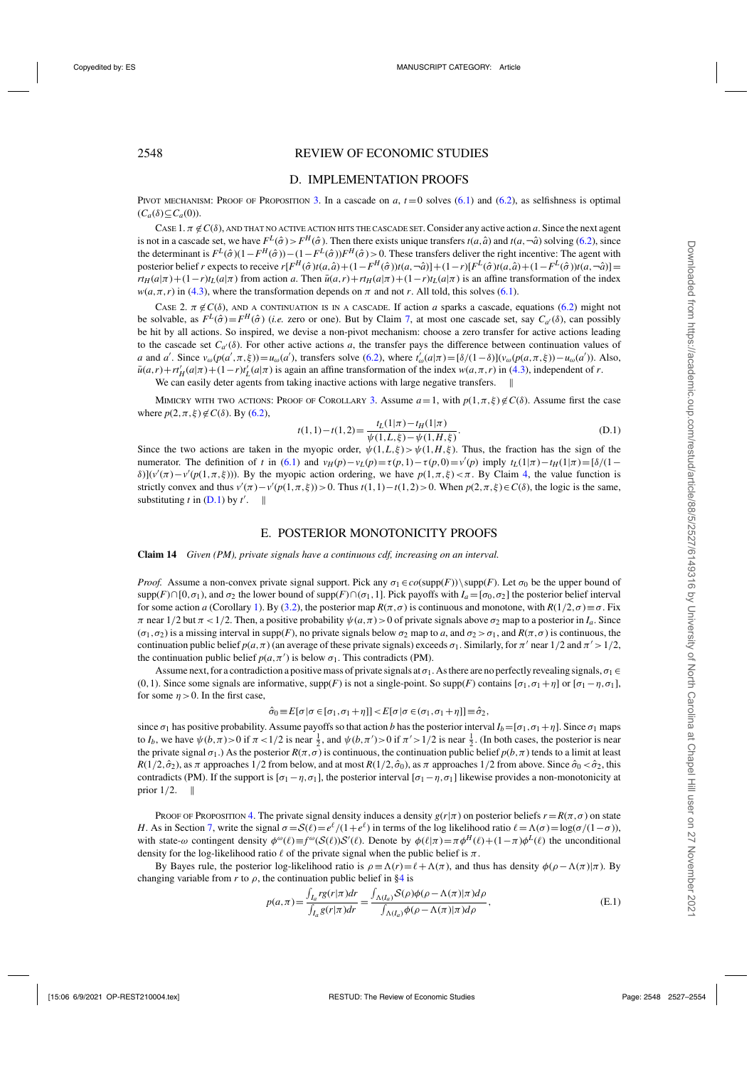## D. IMPLEMENTATION PROOFS

Pivot mechanism: Proof of Proposition 3. In a cascade on $a$, $t=0$ solves (6.1) and (6.2), as selfishness is optimal $(C_a(\delta)\subseteq C_a(0))$.

Case 1. $\pi\notin C(\delta)$, and that no active action hits the cascade set. Consider any active action $a$. Since the next agent is not in a cascade set, we have $F^L(\hat{\sigma})>F^H(\hat{\sigma})$. Then there exists unique transfers $t(a,\hat{a})$ and $t(a,\neg\hat{a})$ solving (6.2), since the determinant is $F^L(\hat{\sigma})(1-F^H(\hat{\sigma}))-(1-F^L(\hat{\sigma}))F^H(\hat{\sigma})>0$. These transfers deliver the right incentive: The agent with posterior belief $r$ expects to receive $r[F^H(\hat{\sigma})t(a,\hat{a})+(1-F^H(\hat{\sigma}))t(a,\neg\hat{a})]+(1-r)[F^L(\hat{\sigma})t(a,\hat{a})+(1-F^L(\hat{\sigma}))t(a,\neg\hat{a})]=rt_H(a|\pi)+(1-r)t_L(a|\pi)$ from action $a$. Then $\bar{u}(a,r)+rt_H(a|\pi)+(1-r)t_L(a|\pi)$ is an affine transformation of the index $w(a,\pi,r)$ in (4.3), where the transformation depends on $\pi$ and not $r$. All told, this solves (6.1).

Case 2. $\pi\notin C(\delta)$, and a continuation is in a cascade. If action $a$ sparks a cascade, equations (6.2) might not be solvable, as $F^L(\hat{\sigma})=F^H(\hat{\sigma})$ (*i.e.* zero or one). But by Claim 7, at most one cascade set, say $C_{a'}(\delta)$, can possibly be hit by all actions. So inspired, we devise a non-pivot mechanism: choose a zero transfer for active actions leading to the cascade set $C_{a'}(\delta)$. For other active actions $a$, the transfer pays the difference between continuation values of $a$ and $a'$. Since $v_\omega(p(a',\pi,\xi))=u_\omega(a')$, transfers solve (6.2), where $t'_\omega(a|\pi)=[\delta/(1-\delta)](v_\omega(p(a,\pi,\xi))-u_\omega(a'))$. Also, $\bar{u}(a,r)+rt'_H(a|\pi)+(1-r)t'_L(a|\pi)$ is again an affine transformation of the index $w(a,\pi,r)$ in (4.3), independent of $r$.

We can easily deter agents from taking inactive actions with large negative transfers. ‖

Mimicry with two actions: Proof of Corollary 3. Assume $a=1$, with $p(1,\pi,\xi)\notin C(\delta)$. Assume first the case where $p(2,\pi,\xi)\notin C(\delta)$. By (6.2),

$$t(1,1)-t(1,2)=\frac{t_L(1|\pi)-t_H(1|\pi)}{\psi(1,L,\xi)-\psi(1,H,\xi)}. \tag{D.1}$$

Since the two actions are taken in the myopic order, $\psi(1,L,\xi)>\psi(1,H,\xi)$. Thus, the fraction has the sign of the numerator. The definition of $t$ in (6.1) and $v_H(p)-v_L(p)=\tau(p,1)-\tau(p,0)=v'(p)$ imply $t_L(1|\pi)-t_H(1|\pi)=[\delta/(1-\delta)](v'(\pi)-v'(p(1,\pi,\xi)))$. By the myopic action ordering, we have $p(1,\pi,\xi)<\pi$. By Claim 4, the value function is strictly convex and thus $v'(\pi)-v'(p(1,\pi,\xi))>0$. Thus $t(1,1)-t(1,2)>0$. When $p(2,\pi,\xi)\in C(\delta)$, the logic is the same, substituting $t$ in (D.1) by $t'$. ‖

## E. POSTERIOR MONOTONICITY PROOFS

**Claim 14** *Given (PM), private signals have a continuous cdf, increasing on an interval.*

*Proof.* Assume a non-convex private signal support. Pick any $\sigma_1\in co(\text{supp}(F))\setminus\text{supp}(F)$. Let $\sigma_0$ be the upper bound of $\text{supp}(F)\cap[0,\sigma_1)$, and $\sigma_2$ the lower bound of $\text{supp}(F)\cap(\sigma_1,1]$. Pick payoffs with $I_a=[\sigma_0,\sigma_2]$ the posterior belief interval for some action $a$ (Corollary 1). By (3.2), the posterior map $R(\pi,\sigma)$ is continuous and monotone, with $R(1/2,\sigma)\equiv\sigma$. Fix $\pi$ near $1/2$ but $\pi<1/2$. Then, a positive probability $\psi(a,\pi)>0$ of private signals above $\sigma_2$ map to a posterior in $I_a$. Since $(\sigma_1,\sigma_2)$ is a missing interval in $\text{supp}(F)$, no private signals below $\sigma_2$ map to $a$, and $\sigma_2>\sigma_1$, and $R(\pi,\sigma)$ is continuous, the continuation public belief $p(a,\pi)$ (an average of these private signals) exceeds $\sigma_1$. Similarly, for $\pi'$ near $1/2$ and $\pi'>1/2$, the continuation public belief $p(a,\pi')$ is below $\sigma_1$. This contradicts (PM).

Assume next, for a contradiction a positive mass of private signals at $\sigma_1$. As there are no perfectly revealing signals, $\sigma_1\in(0,1)$. Since some signals are informative, $\text{supp}(F)$ is not a single-point. So $\text{supp}(F)$ contains $[\sigma_1,\sigma_1+\eta]$ or $[\sigma_1-\eta,\sigma_1]$, for some $\eta>0$. In the first case,

$$\hat{\sigma}_0\equiv E[\sigma|\sigma\in[\sigma_1,\sigma_1+\eta]]<E[\sigma|\sigma\in(\sigma_1,\sigma_1+\eta]]\equiv\hat{\sigma}_2,$$

since $\sigma_1$ has positive probability. Assume payoffs so that action $b$ has the posterior interval $I_b=[\sigma_1,\sigma_1+\eta]$. Since $\sigma_1$ maps to $I_b$, we have $\psi(b,\pi)>0$ if $\pi<1/2$ is near $\frac{1}{2}$, and $\psi(b,\pi')>0$ if $\pi'>1/2$ is near $\frac{1}{2}$. (In both cases, the posterior is near the private signal $\sigma_1$.) As the posterior $R(\pi,\sigma)$ is continuous, the continuation public belief $p(b,\pi)$ tends to a limit at least $R(1/2,\hat{\sigma}_2)$, as $\pi$ approaches $1/2$ from below, and at most $R(1/2,\hat{\sigma}_0)$, as $\pi$ approaches $1/2$ from above. Since $\hat{\sigma}_0<\hat{\sigma}_2$, this contradicts (PM). If the support is $[\sigma_1-\eta,\sigma_1]$, the posterior interval $[\sigma_1-\eta,\sigma_1]$ likewise provides a non-monotonicity at prior $1/2$. ‖

Proof of Proposition 4. The private signal density induces a density $g(r|\pi)$ on posterior beliefs $r=R(\pi,\sigma)$ on state $H$. As in Section 7, write the signal $\sigma=\mathcal{S}(\ell)=e^\ell/(1+e^\ell)$ in terms of the log likelihood ratio $\ell=\Lambda(\sigma)=\log(\sigma/(1-\sigma))$, with state-$\omega$ contingent density $\phi^\omega(\ell)\equiv f^\omega(\mathcal{S}(\ell))\mathcal{S}'(\ell)$. Denote by $\phi(\ell|\pi)=\pi\phi^H(\ell)+(1-\pi)\phi^L(\ell)$ the unconditional density for the log-likelihood ratio $\ell$ of the private signal when the public belief is $\pi$.

By Bayes rule, the posterior log-likelihood ratio is $\rho\equiv\Lambda(r)=\ell+\Lambda(\pi)$, and thus has density $\phi(\rho-\Lambda(\pi)|\pi)$. By changing variable from $r$ to $\rho$, the continuation public belief in §4 is

$$p(a,\pi)=\frac{\int_{I_a}rg(r|\pi)dr}{\int_{I_a}g(r|\pi)dr}=\frac{\int_{\Lambda(I_a)}\mathcal{S}(\rho)\phi(\rho-\Lambda(\pi)|\pi)d\rho}{\int_{\Lambda(I_a)}\phi(\rho-\Lambda(\pi)|\pi)d\rho}, \tag{E.1}$$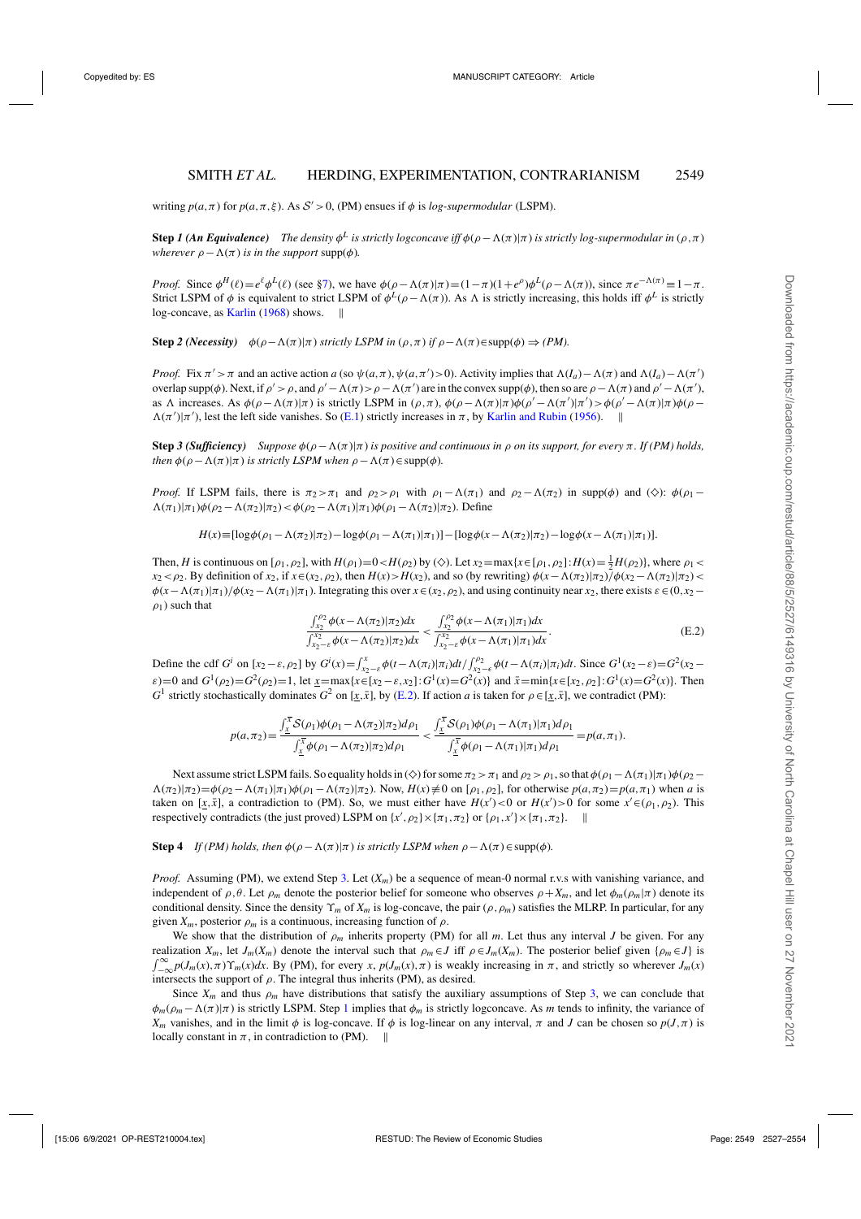writing $p(a,\pi)$ for $p(a,\pi,\xi)$. As $\mathcal{S}'>0$, (PM) ensues if $\phi$ is *log-supermodular* (LSPM).

**Step 1** ***(An Equivalence)*** *The density $\phi^L$ is strictly logconcave iff $\phi(\rho-\Lambda(\pi)|\pi)$ is strictly log-supermodular in $(\rho,\pi)$ wherever $\rho-\Lambda(\pi)$ is in the support* supp$(\phi)$.

*Proof.* Since $\phi^H(\ell)=e^{\ell}\phi^L(\ell)$ (see §7), we have $\phi(\rho-\Lambda(\pi)|\pi)=(1-\pi)(1+e^{\rho})\phi^L(\rho-\Lambda(\pi))$, since $\pi e^{-\Lambda(\pi)}\equiv 1-\pi$. Strict LSPM of $\phi$ is equivalent to strict LSPM of $\phi^L(\rho-\Lambda(\pi))$. As $\Lambda$ is strictly increasing, this holds iff $\phi^L$ is strictly log-concave, as Karlin (1968) shows. ∥

**Step 2** ***(Necessity)*** $\phi(\rho-\Lambda(\pi)|\pi)$ *strictly LSPM in $(\rho,\pi)$ if $\rho-\Lambda(\pi)\in$supp$(\phi)\Rightarrow$ (PM).*

*Proof.* Fix $\pi'>\pi$ and an active action $a$ (so $\psi(a,\pi),\psi(a,\pi')>0$). Activity implies that $\Lambda(I_a)-\Lambda(\pi)$ and $\Lambda(I_a)-\Lambda(\pi')$ overlap supp$(\phi)$. Next, if $\rho'>\rho$, and $\rho'-\Lambda(\pi)>\rho-\Lambda(\pi')$ are in the convex supp$(\phi)$, then so are $\rho-\Lambda(\pi)$ and $\rho'-\Lambda(\pi')$, as $\Lambda$ increases. As $\phi(\rho-\Lambda(\pi)|\pi)$ is strictly LSPM in $(\rho,\pi)$, $\phi(\rho-\Lambda(\pi)|\pi)\phi(\rho'-\Lambda(\pi')|\pi')>\phi(\rho'-\Lambda(\pi)|\pi)\phi(\rho-\Lambda(\pi')|\pi')$, lest the left side vanishes. So (E.1) strictly increases in $\pi$, by Karlin and Rubin (1956). ∥

**Step 3** ***(Sufficiency)*** *Suppose $\phi(\rho-\Lambda(\pi)|\pi)$ is positive and continuous in $\rho$ on its support, for every $\pi$. If (PM) holds, then $\phi(\rho-\Lambda(\pi)|\pi)$ is strictly LSPM when $\rho-\Lambda(\pi)\in$supp$(\phi)$.*

*Proof.* If LSPM fails, there is $\pi_2>\pi_1$ and $\rho_2>\rho_1$ with $\rho_1-\Lambda(\pi_1)$ and $\rho_2-\Lambda(\pi_2)$ in supp$(\phi)$ and (◇): $\phi(\rho_1-\Lambda(\pi_1)|\pi_1)\phi(\rho_2-\Lambda(\pi_2)|\pi_2)<\phi(\rho_2-\Lambda(\pi_1)|\pi_1)\phi(\rho_1-\Lambda(\pi_2)|\pi_2)$. Define

$$H(x)\equiv[\log\phi(\rho_1-\Lambda(\pi_2)|\pi_2)-\log\phi(\rho_1-\Lambda(\pi_1)|\pi_1)]-[\log\phi(x-\Lambda(\pi_2)|\pi_2)-\log\phi(x-\Lambda(\pi_1)|\pi_1)].$$

Then, $H$ is continuous on $[\rho_1,\rho_2]$, with $H(\rho_1)=0<H(\rho_2)$ by (◇). Let $x_2=\max\{x\in[\rho_1,\rho_2]:H(x)=\frac{1}{2}H(\rho_2)\}$, where $\rho_1<x_2<\rho_2$. By definition of $x_2$, if $x\in(x_2,\rho_2)$, then $H(x)>H(x_2)$, and so (by rewriting) $\phi(x-\Lambda(\pi_2)|\pi_2)/\phi(x_2-\Lambda(\pi_2)|\pi_2)<\phi(x-\Lambda(\pi_1)|\pi_1)/\phi(x_2-\Lambda(\pi_1)|\pi_1)$. Integrating this over $x\in(x_2,\rho_2)$, and using continuity near $x_2$, there exists $\varepsilon\in(0,x_2-\rho_1)$ such that

$$\frac{\int_{x_2}^{\rho_2}\phi(x-\Lambda(\pi_2)|\pi_2)dx}{\int_{x_2-\varepsilon}^{x_2}\phi(x-\Lambda(\pi_2)|\pi_2)dx}<\frac{\int_{x_2}^{\rho_2}\phi(x-\Lambda(\pi_1)|\pi_1)dx}{\int_{x_2-\varepsilon}^{x_2}\phi(x-\Lambda(\pi_1)|\pi_1)dx}. \tag{E.2}$$

Define the cdf $G^i$ on $[x_2-\varepsilon,\rho_2]$ by $G^i(x)=\int_{x_2-\varepsilon}^{x}\phi(t-\Lambda(\pi_i)|\pi_i)dt/\int_{x_2-\varepsilon}^{\rho_2}\phi(t-\Lambda(\pi_i)|\pi_i)dt$. Since $G^1(x_2-\varepsilon)=G^2(x_2-\varepsilon)=0$ and $G^1(\rho_2)=G^2(\rho_2)=1$, let $\underline{x}=\max\{x\in[x_2-\varepsilon,x_2]:G^1(x)=G^2(x)\}$ and $\bar{x}=\min\{x\in[x_2,\rho_2]:G^1(x)=G^2(x)\}$. Then $G^1$ strictly stochastically dominates $G^2$ on $[\underline{x},\bar{x}]$, by (E.2). If action $a$ is taken for $\rho\in[\underline{x},\bar{x}]$, we contradict (PM):

$$p(a,\pi_2)=\frac{\int_{\underline{x}}^{\overline{x}}\mathcal{S}(\rho_1)\phi(\rho_1-\Lambda(\pi_2)|\pi_2)d\rho_1}{\int_{\underline{x}}^{\overline{x}}\phi(\rho_1-\Lambda(\pi_2)|\pi_2)d\rho_1}<\frac{\int_{\underline{x}}^{\overline{x}}\mathcal{S}(\rho_1)\phi(\rho_1-\Lambda(\pi_1)|\pi_1)d\rho_1}{\int_{\underline{x}}^{\overline{x}}\phi(\rho_1-\Lambda(\pi_1)|\pi_1)d\rho_1}=p(a,\pi_1).$$

Next assume strict LSPM fails. So equality holds in (◇) for some $\pi_2>\pi_1$ and $\rho_2>\rho_1$, so that $\phi(\rho_1-\Lambda(\pi_1)|\pi_1)\phi(\rho_2-\Lambda(\pi_2)|\pi_2)=\phi(\rho_2-\Lambda(\pi_1)|\pi_1)\phi(\rho_1-\Lambda(\pi_2)|\pi_2)$. Now, $H(x)\not\equiv 0$ on $[\rho_1,\rho_2]$, for otherwise $p(a,\pi_2)=p(a,\pi_1)$ when $a$ is taken on $[\underline{x},\bar{x}]$, a contradiction to (PM). So, we must either have $H(x')<0$ or $H(x')>0$ for some $x'\in(\rho_1,\rho_2)$. This respectively contradicts (the just proved) LSPM on $\{x',\rho_2\}\times\{\pi_1,\pi_2\}$ or $\{\rho_1,x'\}\times\{\pi_1,\pi_2\}$. ∥

**Step 4** *If (PM) holds, then $\phi(\rho-\Lambda(\pi)|\pi)$ is strictly LSPM when $\rho-\Lambda(\pi)\in$supp$(\phi)$.*

*Proof.* Assuming (PM), we extend Step 3. Let $(X_m)$ be a sequence of mean-0 normal r.v.s with vanishing variance, and independent of $\rho,\theta$. Let $\rho_m$ denote the posterior belief for someone who observes $\rho+X_m$, and let $\phi_m(\rho_m|\pi)$ denote its conditional density. Since the density $\Upsilon_m$ of $X_m$ is log-concave, the pair $(\rho,\rho_m)$ satisfies the MLRP. In particular, for any given $X_m$, posterior $\rho_m$ is a continuous, increasing function of $\rho$.

We show that the distribution of $\rho_m$ inherits property (PM) for all $m$. Let thus any interval $J$ be given. For any realization $X_m$, let $J_m(X_m)$ denote the interval such that $\rho_m\in J$ iff $\rho\in J_m(X_m)$. The posterior belief given $\{\rho_m\in J\}$ is $\int_{-\infty}^{\infty}p(J_m(x),\pi)\Upsilon_m(x)dx$. By (PM), for every $x$, $p(J_m(x),\pi)$ is weakly increasing in $\pi$, and strictly so wherever $J_m(x)$ intersects the support of $\rho$. The integral thus inherits (PM), as desired.

Since $X_m$ and thus $\rho_m$ have distributions that satisfy the auxiliary assumptions of Step 3, we can conclude that $\phi_m(\rho_m-\Lambda(\pi)|\pi)$ is strictly LSPM. Step 1 implies that $\phi_m$ is strictly logconcave. As $m$ tends to infinity, the variance of $X_m$ vanishes, and in the limit $\phi$ is log-concave. If $\phi$ is log-linear on any interval, $\pi$ and $J$ can be chosen so $p(J,\pi)$ is locally constant in $\pi$, in contradiction to (PM). ∥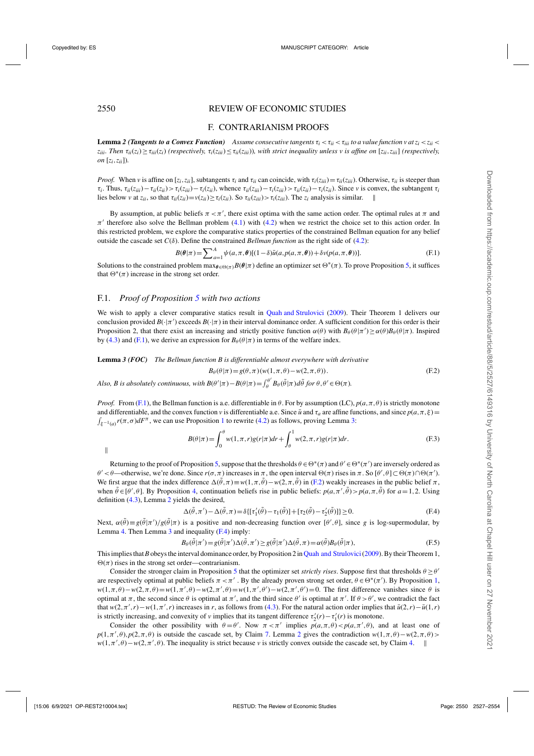## F. CONTRARIANISM PROOFS

**Lemma 2** ***(Tangents to a Convex Function)*** *Assume consecutive tangents $\tau_i < \tau_{ii} < \tau_{iii}$ to a value function $v$ at $z_i < z_{ii} < z_{iii}$. Then $\tau_{ii}(z_i) \geq \tau_{iii}(z_i)$ (respectively, $\tau_i(z_{iii}) \leq \tau_{ii}(z_{iii})$), with strict inequality unless $v$ is affine on $[z_{ii}, z_{iii}]$ (respectively, on $[z_i, z_{ii}]$).*

*Proof.* When $v$ is affine on $[z_i, z_{ii}]$, subtangents $\tau_i$ and $\tau_{ii}$ can coincide, with $\tau_i(z_{iii}) = \tau_{ii}(z_{iii})$. Otherwise, $\tau_{ii}$ is steeper than $\tau_i$. Thus, $\tau_{ii}(z_{iii}) - \tau_{ii}(z_{ii}) > \tau_i(z_{iii}) - \tau_i(z_{ii})$, whence $\tau_{ii}(z_{iii}) - \tau_i(z_{iii}) > \tau_{ii}(z_{ii}) - \tau_i(z_{ii})$. Since $v$ is convex, the subtangent $\tau_i$ lies below $v$ at $z_{ii}$, so that $\tau_{ii}(z_{ii}) = v(z_{ii}) \geq \tau_i(z_{ii})$. So $\tau_{ii}(z_{iii}) > \tau_i(z_{iii})$. The $z_i$ analysis is similar. ‖

By assumption, at public beliefs $\pi < \pi'$, there exist optima with the same action order. The optimal rules at $\pi$ and $\pi'$ therefore also solve the Bellman problem (4.1) with (4.2) when we restrict the choice set to this action order. In this restricted problem, we explore the comparative statics properties of the constrained Bellman equation for any belief outside the cascade set $C(\delta)$. Define the constrained *Bellman function* as the right side of (4.2):

$$B(\boldsymbol{\theta}|\pi) = \sum_{a=1}^{A} \psi(a, \pi, \boldsymbol{\theta})[(1-\delta)\bar{u}(a, p(a, \pi, \boldsymbol{\theta})) + \delta v(p(a, \pi, \boldsymbol{\theta}))]. \tag{F.1}$$

Solutions to the constrained problem $\max_{\boldsymbol{\theta} \in \Theta(\pi)} B(\boldsymbol{\theta}|\pi)$ define an optimizer set $\Theta^*(\pi)$. To prove Proposition 5, it suffices that $\Theta^*(\pi)$ increase in the strong set order.

### F.1. *Proof of Proposition 5 with two actions*

We wish to apply a clever comparative statics result in Quah and Strulovici (2009). Their Theorem 1 delivers our conclusion provided $B(\cdot|\pi')$ exceeds $B(\cdot|\pi)$ in their interval dominance order. A sufficient condition for this order is their Proposition 2, that there exist an increasing and strictly positive function $\alpha(\theta)$ with $B_\theta(\theta|\pi') \geq \alpha(\theta) B_\theta(\theta|\pi)$. Inspired by (4.3) and (F.1), we derive an expression for $B_\theta(\theta|\pi)$ in terms of the welfare index.

**Lemma 3** ***(FOC)*** *The Bellman function $B$ is differentiable almost everywhere with derivative*

$$B_\theta(\theta|\pi) = g(\theta, \pi)(w(1, \pi, \theta) - w(2, \pi, \theta)). \tag{F.2}$$

*Also, $B$ is absolutely continuous, with $B(\theta'|\pi) - B(\theta|\pi) = \int_\theta^{\theta'} B_\theta(\tilde{\theta}|\pi) d\tilde{\theta}$ for $\theta, \theta' \in \Theta(\pi)$.*

*Proof.* From (F.1), the Bellman function is a.e. differentiable in $\theta$. For by assumption (LC), $p(a, \pi, \theta)$ is strictly monotone and differentiable, and the convex function $v$ is differentiable a.e. Since $\bar{u}$ and $\tau_a$ are affine functions, and since $p(a, \pi, \xi) = \int_{\xi^{-1}(a)} r(\pi, \sigma) dF^\pi$, we can use Proposition 1 to rewrite (4.2) as follows, proving Lemma 3:

$$B(\theta|\pi) = \int_0^\theta w(1, \pi, r) g(r|\pi) dr + \int_\theta^1 w(2, \pi, r) g(r|\pi) dr. \tag{F.3}$$

‖

Returning to the proof of Proposition 5, suppose that the thresholds $\theta \in \Theta^*(\pi)$ and $\theta' \in \Theta^*(\pi')$ are inversely ordered as $\theta' < \theta$—otherwise, we're done. Since $r(\sigma, \pi)$ increases in $\pi$, the open interval $\Theta(\pi)$ rises in $\pi$. So $[\theta', \theta] \subset \Theta(\pi) \cap \Theta(\pi')$. We first argue that the index difference $\Delta(\tilde{\theta}, \pi) \equiv w(1, \pi, \tilde{\theta}) - w(2, \pi, \tilde{\theta})$ in (F.2) weakly increases in the public belief $\pi$, when $\tilde{\theta} \in [\theta', \theta]$. By Proposition 4, continuation beliefs rise in public beliefs: $p(a, \pi', \tilde{\theta}) > p(a, \pi, \tilde{\theta})$ for $a = 1, 2$. Using definition (4.3), Lemma 2 yields the desired,

$$\Delta(\tilde{\theta}, \pi') - \Delta(\tilde{\theta}, \pi) = \delta\{[\tau_1'(\tilde{\theta}) - \tau_1(\tilde{\theta})] + [\tau_2(\tilde{\theta}) - \tau_2'(\tilde{\theta})]\} \geq 0. \tag{F.4}$$

Next, $\alpha(\tilde{\theta}) \equiv g(\tilde{\theta}|\pi')/g(\tilde{\theta}|\pi)$ is a positive and non-decreasing function over $[\theta', \theta]$, since $g$ is log-supermodular, by Lemma 4. Then Lemma 3 and inequality (F.4) imply:

$$B_\theta(\tilde{\theta}|\pi') = g(\tilde{\theta}|\pi')\Delta(\tilde{\theta}, \pi') \geq g(\tilde{\theta}|\pi')\Delta(\tilde{\theta}, \pi) = \alpha(\tilde{\theta}) B_\theta(\tilde{\theta}|\pi), \tag{F.5}$$

This implies that $B$ obeys the interval dominance order, by Proposition 2 in Quah and Strulovici (2009). By their Theorem 1, $\Theta(\pi)$ rises in the strong set order—contrarianism.

Consider the stronger claim in Proposition 5 that the optimizer set *strictly rises*. Suppose first that thresholds $\theta \geq \theta'$ are respectively optimal at public beliefs $\pi < \pi'$. By the already proven strong set order, $\theta \in \Theta^*(\pi')$. By Proposition 1, $w(1, \pi, \theta) - w(2, \pi, \theta) = w(1, \pi', \theta) - w(2, \pi', \theta) = w(1, \pi', \theta') - w(2, \pi', \theta') = 0$. The first difference vanishes since $\theta$ is optimal at $\pi$, the second since $\theta$ is optimal at $\pi'$, and the third since $\theta'$ is optimal at $\pi'$. If $\theta > \theta'$, we contradict the fact that $w(2, \pi', r) - w(1, \pi', r)$ increases in $r$, as follows from (4.3). For the natural action order implies that $\bar{u}(2, r) - \bar{u}(1, r)$ is strictly increasing, and convexity of $v$ implies that its tangent difference $\tau_2'(r) - \tau_1'(r)$ is monotone.

Consider the other possibility with $\theta = \theta'$. Now $\pi < \pi'$ implies $p(a, \pi, \theta) < p(a, \pi', \theta)$, and at least one of $p(1, \pi', \theta), p(2, \pi, \theta)$ is outside the cascade set, by Claim 7. Lemma 2 gives the contradiction $w(1, \pi, \theta) - w(2, \pi, \theta) > w(1, \pi', \theta) - w(2, \pi', \theta)$. The inequality is strict because $v$ is strictly convex outside the cascade set, by Claim 4. ‖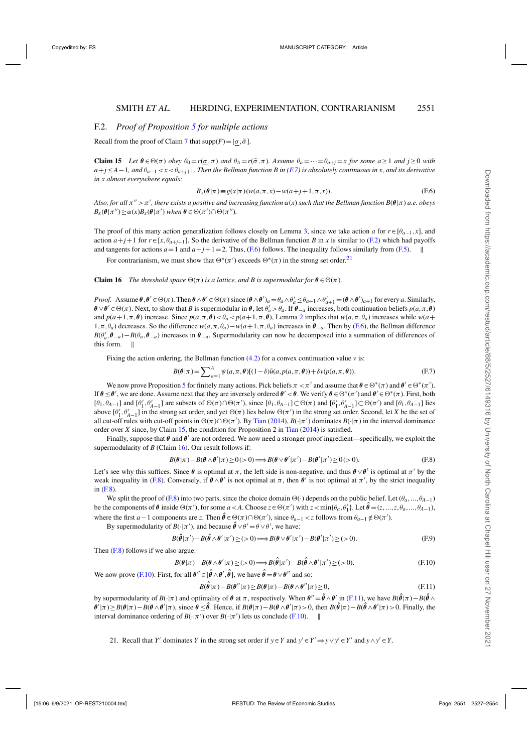## F.2. *Proof of Proposition 5 for multiple actions*

Recall from the proof of Claim 7 that $\text{supp}(F) = [\underline{\sigma}, \bar{\sigma}]$.

**Claim 15** *Let $\boldsymbol{\theta} \in \Theta(\pi)$ obey $\theta_0 = r(\underline{\sigma}, \pi)$ and $\theta_A = r(\bar{\sigma}, \pi)$. Assume $\theta_a = \cdots = \theta_{a+j} = x$ for some $a \geq 1$ and $j \geq 0$ with $a + j \leq A - 1$, and $\theta_{a-1} < x < \theta_{a+j+1}$. Then the Bellman function $B$ in (F.7) is absolutely continuous in $x$, and its derivative in $x$ almost everywhere equals:*

$$B_x(\boldsymbol{\theta}|\pi) \equiv g(x|\pi)(w(a, \pi, x) - w(a+j+1, \pi, x)). \tag{F.6}$$

*Also, for all $\pi'' > \pi'$, there exists a positive and increasing function $\alpha(x)$ such that the Bellman function $B(\boldsymbol{\theta}|\pi)$ a.e. obeys $B_x(\boldsymbol{\theta}|\pi'') \geq \alpha(x) B_x(\boldsymbol{\theta}|\pi')$ when $\boldsymbol{\theta} \in \Theta(\pi') \cap \Theta(\pi'')$.*

The proof of this many action generalization follows closely on Lemma 3, since we take action $a$ for $r \in [\theta_{a-1}, x]$, and action $a + j + 1$ for $r \in [x, \theta_{a+j+1}]$. So the derivative of the Bellman function $B$ in $x$ is similar to (F.2) which has payoffs and tangents for actions $a = 1$ and $a + j + 1 = 2$. Thus, (F.6) follows. The inequality follows similarly from (F.5). ‖

For contrarianism, we must show that $\Theta^*(\pi')$ exceeds $\Theta^*(\pi)$ in the strong set order.[21]

**Claim 16** *The threshold space $\Theta(\pi)$ is a lattice, and $B$ is supermodular for $\boldsymbol{\theta} \in \Theta(\pi)$.*

*Proof.* Assume $\boldsymbol{\theta}, \boldsymbol{\theta}' \in \Theta(\pi)$. Then $\boldsymbol{\theta} \wedge \boldsymbol{\theta}' \in \Theta(\pi)$ since $(\boldsymbol{\theta} \wedge \boldsymbol{\theta}')_a = \theta_a \wedge \theta'_a \leq \theta_{a+1} \wedge \theta'_{a+1} = (\boldsymbol{\theta} \wedge \boldsymbol{\theta}')_{a+1}$ for every $a$. Similarly, $\boldsymbol{\theta} \vee \boldsymbol{\theta}' \in \Theta(\pi)$. Next, to show that $B$ is supermodular in $\boldsymbol{\theta}$, let $\theta'_a > \theta_a$. If $\boldsymbol{\theta}_{-a}$ increases, both continuation beliefs $p(a, \pi, \boldsymbol{\theta})$ and $p(a+1, \pi, \boldsymbol{\theta})$ increase. Since $p(a, \pi, \boldsymbol{\theta}) < \theta_a < p(a+1, \pi, \boldsymbol{\theta})$, Lemma 2 implies that $w(a, \pi, \theta_a)$ increases while $w(a+1, \pi, \theta_a)$ decreases. So the difference $w(a, \pi, \theta_a) - w(a+1, \pi, \theta_a)$ increases in $\boldsymbol{\theta}_{-a}$. Then by (F.6), the Bellman difference $B(\theta'_a, \boldsymbol{\theta}_{-a}) - B(\theta_a, \boldsymbol{\theta}_{-a})$ increases in $\boldsymbol{\theta}_{-a}$. Supermodularity can now be decomposed into a summation of differences of this form. ‖

Fixing the action ordering, the Bellman function (4.2) for a convex continuation value $v$ is:

$$B(\boldsymbol{\theta}|\pi) = \sum_{a=1}^{A} \psi(a, \pi, \boldsymbol{\theta})[(1-\delta)\bar{u}(a, p(a, \pi, \boldsymbol{\theta})) + \delta v(p(a, \pi, \boldsymbol{\theta})). \tag{F.7}$$

We now prove Proposition 5 for finitely many actions. Pick beliefs $\pi < \pi'$ and assume that $\boldsymbol{\theta} \in \Theta^*(\pi)$ and $\boldsymbol{\theta}' \in \Theta^*(\pi')$. If $\boldsymbol{\theta} \leq \boldsymbol{\theta}'$, we are done. Assume next that they are inversely ordered $\boldsymbol{\theta}' < \boldsymbol{\theta}$. We verify $\boldsymbol{\theta} \in \Theta^*(\pi')$ and $\boldsymbol{\theta}' \in \Theta^*(\pi)$. First, both $[\theta_1, \theta_{A-1}]$ and $[\theta'_1, \theta'_{A-1}]$ are subsets of $\Theta(\pi) \cap \Theta(\pi')$, since $[\theta_1, \theta_{A-1}] \subset \Theta(\pi)$ and $[\theta'_1, \theta'_{A-1}] \subset \Theta(\pi')$ and $[\theta_1, \theta_{A-1}]$ lies above $[\theta'_1, \theta'_{A-1}]$ in the strong set order, and yet $\Theta(\pi)$ lies below $\Theta(\pi')$ in the strong set order. Second, let $X$ be the set of all cut-off rules with cut-off points in $\Theta(\pi) \cap \Theta(\pi')$. By Tian (2014), $B(\cdot|\pi')$ dominates $B(\cdot|\pi)$ in the interval dominance order over $X$ since, by Claim 15, the condition for Proposition 2 in Tian (2014) is satisfied.

Finally, suppose that $\boldsymbol{\theta}$ and $\boldsymbol{\theta}'$ are not ordered. We now need a stronger proof ingredient—specifically, we exploit the supermodularity of $B$ (Claim 16). Our result follows if:

$$B(\boldsymbol{\theta}|\pi) - B(\boldsymbol{\theta} \wedge \boldsymbol{\theta}'|\pi) \geq 0 \, (>0) \Longrightarrow B(\boldsymbol{\theta} \vee \boldsymbol{\theta}'|\pi') - B(\boldsymbol{\theta}'|\pi') \geq 0 \, (>0). \tag{F.8}$$

Let's see why this suffices. Since $\boldsymbol{\theta}$ is optimal at $\pi$, the left side is non-negative, and thus $\boldsymbol{\theta} \vee \boldsymbol{\theta}'$ is optimal at $\pi'$ by the weak inequality in (F.8). Conversely, if $\boldsymbol{\theta} \wedge \boldsymbol{\theta}'$ is not optimal at $\pi$, then $\boldsymbol{\theta}'$ is not optimal at $\pi'$, by the strict inequality in (F.8).

We split the proof of (F.8) into two parts, since the choice domain $\Theta(\cdot)$ depends on the public belief. Let $(\theta_a, \ldots, \theta_{A-1})$ be the components of $\boldsymbol{\theta}$ inside $\Theta(\pi')$, for some $a < A$. Choose $z \in \Theta(\pi')$ with $z < \min\{\theta_a, \theta'_1\}$. Let $\hat{\boldsymbol{\theta}} = (z, \ldots, z, \theta_a, \ldots, \theta_{A-1})$, where the first $a-1$ components are $z$. Then $\hat{\boldsymbol{\theta}} \in \Theta(\pi) \cap \Theta(\pi')$, since $\theta_{a-1} < z$ follows from $\theta_{a-1} \notin \Theta(\pi')$.

By supermodularity of $B(\cdot|\pi')$, and because $\hat{\boldsymbol{\theta}} \vee \theta' = \theta \vee \theta'$, we have:

$$B(\hat{\boldsymbol{\theta}}|\pi') - B(\hat{\boldsymbol{\theta}} \wedge \boldsymbol{\theta}'|\pi') \geq (>0) \Longrightarrow B(\boldsymbol{\theta} \vee \boldsymbol{\theta}'|\pi') - B(\boldsymbol{\theta}'|\pi') \geq (>0). \tag{F.9}$$

Then (F.8) follows if we also argue:

$$B(\boldsymbol{\theta}|\pi) - B(\boldsymbol{\theta} \wedge \boldsymbol{\theta}'|\pi) \geq (>0) \Longrightarrow B(\hat{\boldsymbol{\theta}}|\pi') - B(\hat{\boldsymbol{\theta}} \wedge \boldsymbol{\theta}'|\pi') \geq (>0). \tag{F.10}$$

We now prove (F.10). First, for all $\boldsymbol{\theta}'' \in [\hat{\boldsymbol{\theta}} \wedge \boldsymbol{\theta}', \hat{\boldsymbol{\theta}}]$, we have $\hat{\boldsymbol{\theta}} = \boldsymbol{\theta} \vee \boldsymbol{\theta}''$ and so:

$$B(\hat{\boldsymbol{\theta}}|\pi) - B(\boldsymbol{\theta}''|\pi) \geq B(\boldsymbol{\theta}|\pi) - B(\boldsymbol{\theta} \wedge \boldsymbol{\theta}''|\pi) \geq 0, \tag{F.11}$$

by supermodularity of $B(\cdot|\pi)$ and optimality of $\boldsymbol{\theta}$ at $\pi$, respectively. When $\boldsymbol{\theta}'' = \hat{\boldsymbol{\theta}} \wedge \boldsymbol{\theta}'$ in (F.11), we have $B(\hat{\boldsymbol{\theta}}|\pi) - B(\hat{\boldsymbol{\theta}} \wedge \boldsymbol{\theta}'|\pi) \geq B(\boldsymbol{\theta}|\pi) - B(\boldsymbol{\theta} \wedge \boldsymbol{\theta}'|\pi)$, since $\boldsymbol{\theta} \leq \hat{\boldsymbol{\theta}}$. Hence, if $B(\boldsymbol{\theta}|\pi) - B(\boldsymbol{\theta} \wedge \boldsymbol{\theta}'|\pi) > 0$, then $B(\hat{\boldsymbol{\theta}}|\pi) - B(\hat{\boldsymbol{\theta}} \wedge \boldsymbol{\theta}'|\pi) > 0$. Finally, the interval dominance ordering of $B(\cdot|\pi')$ over $B(\cdot|\pi)$ lets us conclude (F.10). ‖

21. Recall that $Y'$ dominates $Y$ in the strong set order if $y \in Y$ and $y' \in Y' \Rightarrow y \vee y' \in Y'$ and $y \wedge y' \in Y$.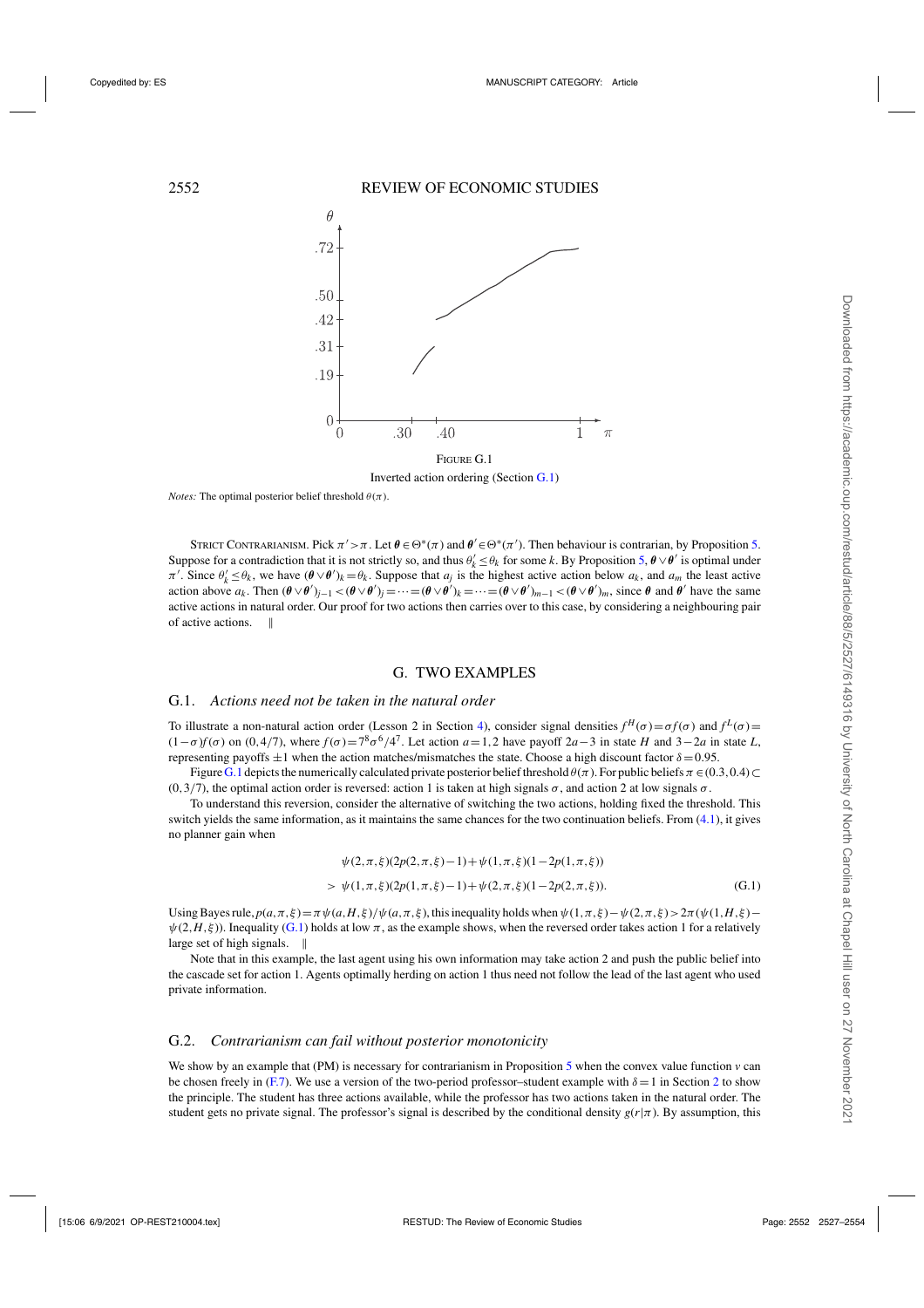FIGURE G.1

Inverted action ordering (Section G.1)

*Notes:* The optimal posterior belief threshold $\theta(\pi)$.

STRICT CONTRARIANISM. Pick $\pi' > \pi$. Let $\boldsymbol{\theta} \in \Theta^*(\pi)$ and $\boldsymbol{\theta}' \in \Theta^*(\pi')$. Then behaviour is contrarian, by Proposition 5. Suppose for a contradiction that it is not strictly so, and thus $\theta_k' \leq \theta_k$ for some $k$. By Proposition 5, $\boldsymbol{\theta} \vee \boldsymbol{\theta}'$ is optimal under $\pi'$. Since $\theta_k' \leq \theta_k$, we have $(\boldsymbol{\theta} \vee \boldsymbol{\theta}')_k = \theta_k$. Suppose that $a_j$ is the highest active action below $a_k$, and $a_m$ the least active action above $a_k$. Then $(\boldsymbol{\theta} \vee \boldsymbol{\theta}')_{j-1} < (\boldsymbol{\theta} \vee \boldsymbol{\theta}')_j = \cdots = (\boldsymbol{\theta} \vee \boldsymbol{\theta}')_k = \cdots = (\boldsymbol{\theta} \vee \boldsymbol{\theta}')_{m-1} < (\boldsymbol{\theta} \vee \boldsymbol{\theta}')_m$, since $\boldsymbol{\theta}$ and $\boldsymbol{\theta}'$ have the same active actions in natural order. Our proof for two actions then carries over to this case, by considering a neighbouring pair of active actions. ‖

## G. TWO EXAMPLES

### G.1. *Actions need not be taken in the natural order*

To illustrate a non-natural action order (Lesson 2 in Section 4), consider signal densities $f^H(\sigma) = \sigma f(\sigma)$ and $f^L(\sigma) = (1-\sigma)f(\sigma)$ on $(0, 4/7)$, where $f(\sigma) = 7^8\sigma^6/4^7$. Let action $a = 1, 2$ have payoff $2a - 3$ in state $H$ and $3 - 2a$ in state $L$, representing payoffs $\pm 1$ when the action matches/mismatches the state. Choose a high discount factor $\delta = 0.95$.

Figure G.1 depicts the numerically calculated private posterior belief threshold $\theta(\pi)$. For public beliefs $\pi \in (0.3, 0.4) \subset (0, 3/7)$, the optimal action order is reversed: action 1 is taken at high signals $\sigma$, and action 2 at low signals $\sigma$.

To understand this reversion, consider the alternative of switching the two actions, holding fixed the threshold. This switch yields the same information, as it maintains the same chances for the two continuation beliefs. From (4.1), it gives no planner gain when

$$
\begin{aligned}
&\psi(2,\pi,\xi)(2p(2,\pi,\xi)-1) + \psi(1,\pi,\xi)(1-2p(1,\pi,\xi)) \\
&> \psi(1,\pi,\xi)(2p(1,\pi,\xi)-1) + \psi(2,\pi,\xi)(1-2p(2,\pi,\xi)). \qquad \text{(G.1)}
\end{aligned}
$$

Using Bayes rule, $p(a,\pi,\xi) = \pi\psi(a,H,\xi)/\psi(a,\pi,\xi)$, this inequality holds when $\psi(1,\pi,\xi) - \psi(2,\pi,\xi) > 2\pi(\psi(1,H,\xi) - \psi(2,H,\xi))$. Inequality (G.1) holds at low $\pi$, as the example shows, when the reversed order takes action 1 for a relatively large set of high signals. ‖

Note that in this example, the last agent using his own information may take action 2 and push the public belief into the cascade set for action 1. Agents optimally herding on action 1 thus need not follow the lead of the last agent who used private information.

### G.2. *Contrarianism can fail without posterior monotonicity*

We show by an example that (PM) is necessary for contrarianism in Proposition 5 when the convex value function $v$ can be chosen freely in (F.7). We use a version of the two-period professor–student example with $\delta = 1$ in Section 2 to show the principle. The student has three actions available, while the professor has two actions taken in the natural order. The student gets no private signal. The professor's signal is described by the conditional density $g(r|\pi)$. By assumption, this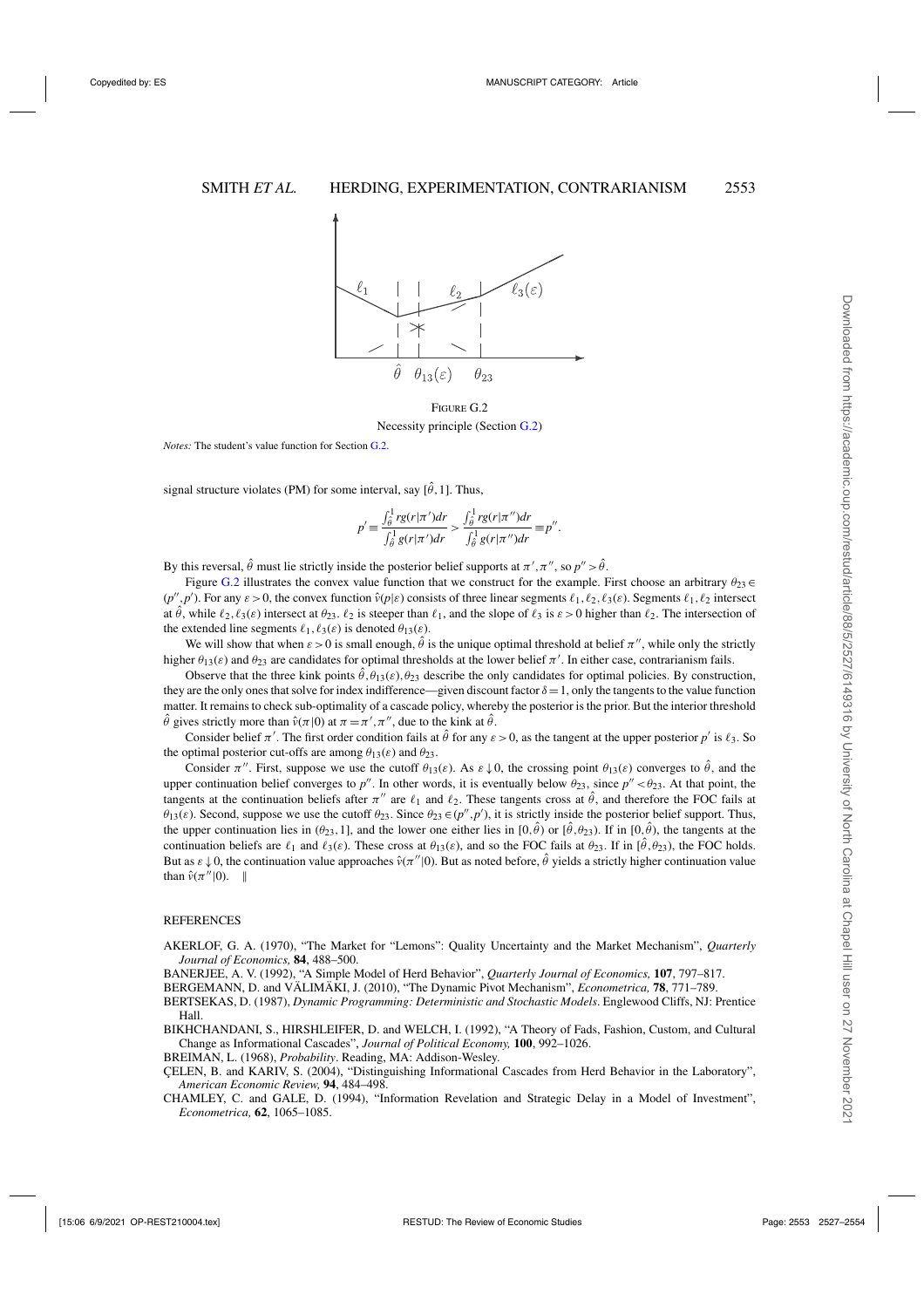FIGURE G.2

Necessity principle (Section G.2)

*Notes:* The student's value function for Section G.2.

signal structure violates (PM) for some interval, say $[\hat{\theta},1]$. Thus,

$$p' \equiv \frac{\int_{\hat{\theta}}^{1} rg(r|\pi')dr}{\int_{\hat{\theta}}^{1} g(r|\pi')dr} > \frac{\int_{\hat{\theta}}^{1} rg(r|\pi'')dr}{\int_{\hat{\theta}}^{1} g(r|\pi'')dr} \equiv p''.$$

By this reversal, $\hat{\theta}$ must lie strictly inside the posterior belief supports at $\pi',\pi''$, so $p'' > \hat{\theta}$.

Figure G.2 illustrates the convex value function that we construct for the example. First choose an arbitrary $\theta_{23} \in (p'',p')$. For any $\varepsilon > 0$, the convex function $\hat{v}(p|\varepsilon)$ consists of three linear segments $\ell_1,\ell_2,\ell_3(\varepsilon)$. Segments $\ell_1,\ell_2$ intersect at $\hat{\theta}$, while $\ell_2,\ell_3(\varepsilon)$ intersect at $\theta_{23}$. $\ell_2$ is steeper than $\ell_1$, and the slope of $\ell_3$ is $\varepsilon > 0$ higher than $\ell_2$. The intersection of the extended line segments $\ell_1,\ell_3(\varepsilon)$ is denoted $\theta_{13}(\varepsilon)$.

We will show that when $\varepsilon > 0$ is small enough, $\hat{\theta}$ is the unique optimal threshold at belief $\pi''$, while only the strictly higher $\theta_{13}(\varepsilon)$ and $\theta_{23}$ are candidates for optimal thresholds at the lower belief $\pi'$. In either case, contrarianism fails.

Observe that the three kink points $\hat{\theta},\theta_{13}(\varepsilon),\theta_{23}$ describe the only candidates for optimal policies. By construction, they are the only ones that solve for index indifference—given discount factor $\delta = 1$, only the tangents to the value function matter. It remains to check sub-optimality of a cascade policy, whereby the posterior is the prior. But the interior threshold $\hat{\theta}$ gives strictly more than $\hat{v}(\pi|0)$ at $\pi = \pi',\pi''$, due to the kink at $\hat{\theta}$.

Consider belief $\pi'$. The first order condition fails at $\hat{\theta}$ for any $\varepsilon > 0$, as the tangent at the upper posterior $p'$ is $\ell_3$. So the optimal posterior cut-offs are among $\theta_{13}(\varepsilon)$ and $\theta_{23}$.

Consider $\pi''$. First, suppose we use the cutoff $\theta_{13}(\varepsilon)$. As $\varepsilon \downarrow 0$, the crossing point $\theta_{13}(\varepsilon)$ converges to $\hat{\theta}$, and the upper continuation belief converges to $p''$. In other words, it is eventually below $\theta_{23}$, since $p'' < \theta_{23}$. At that point, the tangents at the continuation beliefs after $\pi''$ are $\ell_1$ and $\ell_2$. These tangents cross at $\hat{\theta}$, and therefore the FOC fails at $\theta_{13}(\varepsilon)$. Second, suppose we use the cutoff $\theta_{23}$. Since $\theta_{23} \in (p'',p')$, it is strictly inside the posterior belief support. Thus, the upper continuation lies in $(\theta_{23},1]$, and the lower one either lies in $[0,\hat{\theta})$ or $[\hat{\theta},\theta_{23})$. If in $[0,\hat{\theta})$, the tangents at the continuation beliefs are $\ell_1$ and $\ell_3(\varepsilon)$. These cross at $\theta_{13}(\varepsilon)$, and so the FOC fails at $\theta_{23}$. If in $[\hat{\theta},\theta_{23})$, the FOC holds. But as $\varepsilon \downarrow 0$, the continuation value approaches $\hat{v}(\pi''|0)$. But as noted before, $\hat{\theta}$ yields a strictly higher continuation value than $\hat{v}(\pi''|0)$. ‖

## REFERENCES

AKERLOF, G. A. (1970), "The Market for "Lemons": Quality Uncertainty and the Market Mechanism", *Quarterly Journal of Economics,* **84**, 488–500.

BANERJEE, A. V. (1992), "A Simple Model of Herd Behavior", *Quarterly Journal of Economics,* **107**, 797–817.

BERGEMANN, D. and VÄLIMÄKI, J. (2010), "The Dynamic Pivot Mechanism", *Econometrica,* **78**, 771–789.

BERTSEKAS, D. (1987), *Dynamic Programming: Deterministic and Stochastic Models*. Englewood Cliffs, NJ: Prentice Hall.

BIKHCHANDANI, S., HIRSHLEIFER, D. and WELCH, I. (1992), "A Theory of Fads, Fashion, Custom, and Cultural Change as Informational Cascades", *Journal of Political Economy,* **100**, 992–1026.

BREIMAN, L. (1968), *Probability*. Reading, MA: Addison-Wesley.

ÇELEN, B. and KARIV, S. (2004), "Distinguishing Informational Cascades from Herd Behavior in the Laboratory", *American Economic Review,* **94**, 484–498.

CHAMLEY, C. and GALE, D. (1994), "Information Revelation and Strategic Delay in a Model of Investment", *Econometrica,* **62**, 1065–1085.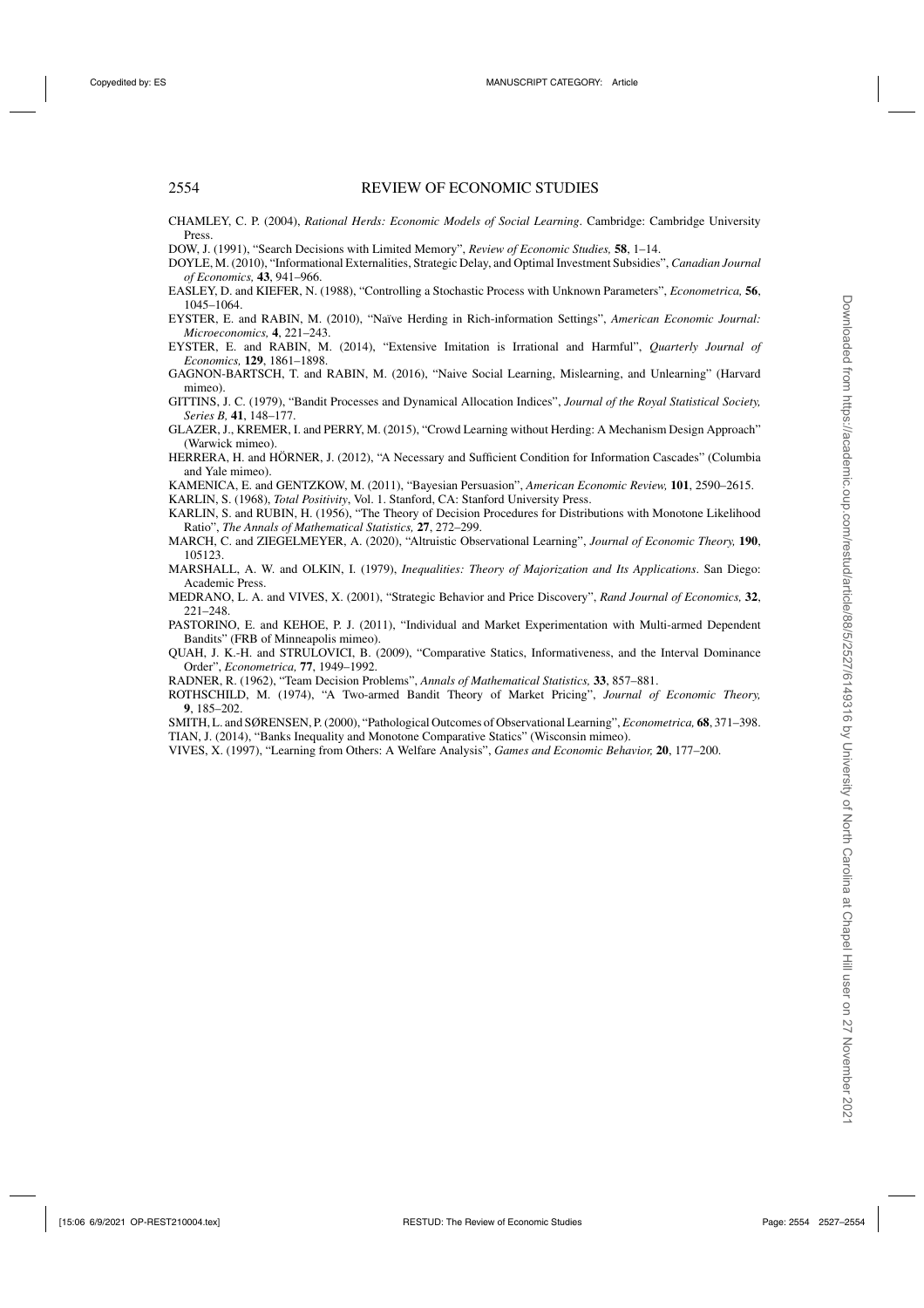CHAMLEY, C. P. (2004), *Rational Herds: Economic Models of Social Learning*. Cambridge: Cambridge University Press.

DOW, J. (1991), "Search Decisions with Limited Memory", *Review of Economic Studies,* **58**, 1–14.

DOYLE, M. (2010), "Informational Externalities, Strategic Delay, and Optimal Investment Subsidies", *Canadian Journal of Economics,* **43**, 941–966.

EASLEY, D. and KIEFER, N. (1988), "Controlling a Stochastic Process with Unknown Parameters", *Econometrica,* **56**, 1045–1064.

EYSTER, E. and RABIN, M. (2010), "Naïve Herding in Rich-information Settings", *American Economic Journal: Microeconomics,* **4**, 221–243.

EYSTER, E. and RABIN, M. (2014), "Extensive Imitation is Irrational and Harmful", *Quarterly Journal of Economics,* **129**, 1861–1898.

GAGNON-BARTSCH, T. and RABIN, M. (2016), "Naive Social Learning, Mislearning, and Unlearning" (Harvard mimeo).

GITTINS, J. C. (1979), "Bandit Processes and Dynamical Allocation Indices", *Journal of the Royal Statistical Society, Series B,* **41**, 148–177.

GLAZER, J., KREMER, I. and PERRY, M. (2015), "Crowd Learning without Herding: A Mechanism Design Approach" (Warwick mimeo).

HERRERA, H. and HÖRNER, J. (2012), "A Necessary and Sufficient Condition for Information Cascades" (Columbia and Yale mimeo).

KAMENICA, E. and GENTZKOW, M. (2011), "Bayesian Persuasion", *American Economic Review,* **101**, 2590–2615.

KARLIN, S. (1968), *Total Positivity*, Vol. 1. Stanford, CA: Stanford University Press.

KARLIN, S. and RUBIN, H. (1956), "The Theory of Decision Procedures for Distributions with Monotone Likelihood Ratio", *The Annals of Mathematical Statistics,* **27**, 272–299.

MARCH, C. and ZIEGELMEYER, A. (2020), "Altruistic Observational Learning", *Journal of Economic Theory,* **190**, 105123.

MARSHALL, A. W. and OLKIN, I. (1979), *Inequalities: Theory of Majorization and Its Applications*. San Diego: Academic Press.

MEDRANO, L. A. and VIVES, X. (2001), "Strategic Behavior and Price Discovery", *Rand Journal of Economics,* **32**, 221–248.

PASTORINO, E. and KEHOE, P. J. (2011), "Individual and Market Experimentation with Multi-armed Dependent Bandits" (FRB of Minneapolis mimeo).

QUAH, J. K.-H. and STRULOVICI, B. (2009), "Comparative Statics, Informativeness, and the Interval Dominance Order", *Econometrica,* **77**, 1949–1992.

RADNER, R. (1962), "Team Decision Problems", *Annals of Mathematical Statistics,* **33**, 857–881.

ROTHSCHILD, M. (1974), "A Two-armed Bandit Theory of Market Pricing", *Journal of Economic Theory,* **9**, 185–202.

SMITH, L. and SØRENSEN, P. (2000), "Pathological Outcomes of Observational Learning", *Econometrica,* **68**, 371–398.

TIAN, J. (2014), "Banks Inequality and Monotone Comparative Statics" (Wisconsin mimeo).

VIVES, X. (1997), "Learning from Others: A Welfare Analysis", *Games and Economic Behavior,* **20**, 177–200.